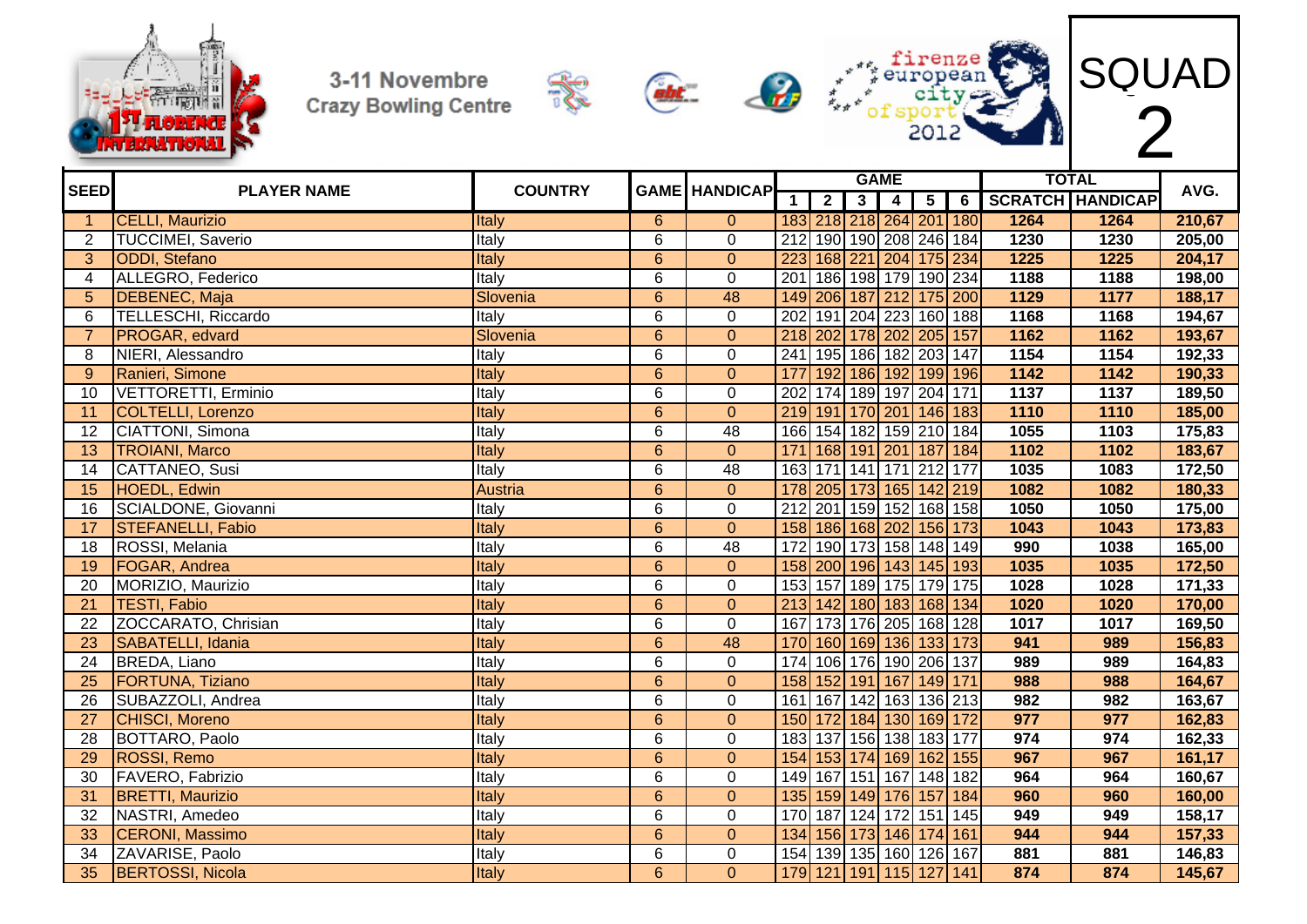3-11 Novembre
Crazy Bowling Centre

firenze european city of sport 2012

# SQUAD 2

| SEED | PLAYER NAME | COUNTRY | GAME | HANDICAP | GAME | | | | | | TOTAL | | AVG. |
|---|---|---|---|---|---|---|---|---|---|---|---|---|---|
| | | | | | 1 | 2 | 3 | 4 | 5 | 6 | SCRATCH | HANDICAP | |
| 1 | CELLI, Maurizio | Italy | 6 | 0 | 183 | 218 | 218 | 264 | 201 | 180 | 1264 | 1264 | 210,67 |
| 2 | TUCCIMEI, Saverio | Italy | 6 | 0 | 212 | 190 | 190 | 208 | 246 | 184 | 1230 | 1230 | 205,00 |
| 3 | ODDI, Stefano | Italy | 6 | 0 | 223 | 168 | 221 | 204 | 175 | 234 | 1225 | 1225 | 204,17 |
| 4 | ALLEGRO, Federico | Italy | 6 | 0 | 201 | 186 | 198 | 179 | 190 | 234 | 1188 | 1188 | 198,00 |
| 5 | DEBENEC, Maja | Slovenia | 6 | 48 | 149 | 206 | 187 | 212 | 175 | 200 | 1129 | 1177 | 188,17 |
| 6 | TELLESCHI, Riccardo | Italy | 6 | 0 | 202 | 191 | 204 | 223 | 160 | 188 | 1168 | 1168 | 194,67 |
| 7 | PROGAR, edvard | Slovenia | 6 | 0 | 218 | 202 | 178 | 202 | 205 | 157 | 1162 | 1162 | 193,67 |
| 8 | NIERI, Alessandro | Italy | 6 | 0 | 241 | 195 | 186 | 182 | 203 | 147 | 1154 | 1154 | 192,33 |
| 9 | Ranieri, Simone | Italy | 6 | 0 | 177 | 192 | 186 | 192 | 199 | 196 | 1142 | 1142 | 190,33 |
| 10 | VETTORETTI, Erminio | Italy | 6 | 0 | 202 | 174 | 189 | 197 | 204 | 171 | 1137 | 1137 | 189,50 |
| 11 | COLTELLI, Lorenzo | Italy | 6 | 0 | 219 | 191 | 170 | 201 | 146 | 183 | 1110 | 1110 | 185,00 |
| 12 | CIATTONI, Simona | Italy | 6 | 48 | 166 | 154 | 182 | 159 | 210 | 184 | 1055 | 1103 | 175,83 |
| 13 | TROIANI, Marco | Italy | 6 | 0 | 171 | 168 | 191 | 201 | 187 | 184 | 1102 | 1102 | 183,67 |
| 14 | CATTANEO, Susi | Italy | 6 | 48 | 163 | 171 | 141 | 171 | 212 | 177 | 1035 | 1083 | 172,50 |
| 15 | HOEDL, Edwin | Austria | 6 | 0 | 178 | 205 | 173 | 165 | 142 | 219 | 1082 | 1082 | 180,33 |
| 16 | SCIALDONE, Giovanni | Italy | 6 | 0 | 212 | 201 | 159 | 152 | 168 | 158 | 1050 | 1050 | 175,00 |
| 17 | STEFANELLI, Fabio | Italy | 6 | 0 | 158 | 186 | 168 | 202 | 156 | 173 | 1043 | 1043 | 173,83 |
| 18 | ROSSI, Melania | Italy | 6 | 48 | 172 | 190 | 173 | 158 | 148 | 149 | 990 | 1038 | 165,00 |
| 19 | FOGAR, Andrea | Italy | 6 | 0 | 158 | 200 | 196 | 143 | 145 | 193 | 1035 | 1035 | 172,50 |
| 20 | MORIZIO, Maurizio | Italy | 6 | 0 | 153 | 157 | 189 | 175 | 179 | 175 | 1028 | 1028 | 171,33 |
| 21 | TESTI, Fabio | Italy | 6 | 0 | 213 | 142 | 180 | 183 | 168 | 134 | 1020 | 1020 | 170,00 |
| 22 | ZOCCARATO, Chrisian | Italy | 6 | 0 | 167 | 173 | 176 | 205 | 168 | 128 | 1017 | 1017 | 169,50 |
| 23 | SABATELLI, Idania | Italy | 6 | 48 | 170 | 160 | 169 | 136 | 133 | 173 | 941 | 989 | 156,83 |
| 24 | BREDA, Liano | Italy | 6 | 0 | 174 | 106 | 176 | 190 | 206 | 137 | 989 | 989 | 164,83 |
| 25 | FORTUNA, Tiziano | Italy | 6 | 0 | 158 | 152 | 191 | 167 | 149 | 171 | 988 | 988 | 164,67 |
| 26 | SUBAZZOLI, Andrea | Italy | 6 | 0 | 161 | 167 | 142 | 163 | 136 | 213 | 982 | 982 | 163,67 |
| 27 | CHISCI, Moreno | Italy | 6 | 0 | 150 | 172 | 184 | 130 | 169 | 172 | 977 | 977 | 162,83 |
| 28 | BOTTARO, Paolo | Italy | 6 | 0 | 183 | 137 | 156 | 138 | 183 | 177 | 974 | 974 | 162,33 |
| 29 | ROSSI, Remo | Italy | 6 | 0 | 154 | 153 | 174 | 169 | 162 | 155 | 967 | 967 | 161,17 |
| 30 | FAVERO, Fabrizio | Italy | 6 | 0 | 149 | 167 | 151 | 167 | 148 | 182 | 964 | 964 | 160,67 |
| 31 | BRETTI, Maurizio | Italy | 6 | 0 | 135 | 159 | 149 | 176 | 157 | 184 | 960 | 960 | 160,00 |
| 32 | NASTRI, Amedeo | Italy | 6 | 0 | 170 | 187 | 124 | 172 | 151 | 145 | 949 | 949 | 158,17 |
| 33 | CERONI, Massimo | Italy | 6 | 0 | 134 | 156 | 173 | 146 | 174 | 161 | 944 | 944 | 157,33 |
| 34 | ZAVARISE, Paolo | Italy | 6 | 0 | 154 | 139 | 135 | 160 | 126 | 167 | 881 | 881 | 146,83 |
| 35 | BERTOSSI, Nicola | Italy | 6 | 0 | 179 | 121 | 191 | 115 | 127 | 141 | 874 | 874 | 145,67 |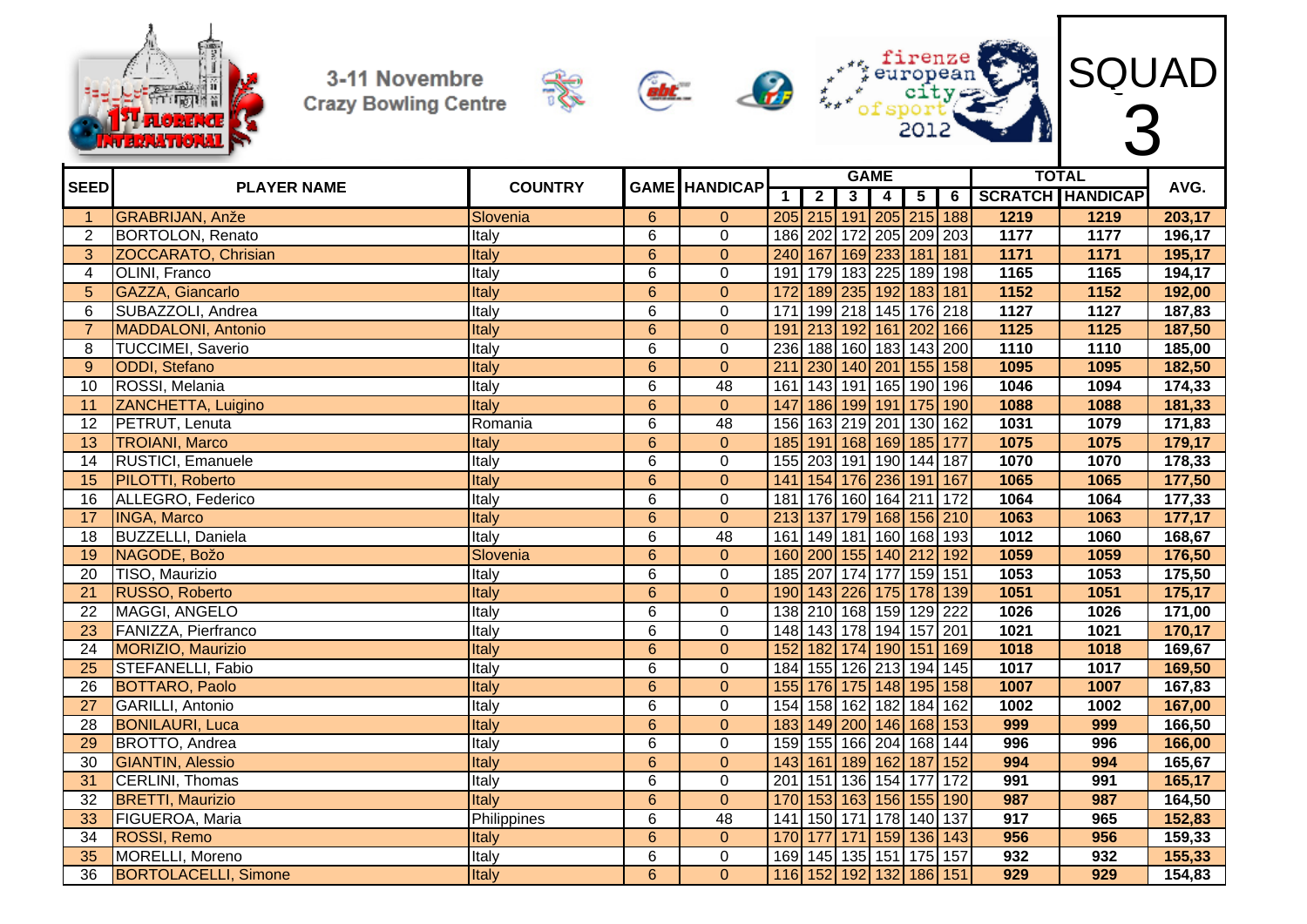3-11 Novembre
Crazy Bowling Centre

firenze european city of sport 2012

# SQUAD 3

| SEED | PLAYER NAME | COUNTRY | GAME | HANDICAP | GAME | | | | | | TOTAL | | AVG. |
|---|---|---|---|---|---|---|---|---|---|---|---|---|---|
| | | | | | 1 | 2 | 3 | 4 | 5 | 6 | SCRATCH | HANDICAP | |
| 1 | GRABRIJAN, Anže | Slovenia | 6 | 0 | 205 | 215 | 191 | 205 | 215 | 188 | 1219 | 1219 | 203,17 |
| 2 | BORTOLON, Renato | Italy | 6 | 0 | 186 | 202 | 172 | 205 | 209 | 203 | 1177 | 1177 | 196,17 |
| 3 | ZOCCARATO, Chrisian | Italy | 6 | 0 | 240 | 167 | 169 | 233 | 181 | 181 | 1171 | 1171 | 195,17 |
| 4 | OLINI, Franco | Italy | 6 | 0 | 191 | 179 | 183 | 225 | 189 | 198 | 1165 | 1165 | 194,17 |
| 5 | GAZZA, Giancarlo | Italy | 6 | 0 | 172 | 189 | 235 | 192 | 183 | 181 | 1152 | 1152 | 192,00 |
| 6 | SUBAZZOLI, Andrea | Italy | 6 | 0 | 171 | 199 | 218 | 145 | 176 | 218 | 1127 | 1127 | 187,83 |
| 7 | MADDALONI, Antonio | Italy | 6 | 0 | 191 | 213 | 192 | 161 | 202 | 166 | 1125 | 1125 | 187,50 |
| 8 | TUCCIMEI, Saverio | Italy | 6 | 0 | 236 | 188 | 160 | 183 | 143 | 200 | 1110 | 1110 | 185,00 |
| 9 | ODDI, Stefano | Italy | 6 | 0 | 211 | 230 | 140 | 201 | 155 | 158 | 1095 | 1095 | 182,50 |
| 10 | ROSSI, Melania | Italy | 6 | 48 | 161 | 143 | 191 | 165 | 190 | 196 | 1046 | 1094 | 174,33 |
| 11 | ZANCHETTA, Luigino | Italy | 6 | 0 | 147 | 186 | 199 | 191 | 175 | 190 | 1088 | 1088 | 181,33 |
| 12 | PETRUT, Lenuta | Romania | 6 | 48 | 156 | 163 | 219 | 201 | 130 | 162 | 1031 | 1079 | 171,83 |
| 13 | TROIANI, Marco | Italy | 6 | 0 | 185 | 191 | 168 | 169 | 185 | 177 | 1075 | 1075 | 179,17 |
| 14 | RUSTICI, Emanuele | Italy | 6 | 0 | 155 | 203 | 191 | 190 | 144 | 187 | 1070 | 1070 | 178,33 |
| 15 | PILOTTI, Roberto | Italy | 6 | 0 | 141 | 154 | 176 | 236 | 191 | 167 | 1065 | 1065 | 177,50 |
| 16 | ALLEGRO, Federico | Italy | 6 | 0 | 181 | 176 | 160 | 164 | 211 | 172 | 1064 | 1064 | 177,33 |
| 17 | INGA, Marco | Italy | 6 | 0 | 213 | 137 | 179 | 168 | 156 | 210 | 1063 | 1063 | 177,17 |
| 18 | BUZZELLI, Daniela | Italy | 6 | 48 | 161 | 149 | 181 | 160 | 168 | 193 | 1012 | 1060 | 168,67 |
| 19 | NAGODE, Božo | Slovenia | 6 | 0 | 160 | 200 | 155 | 140 | 212 | 192 | 1059 | 1059 | 176,50 |
| 20 | TISO, Maurizio | Italy | 6 | 0 | 185 | 207 | 174 | 177 | 159 | 151 | 1053 | 1053 | 175,50 |
| 21 | RUSSO, Roberto | Italy | 6 | 0 | 190 | 143 | 226 | 175 | 178 | 139 | 1051 | 1051 | 175,17 |
| 22 | MAGGI, ANGELO | Italy | 6 | 0 | 138 | 210 | 168 | 159 | 129 | 222 | 1026 | 1026 | 171,00 |
| 23 | FANIZZA, Pierfranco | Italy | 6 | 0 | 148 | 143 | 178 | 194 | 157 | 201 | 1021 | 1021 | 170,17 |
| 24 | MORIZIO, Maurizio | Italy | 6 | 0 | 152 | 182 | 174 | 190 | 151 | 169 | 1018 | 1018 | 169,67 |
| 25 | STEFANELLI, Fabio | Italy | 6 | 0 | 184 | 155 | 126 | 213 | 194 | 145 | 1017 | 1017 | 169,50 |
| 26 | BOTTARO, Paolo | Italy | 6 | 0 | 155 | 176 | 175 | 148 | 195 | 158 | 1007 | 1007 | 167,83 |
| 27 | GARILLI, Antonio | Italy | 6 | 0 | 154 | 158 | 162 | 182 | 184 | 162 | 1002 | 1002 | 167,00 |
| 28 | BONILAURI, Luca | Italy | 6 | 0 | 183 | 149 | 200 | 146 | 168 | 153 | 999 | 999 | 166,50 |
| 29 | BROTTO, Andrea | Italy | 6 | 0 | 159 | 155 | 166 | 204 | 168 | 144 | 996 | 996 | 166,00 |
| 30 | GIANTIN, Alessio | Italy | 6 | 0 | 143 | 161 | 189 | 162 | 187 | 152 | 994 | 994 | 165,67 |
| 31 | CERLINI, Thomas | Italy | 6 | 0 | 201 | 151 | 136 | 154 | 177 | 172 | 991 | 991 | 165,17 |
| 32 | BRETTI, Maurizio | Italy | 6 | 0 | 170 | 153 | 163 | 156 | 155 | 190 | 987 | 987 | 164,50 |
| 33 | FIGUEROA, Maria | Philippines | 6 | 48 | 141 | 150 | 171 | 178 | 140 | 137 | 917 | 965 | 152,83 |
| 34 | ROSSI, Remo | Italy | 6 | 0 | 170 | 177 | 171 | 159 | 136 | 143 | 956 | 956 | 159,33 |
| 35 | MORELLI, Moreno | Italy | 6 | 0 | 169 | 145 | 135 | 151 | 175 | 157 | 932 | 932 | 155,33 |
| 36 | BORTOLACELLI, Simone | Italy | 6 | 0 | 116 | 152 | 192 | 132 | 186 | 151 | 929 | 929 | 154,83 |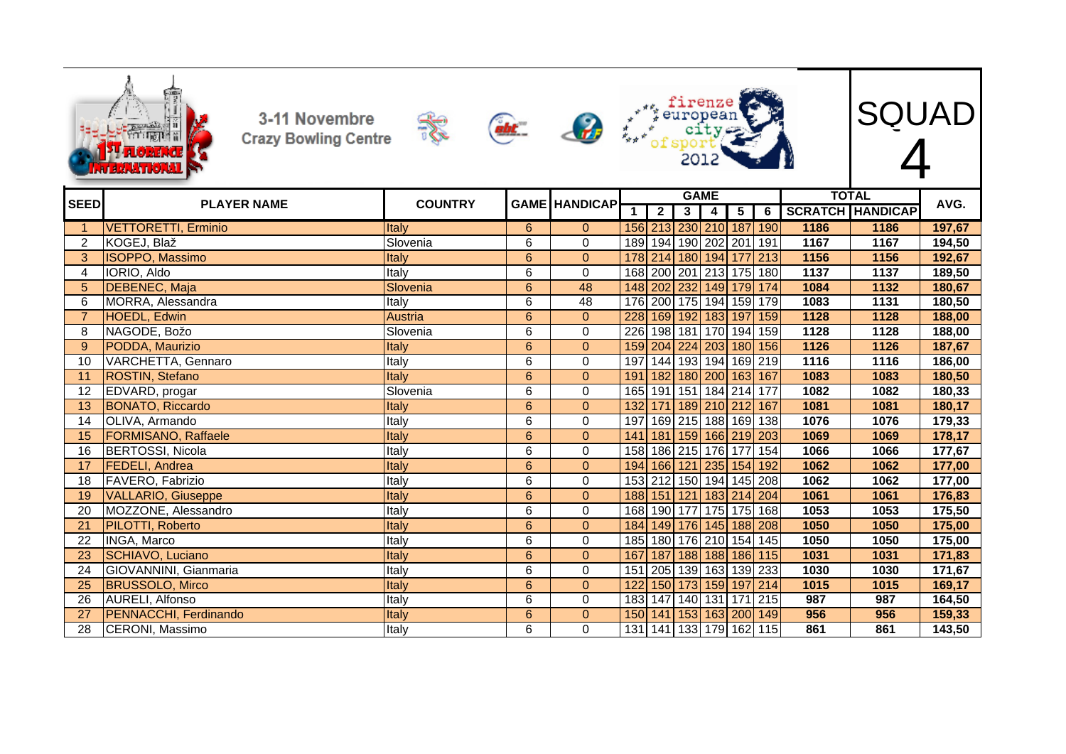3-11 Novembre
Crazy Bowling Centre

firenze european city of sport 2012

# SQUAD 4

| SEED | PLAYER NAME | COUNTRY | GAME | HANDICAP | GAME 1 | 2 | 3 | 4 | 5 | 6 | TOTAL SCRATCH | TOTAL HANDICAP | AVG. |
|---|---|---|---|---|---|---|---|---|---|---|---|---|---|
| 1 | VETTORETTI, Erminio | Italy | 6 | 0 | 156 | 213 | 230 | 210 | 187 | 190 | 1186 | 1186 | 197,67 |
| 2 | KOGEJ, Blaž | Slovenia | 6 | 0 | 189 | 194 | 190 | 202 | 201 | 191 | 1167 | 1167 | 194,50 |
| 3 | ISOPPO, Massimo | Italy | 6 | 0 | 178 | 214 | 180 | 194 | 177 | 213 | 1156 | 1156 | 192,67 |
| 4 | IORIO, Aldo | Italy | 6 | 0 | 168 | 200 | 201 | 213 | 175 | 180 | 1137 | 1137 | 189,50 |
| 5 | DEBENEC, Maja | Slovenia | 6 | 48 | 148 | 202 | 232 | 149 | 179 | 174 | 1084 | 1132 | 180,67 |
| 6 | MORRA, Alessandra | Italy | 6 | 48 | 176 | 200 | 175 | 194 | 159 | 179 | 1083 | 1131 | 180,50 |
| 7 | HOEDL, Edwin | Austria | 6 | 0 | 228 | 169 | 192 | 183 | 197 | 159 | 1128 | 1128 | 188,00 |
| 8 | NAGODE, Božo | Slovenia | 6 | 0 | 226 | 198 | 181 | 170 | 194 | 159 | 1128 | 1128 | 188,00 |
| 9 | PODDA, Maurizio | Italy | 6 | 0 | 159 | 204 | 224 | 203 | 180 | 156 | 1126 | 1126 | 187,67 |
| 10 | VARCHETTA, Gennaro | Italy | 6 | 0 | 197 | 144 | 193 | 194 | 169 | 219 | 1116 | 1116 | 186,00 |
| 11 | ROSTIN, Stefano | Italy | 6 | 0 | 191 | 182 | 180 | 200 | 163 | 167 | 1083 | 1083 | 180,50 |
| 12 | EDVARD, progar | Slovenia | 6 | 0 | 165 | 191 | 151 | 184 | 214 | 177 | 1082 | 1082 | 180,33 |
| 13 | BONATO, Riccardo | Italy | 6 | 0 | 132 | 171 | 189 | 210 | 212 | 167 | 1081 | 1081 | 180,17 |
| 14 | OLIVA, Armando | Italy | 6 | 0 | 197 | 169 | 215 | 188 | 169 | 138 | 1076 | 1076 | 179,33 |
| 15 | FORMISANO, Raffaele | Italy | 6 | 0 | 141 | 181 | 159 | 166 | 219 | 203 | 1069 | 1069 | 178,17 |
| 16 | BERTOSSI, Nicola | Italy | 6 | 0 | 158 | 186 | 215 | 176 | 177 | 154 | 1066 | 1066 | 177,67 |
| 17 | FEDELI, Andrea | Italy | 6 | 0 | 194 | 166 | 121 | 235 | 154 | 192 | 1062 | 1062 | 177,00 |
| 18 | FAVERO, Fabrizio | Italy | 6 | 0 | 153 | 212 | 150 | 194 | 145 | 208 | 1062 | 1062 | 177,00 |
| 19 | VALLARIO, Giuseppe | Italy | 6 | 0 | 188 | 151 | 121 | 183 | 214 | 204 | 1061 | 1061 | 176,83 |
| 20 | MOZZONE, Alessandro | Italy | 6 | 0 | 168 | 190 | 177 | 175 | 175 | 168 | 1053 | 1053 | 175,50 |
| 21 | PILOTTI, Roberto | Italy | 6 | 0 | 184 | 149 | 176 | 145 | 188 | 208 | 1050 | 1050 | 175,00 |
| 22 | INGA, Marco | Italy | 6 | 0 | 185 | 180 | 176 | 210 | 154 | 145 | 1050 | 1050 | 175,00 |
| 23 | SCHIAVO, Luciano | Italy | 6 | 0 | 167 | 187 | 188 | 188 | 186 | 115 | 1031 | 1031 | 171,83 |
| 24 | GIOVANNINI, Gianmaria | Italy | 6 | 0 | 151 | 205 | 139 | 163 | 139 | 233 | 1030 | 1030 | 171,67 |
| 25 | BRUSSOLO, Mirco | Italy | 6 | 0 | 122 | 150 | 173 | 159 | 197 | 214 | 1015 | 1015 | 169,17 |
| 26 | AURELI, Alfonso | Italy | 6 | 0 | 183 | 147 | 140 | 131 | 171 | 215 | 987 | 987 | 164,50 |
| 27 | PENNACCHI, Ferdinando | Italy | 6 | 0 | 150 | 141 | 153 | 163 | 200 | 149 | 956 | 956 | 159,33 |
| 28 | CERONI, Massimo | Italy | 6 | 0 | 131 | 141 | 133 | 179 | 162 | 115 | 861 | 861 | 143,50 |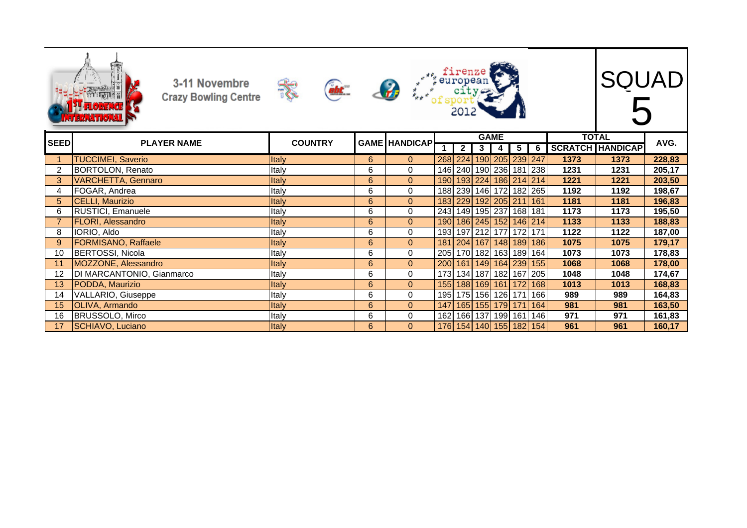3-11 Novembre
Crazy Bowling Centre

# SQUAD 5

| SEED | PLAYER NAME | COUNTRY | GAME | HANDICAP | GAME | | | | | | TOTAL | | AVG. |
|---|---|---|---|---|---|---|---|---|---|---|---|---|---|
| | | | | | 1 | 2 | 3 | 4 | 5 | 6 | SCRATCH | HANDICAP | |
| 1 | TUCCIMEI, Saverio | Italy | 6 | 0 | 268 | 224 | 190 | 205 | 239 | 247 | 1373 | 1373 | 228,83 |
| 2 | BORTOLON, Renato | Italy | 6 | 0 | 146 | 240 | 190 | 236 | 181 | 238 | 1231 | 1231 | 205,17 |
| 3 | VARCHETTA, Gennaro | Italy | 6 | 0 | 190 | 193 | 224 | 186 | 214 | 214 | 1221 | 1221 | 203,50 |
| 4 | FOGAR, Andrea | Italy | 6 | 0 | 188 | 239 | 146 | 172 | 182 | 265 | 1192 | 1192 | 198,67 |
| 5 | CELLI, Maurizio | Italy | 6 | 0 | 183 | 229 | 192 | 205 | 211 | 161 | 1181 | 1181 | 196,83 |
| 6 | RUSTICI, Emanuele | Italy | 6 | 0 | 243 | 149 | 195 | 237 | 168 | 181 | 1173 | 1173 | 195,50 |
| 7 | FLORI, Alessandro | Italy | 6 | 0 | 190 | 186 | 245 | 152 | 146 | 214 | 1133 | 1133 | 188,83 |
| 8 | IORIO, Aldo | Italy | 6 | 0 | 193 | 197 | 212 | 177 | 172 | 171 | 1122 | 1122 | 187,00 |
| 9 | FORMISANO, Raffaele | Italy | 6 | 0 | 181 | 204 | 167 | 148 | 189 | 186 | 1075 | 1075 | 179,17 |
| 10 | BERTOSSI, Nicola | Italy | 6 | 0 | 205 | 170 | 182 | 163 | 189 | 164 | 1073 | 1073 | 178,83 |
| 11 | MOZZONE, Alessandro | Italy | 6 | 0 | 200 | 161 | 149 | 164 | 239 | 155 | 1068 | 1068 | 178,00 |
| 12 | DI MARCANTONIO, Gianmarco | Italy | 6 | 0 | 173 | 134 | 187 | 182 | 167 | 205 | 1048 | 1048 | 174,67 |
| 13 | PODDA, Maurizio | Italy | 6 | 0 | 155 | 188 | 169 | 161 | 172 | 168 | 1013 | 1013 | 168,83 |
| 14 | VALLARIO, Giuseppe | Italy | 6 | 0 | 195 | 175 | 156 | 126 | 171 | 166 | 989 | 989 | 164,83 |
| 15 | OLIVA, Armando | Italy | 6 | 0 | 147 | 165 | 155 | 179 | 171 | 164 | 981 | 981 | 163,50 |
| 16 | BRUSSOLO, Mirco | Italy | 6 | 0 | 162 | 166 | 137 | 199 | 161 | 146 | 971 | 971 | 161,83 |
| 17 | SCHIAVO, Luciano | Italy | 6 | 0 | 176 | 154 | 140 | 155 | 182 | 154 | 961 | 961 | 160,17 |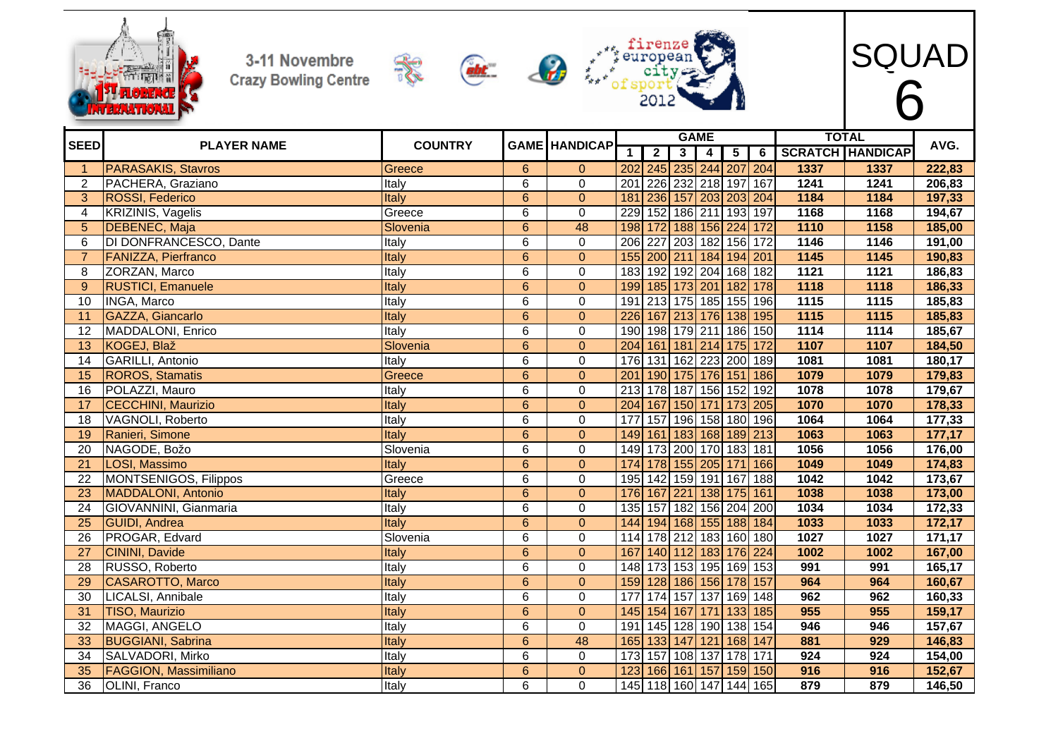3-11 Novembre
Crazy Bowling Centre

firenze european city of sport 2012

# SQUAD 6

| SEED | PLAYER NAME | COUNTRY | GAME | HANDICAP | GAME | | | | | | TOTAL | | AVG. |
|---|---|---|---|---|---|---|---|---|---|---|---|---|---|
| | | | | | 1 | 2 | 3 | 4 | 5 | 6 | SCRATCH | HANDICAP | |
| 1 | PARASAKIS, Stavros | Greece | 6 | 0 | 202 | 245 | 235 | 244 | 207 | 204 | 1337 | 1337 | 222,83 |
| 2 | PACHERA, Graziano | Italy | 6 | 0 | 201 | 226 | 232 | 218 | 197 | 167 | 1241 | 1241 | 206,83 |
| 3 | ROSSI, Federico | Italy | 6 | 0 | 181 | 236 | 157 | 203 | 203 | 204 | 1184 | 1184 | 197,33 |
| 4 | KRIZINIS, Vagelis | Greece | 6 | 0 | 229 | 152 | 186 | 211 | 193 | 197 | 1168 | 1168 | 194,67 |
| 5 | DEBENEC, Maja | Slovenia | 6 | 48 | 198 | 172 | 188 | 156 | 224 | 172 | 1110 | 1158 | 185,00 |
| 6 | DI DONFRANCESCO, Dante | Italy | 6 | 0 | 206 | 227 | 203 | 182 | 156 | 172 | 1146 | 1146 | 191,00 |
| 7 | FANIZZA, Pierfranco | Italy | 6 | 0 | 155 | 200 | 211 | 184 | 194 | 201 | 1145 | 1145 | 190,83 |
| 8 | ZORZAN, Marco | Italy | 6 | 0 | 183 | 192 | 192 | 204 | 168 | 182 | 1121 | 1121 | 186,83 |
| 9 | RUSTICI, Emanuele | Italy | 6 | 0 | 199 | 185 | 173 | 201 | 182 | 178 | 1118 | 1118 | 186,33 |
| 10 | INGA, Marco | Italy | 6 | 0 | 191 | 213 | 175 | 185 | 155 | 196 | 1115 | 1115 | 185,83 |
| 11 | GAZZA, Giancarlo | Italy | 6 | 0 | 226 | 167 | 213 | 176 | 138 | 195 | 1115 | 1115 | 185,83 |
| 12 | MADDALONI, Enrico | Italy | 6 | 0 | 190 | 198 | 179 | 211 | 186 | 150 | 1114 | 1114 | 185,67 |
| 13 | KOGEJ, Blaž | Slovenia | 6 | 0 | 204 | 161 | 181 | 214 | 175 | 172 | 1107 | 1107 | 184,50 |
| 14 | GARILLI, Antonio | Italy | 6 | 0 | 176 | 131 | 162 | 223 | 200 | 189 | 1081 | 1081 | 180,17 |
| 15 | ROROS, Stamatis | Greece | 6 | 0 | 201 | 190 | 175 | 176 | 151 | 186 | 1079 | 1079 | 179,83 |
| 16 | POLAZZI, Mauro | Italy | 6 | 0 | 213 | 178 | 187 | 156 | 152 | 192 | 1078 | 1078 | 179,67 |
| 17 | CECCHINI, Maurizio | Italy | 6 | 0 | 204 | 167 | 150 | 171 | 173 | 205 | 1070 | 1070 | 178,33 |
| 18 | VAGNOLI, Roberto | Italy | 6 | 0 | 177 | 157 | 196 | 158 | 180 | 196 | 1064 | 1064 | 177,33 |
| 19 | Ranieri, Simone | Italy | 6 | 0 | 149 | 161 | 183 | 168 | 189 | 213 | 1063 | 1063 | 177,17 |
| 20 | NAGODE, Božo | Slovenia | 6 | 0 | 149 | 173 | 200 | 170 | 183 | 181 | 1056 | 1056 | 176,00 |
| 21 | LOSI, Massimo | Italy | 6 | 0 | 174 | 178 | 155 | 205 | 171 | 166 | 1049 | 1049 | 174,83 |
| 22 | MONTSENIGOS, Filippos | Greece | 6 | 0 | 195 | 142 | 159 | 191 | 167 | 188 | 1042 | 1042 | 173,67 |
| 23 | MADDALONI, Antonio | Italy | 6 | 0 | 176 | 167 | 221 | 138 | 175 | 161 | 1038 | 1038 | 173,00 |
| 24 | GIOVANNINI, Gianmaria | Italy | 6 | 0 | 135 | 157 | 182 | 156 | 204 | 200 | 1034 | 1034 | 172,33 |
| 25 | GUIDI, Andrea | Italy | 6 | 0 | 144 | 194 | 168 | 155 | 188 | 184 | 1033 | 1033 | 172,17 |
| 26 | PROGAR, Edvard | Slovenia | 6 | 0 | 114 | 178 | 212 | 183 | 160 | 180 | 1027 | 1027 | 171,17 |
| 27 | CININI, Davide | Italy | 6 | 0 | 167 | 140 | 112 | 183 | 176 | 224 | 1002 | 1002 | 167,00 |
| 28 | RUSSO, Roberto | Italy | 6 | 0 | 148 | 173 | 153 | 195 | 169 | 153 | 991 | 991 | 165,17 |
| 29 | CASAROTTO, Marco | Italy | 6 | 0 | 159 | 128 | 186 | 156 | 178 | 157 | 964 | 964 | 160,67 |
| 30 | LICALSI, Annibale | Italy | 6 | 0 | 177 | 174 | 157 | 137 | 169 | 148 | 962 | 962 | 160,33 |
| 31 | TISO, Maurizio | Italy | 6 | 0 | 145 | 154 | 167 | 171 | 133 | 185 | 955 | 955 | 159,17 |
| 32 | MAGGI, ANGELO | Italy | 6 | 0 | 191 | 145 | 128 | 190 | 138 | 154 | 946 | 946 | 157,67 |
| 33 | BUGGIANI, Sabrina | Italy | 6 | 48 | 165 | 133 | 147 | 121 | 168 | 147 | 881 | 929 | 146,83 |
| 34 | SALVADORI, Mirko | Italy | 6 | 0 | 173 | 157 | 108 | 137 | 178 | 171 | 924 | 924 | 154,00 |
| 35 | FAGGION, Massimiliano | Italy | 6 | 0 | 123 | 166 | 161 | 157 | 159 | 150 | 916 | 916 | 152,67 |
| 36 | OLINI, Franco | Italy | 6 | 0 | 145 | 118 | 160 | 147 | 144 | 165 | 879 | 879 | 146,50 |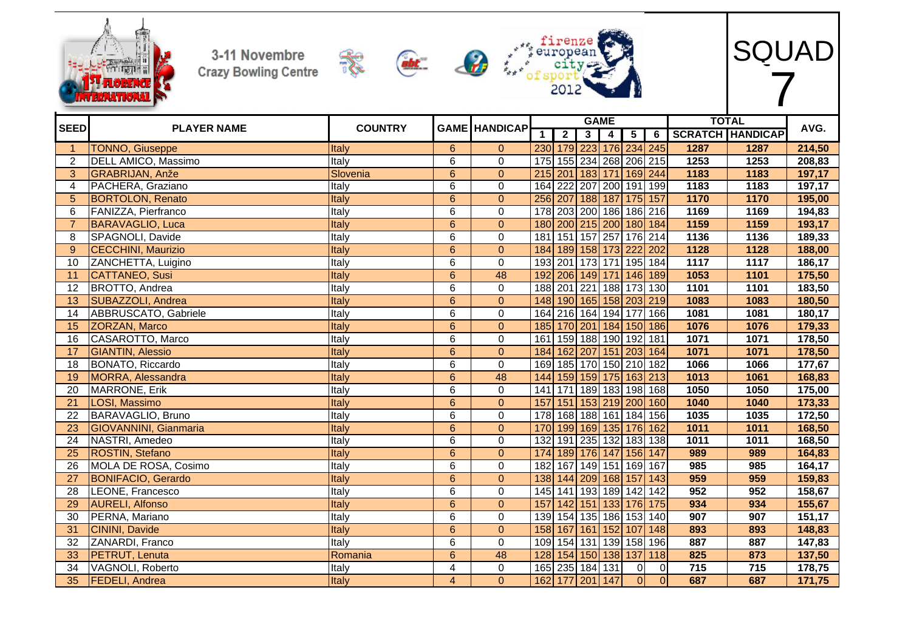3-11 Novembre
Crazy Bowling Centre

firenze european city of sport 2012

# SQUAD 7

| SEED | PLAYER NAME | COUNTRY | GAME | HANDICAP | GAME | | | | | | TOTAL | | AVG. |
|---|---|---|---|---|---|---|---|---|---|---|---|---|---|
| | | | | | 1 | 2 | 3 | 4 | 5 | 6 | SCRATCH | HANDICAP | |
| 1 | TONNO, Giuseppe | Italy | 6 | 0 | 230 | 179 | 223 | 176 | 234 | 245 | 1287 | 1287 | 214,50 |
| 2 | DELL AMICO, Massimo | Italy | 6 | 0 | 175 | 155 | 234 | 268 | 206 | 215 | 1253 | 1253 | 208,83 |
| 3 | GRABRIJAN, Anže | Slovenia | 6 | 0 | 215 | 201 | 183 | 171 | 169 | 244 | 1183 | 1183 | 197,17 |
| 4 | PACHERA, Graziano | Italy | 6 | 0 | 164 | 222 | 207 | 200 | 191 | 199 | 1183 | 1183 | 197,17 |
| 5 | BORTOLON, Renato | Italy | 6 | 0 | 256 | 207 | 188 | 187 | 175 | 157 | 1170 | 1170 | 195,00 |
| 6 | FANIZZA, Pierfranco | Italy | 6 | 0 | 178 | 203 | 200 | 186 | 186 | 216 | 1169 | 1169 | 194,83 |
| 7 | BARAVAGLIO, Luca | Italy | 6 | 0 | 180 | 200 | 215 | 200 | 180 | 184 | 1159 | 1159 | 193,17 |
| 8 | SPAGNOLI, Davide | Italy | 6 | 0 | 181 | 151 | 157 | 257 | 176 | 214 | 1136 | 1136 | 189,33 |
| 9 | CECCHINI, Maurizio | Italy | 6 | 0 | 184 | 189 | 158 | 173 | 222 | 202 | 1128 | 1128 | 188,00 |
| 10 | ZANCHETTA, Luigino | Italy | 6 | 0 | 193 | 201 | 173 | 171 | 195 | 184 | 1117 | 1117 | 186,17 |
| 11 | CATTANEO, Susi | Italy | 6 | 48 | 192 | 206 | 149 | 171 | 146 | 189 | 1053 | 1101 | 175,50 |
| 12 | BROTTO, Andrea | Italy | 6 | 0 | 188 | 201 | 221 | 188 | 173 | 130 | 1101 | 1101 | 183,50 |
| 13 | SUBAZZOLI, Andrea | Italy | 6 | 0 | 148 | 190 | 165 | 158 | 203 | 219 | 1083 | 1083 | 180,50 |
| 14 | ABBRUSCATO, Gabriele | Italy | 6 | 0 | 164 | 216 | 164 | 194 | 177 | 166 | 1081 | 1081 | 180,17 |
| 15 | ZORZAN, Marco | Italy | 6 | 0 | 185 | 170 | 201 | 184 | 150 | 186 | 1076 | 1076 | 179,33 |
| 16 | CASAROTTO, Marco | Italy | 6 | 0 | 161 | 159 | 188 | 190 | 192 | 181 | 1071 | 1071 | 178,50 |
| 17 | GIANTIN, Alessio | Italy | 6 | 0 | 184 | 162 | 207 | 151 | 203 | 164 | 1071 | 1071 | 178,50 |
| 18 | BONATO, Riccardo | Italy | 6 | 0 | 169 | 185 | 170 | 150 | 210 | 182 | 1066 | 1066 | 177,67 |
| 19 | MORRA, Alessandra | Italy | 6 | 48 | 144 | 159 | 159 | 175 | 163 | 213 | 1013 | 1061 | 168,83 |
| 20 | MARRONE, Erik | Italy | 6 | 0 | 141 | 171 | 189 | 183 | 198 | 168 | 1050 | 1050 | 175,00 |
| 21 | LOSI, Massimo | Italy | 6 | 0 | 157 | 151 | 153 | 219 | 200 | 160 | 1040 | 1040 | 173,33 |
| 22 | BARAVAGLIO, Bruno | Italy | 6 | 0 | 178 | 168 | 188 | 161 | 184 | 156 | 1035 | 1035 | 172,50 |
| 23 | GIOVANNINI, Gianmaria | Italy | 6 | 0 | 170 | 199 | 169 | 135 | 176 | 162 | 1011 | 1011 | 168,50 |
| 24 | NASTRI, Amedeo | Italy | 6 | 0 | 132 | 191 | 235 | 132 | 183 | 138 | 1011 | 1011 | 168,50 |
| 25 | ROSTIN, Stefano | Italy | 6 | 0 | 174 | 189 | 176 | 147 | 156 | 147 | 989 | 989 | 164,83 |
| 26 | MOLA DE ROSA, Cosimo | Italy | 6 | 0 | 182 | 167 | 149 | 151 | 169 | 167 | 985 | 985 | 164,17 |
| 27 | BONIFACIO, Gerardo | Italy | 6 | 0 | 138 | 144 | 209 | 168 | 157 | 143 | 959 | 959 | 159,83 |
| 28 | LEONE, Francesco | Italy | 6 | 0 | 145 | 141 | 193 | 189 | 142 | 142 | 952 | 952 | 158,67 |
| 29 | AURELI, Alfonso | Italy | 6 | 0 | 157 | 142 | 151 | 133 | 176 | 175 | 934 | 934 | 155,67 |
| 30 | PERNA, Mariano | Italy | 6 | 0 | 139 | 154 | 135 | 186 | 153 | 140 | 907 | 907 | 151,17 |
| 31 | CININI, Davide | Italy | 6 | 0 | 158 | 167 | 161 | 152 | 107 | 148 | 893 | 893 | 148,83 |
| 32 | ZANARDI, Franco | Italy | 6 | 0 | 109 | 154 | 131 | 139 | 158 | 196 | 887 | 887 | 147,83 |
| 33 | PETRUT, Lenuta | Romania | 6 | 48 | 128 | 154 | 150 | 138 | 137 | 118 | 825 | 873 | 137,50 |
| 34 | VAGNOLI, Roberto | Italy | 4 | 0 | 165 | 235 | 184 | 131 | 0 | 0 | 715 | 715 | 178,75 |
| 35 | FEDELI, Andrea | Italy | 4 | 0 | 162 | 177 | 201 | 147 | 0 | 0 | 687 | 687 | 171,75 |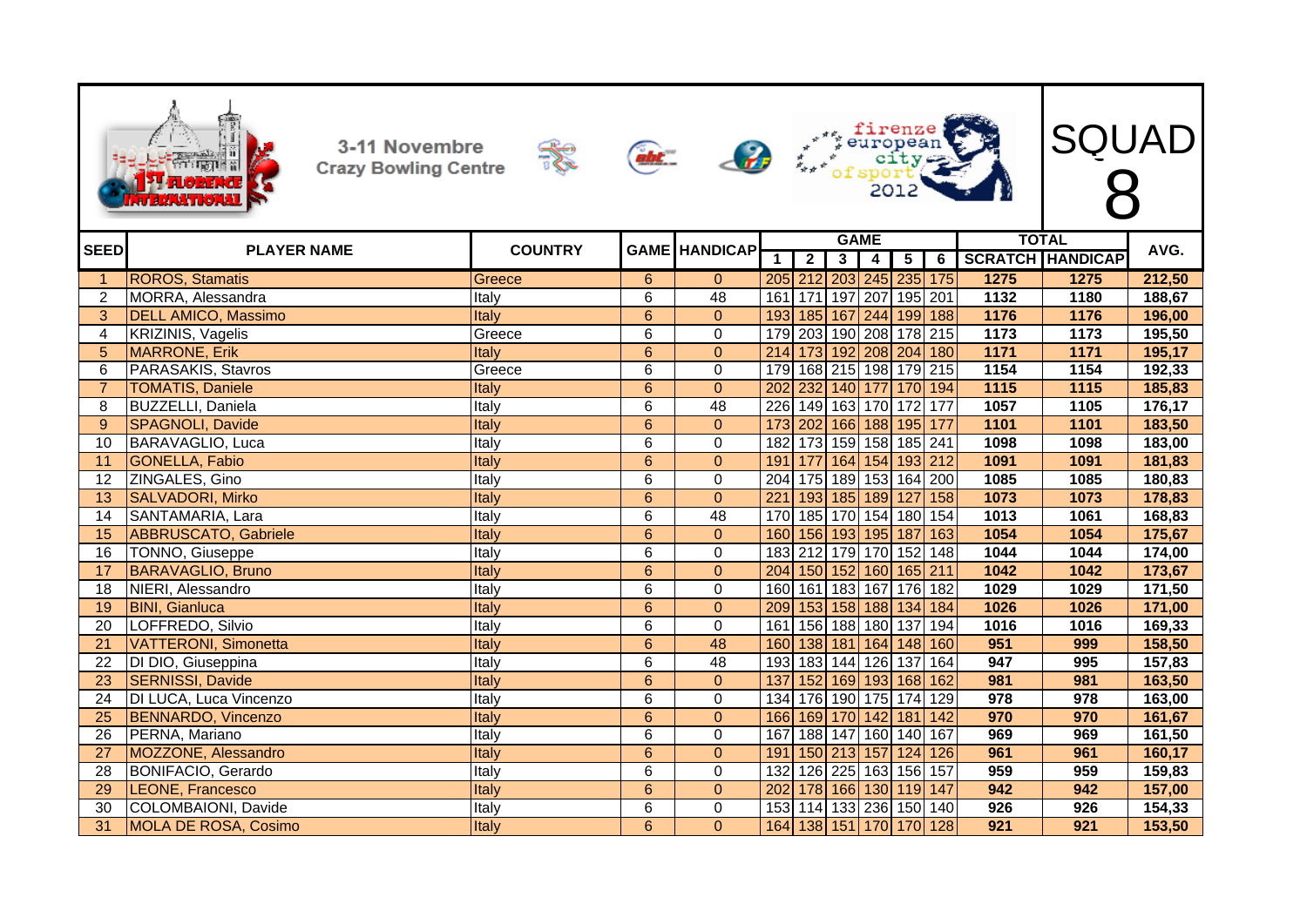3-11 Novembre
Crazy Bowling Centre

firenze european city of sport 2012

# SQUAD 8

| SEED | PLAYER NAME | COUNTRY | GAME | HANDICAP | GAME | | | | | | TOTAL | | AVG. |
|---|---|---|---|---|---|---|---|---|---|---|---|---|---|
| | | | | | 1 | 2 | 3 | 4 | 5 | 6 | SCRATCH | HANDICAP | |
| 1 | ROROS, Stamatis | Greece | 6 | 0 | 205 | 212 | 203 | 245 | 235 | 175 | 1275 | 1275 | 212,50 |
| 2 | MORRA, Alessandra | Italy | 6 | 48 | 161 | 171 | 197 | 207 | 195 | 201 | 1132 | 1180 | 188,67 |
| 3 | DELL AMICO, Massimo | Italy | 6 | 0 | 193 | 185 | 167 | 244 | 199 | 188 | 1176 | 1176 | 196,00 |
| 4 | KRIZINIS, Vagelis | Greece | 6 | 0 | 179 | 203 | 190 | 208 | 178 | 215 | 1173 | 1173 | 195,50 |
| 5 | MARRONE, Erik | Italy | 6 | 0 | 214 | 173 | 192 | 208 | 204 | 180 | 1171 | 1171 | 195,17 |
| 6 | PARASAKIS, Stavros | Greece | 6 | 0 | 179 | 168 | 215 | 198 | 179 | 215 | 1154 | 1154 | 192,33 |
| 7 | TOMATIS, Daniele | Italy | 6 | 0 | 202 | 232 | 140 | 177 | 170 | 194 | 1115 | 1115 | 185,83 |
| 8 | BUZZELLI, Daniela | Italy | 6 | 48 | 226 | 149 | 163 | 170 | 172 | 177 | 1057 | 1105 | 176,17 |
| 9 | SPAGNOLI, Davide | Italy | 6 | 0 | 173 | 202 | 166 | 188 | 195 | 177 | 1101 | 1101 | 183,50 |
| 10 | BARAVAGLIO, Luca | Italy | 6 | 0 | 182 | 173 | 159 | 158 | 185 | 241 | 1098 | 1098 | 183,00 |
| 11 | GONELLA, Fabio | Italy | 6 | 0 | 191 | 177 | 164 | 154 | 193 | 212 | 1091 | 1091 | 181,83 |
| 12 | ZINGALES, Gino | Italy | 6 | 0 | 204 | 175 | 189 | 153 | 164 | 200 | 1085 | 1085 | 180,83 |
| 13 | SALVADORI, Mirko | Italy | 6 | 0 | 221 | 193 | 185 | 189 | 127 | 158 | 1073 | 1073 | 178,83 |
| 14 | SANTAMARIA, Lara | Italy | 6 | 48 | 170 | 185 | 170 | 154 | 180 | 154 | 1013 | 1061 | 168,83 |
| 15 | ABBRUSCATO, Gabriele | Italy | 6 | 0 | 160 | 156 | 193 | 195 | 187 | 163 | 1054 | 1054 | 175,67 |
| 16 | TONNO, Giuseppe | Italy | 6 | 0 | 183 | 212 | 179 | 170 | 152 | 148 | 1044 | 1044 | 174,00 |
| 17 | BARAVAGLIO, Bruno | Italy | 6 | 0 | 204 | 150 | 152 | 160 | 165 | 211 | 1042 | 1042 | 173,67 |
| 18 | NIERI, Alessandro | Italy | 6 | 0 | 160 | 161 | 183 | 167 | 176 | 182 | 1029 | 1029 | 171,50 |
| 19 | BINI, Gianluca | Italy | 6 | 0 | 209 | 153 | 158 | 188 | 134 | 184 | 1026 | 1026 | 171,00 |
| 20 | LOFFREDO, Silvio | Italy | 6 | 0 | 161 | 156 | 188 | 180 | 137 | 194 | 1016 | 1016 | 169,33 |
| 21 | VATTERONI, Simonetta | Italy | 6 | 48 | 160 | 138 | 181 | 164 | 148 | 160 | 951 | 999 | 158,50 |
| 22 | DI DIO, Giuseppina | Italy | 6 | 48 | 193 | 183 | 144 | 126 | 137 | 164 | 947 | 995 | 157,83 |
| 23 | SERNISSI, Davide | Italy | 6 | 0 | 137 | 152 | 169 | 193 | 168 | 162 | 981 | 981 | 163,50 |
| 24 | DI LUCA, Luca Vincenzo | Italy | 6 | 0 | 134 | 176 | 190 | 175 | 174 | 129 | 978 | 978 | 163,00 |
| 25 | BENNARDO, Vincenzo | Italy | 6 | 0 | 166 | 169 | 170 | 142 | 181 | 142 | 970 | 970 | 161,67 |
| 26 | PERNA, Mariano | Italy | 6 | 0 | 167 | 188 | 147 | 160 | 140 | 167 | 969 | 969 | 161,50 |
| 27 | MOZZONE, Alessandro | Italy | 6 | 0 | 191 | 150 | 213 | 157 | 124 | 126 | 961 | 961 | 160,17 |
| 28 | BONIFACIO, Gerardo | Italy | 6 | 0 | 132 | 126 | 225 | 163 | 156 | 157 | 959 | 959 | 159,83 |
| 29 | LEONE, Francesco | Italy | 6 | 0 | 202 | 178 | 166 | 130 | 119 | 147 | 942 | 942 | 157,00 |
| 30 | COLOMBAIONI, Davide | Italy | 6 | 0 | 153 | 114 | 133 | 236 | 150 | 140 | 926 | 926 | 154,33 |
| 31 | MOLA DE ROSA, Cosimo | Italy | 6 | 0 | 164 | 138 | 151 | 170 | 170 | 128 | 921 | 921 | 153,50 |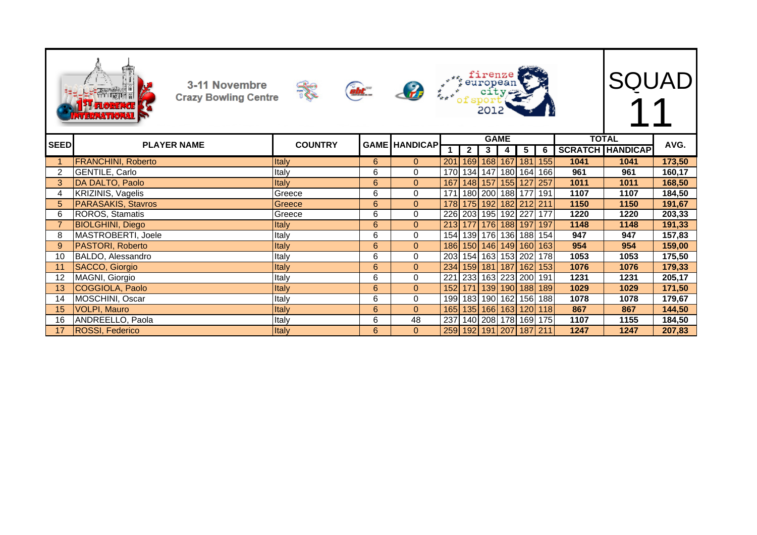1ST FLORENCE INTERNATIONAL

3-11 Novembre
Crazy Bowling Centre

firenze european city of sport 2012

# SQUAD 11

| SEED | PLAYER NAME | COUNTRY | GAME | HANDICAP | GAME | | | | | | TOTAL | | AVG. |
|---|---|---|---|---|---|---|---|---|---|---|---|---|---|
| | | | | | 1 | 2 | 3 | 4 | 5 | 6 | SCRATCH | HANDICAP | |
| 1 | FRANCHINI, Roberto | Italy | 6 | 0 | 201 | 169 | 168 | 167 | 181 | 155 | 1041 | 1041 | 173,50 |
| 2 | GENTILE, Carlo | Italy | 6 | 0 | 170 | 134 | 147 | 180 | 164 | 166 | 961 | 961 | 160,17 |
| 3 | DA DALTO, Paolo | Italy | 6 | 0 | 167 | 148 | 157 | 155 | 127 | 257 | 1011 | 1011 | 168,50 |
| 4 | KRIZINIS, Vagelis | Greece | 6 | 0 | 171 | 180 | 200 | 188 | 177 | 191 | 1107 | 1107 | 184,50 |
| 5 | PARASAKIS, Stavros | Greece | 6 | 0 | 178 | 175 | 192 | 182 | 212 | 211 | 1150 | 1150 | 191,67 |
| 6 | ROROS, Stamatis | Greece | 6 | 0 | 226 | 203 | 195 | 192 | 227 | 177 | 1220 | 1220 | 203,33 |
| 7 | BIOLGHINI, Diego | Italy | 6 | 0 | 213 | 177 | 176 | 188 | 197 | 197 | 1148 | 1148 | 191,33 |
| 8 | MASTROBERTI, Joele | Italy | 6 | 0 | 154 | 139 | 176 | 136 | 188 | 154 | 947 | 947 | 157,83 |
| 9 | PASTORI, Roberto | Italy | 6 | 0 | 186 | 150 | 146 | 149 | 160 | 163 | 954 | 954 | 159,00 |
| 10 | BALDO, Alessandro | Italy | 6 | 0 | 203 | 154 | 163 | 153 | 202 | 178 | 1053 | 1053 | 175,50 |
| 11 | SACCO, Giorgio | Italy | 6 | 0 | 234 | 159 | 181 | 187 | 162 | 153 | 1076 | 1076 | 179,33 |
| 12 | MAGNI, Giorgio | Italy | 6 | 0 | 221 | 233 | 163 | 223 | 200 | 191 | 1231 | 1231 | 205,17 |
| 13 | COGGIOLA, Paolo | Italy | 6 | 0 | 152 | 171 | 139 | 190 | 188 | 189 | 1029 | 1029 | 171,50 |
| 14 | MOSCHINI, Oscar | Italy | 6 | 0 | 199 | 183 | 190 | 162 | 156 | 188 | 1078 | 1078 | 179,67 |
| 15 | VOLPI, Mauro | Italy | 6 | 0 | 165 | 135 | 166 | 163 | 120 | 118 | 867 | 867 | 144,50 |
| 16 | ANDREELLO, Paola | Italy | 6 | 48 | 237 | 140 | 208 | 178 | 169 | 175 | 1107 | 1155 | 184,50 |
| 17 | ROSSI, Federico | Italy | 6 | 0 | 259 | 192 | 191 | 207 | 187 | 211 | 1247 | 1247 | 207,83 |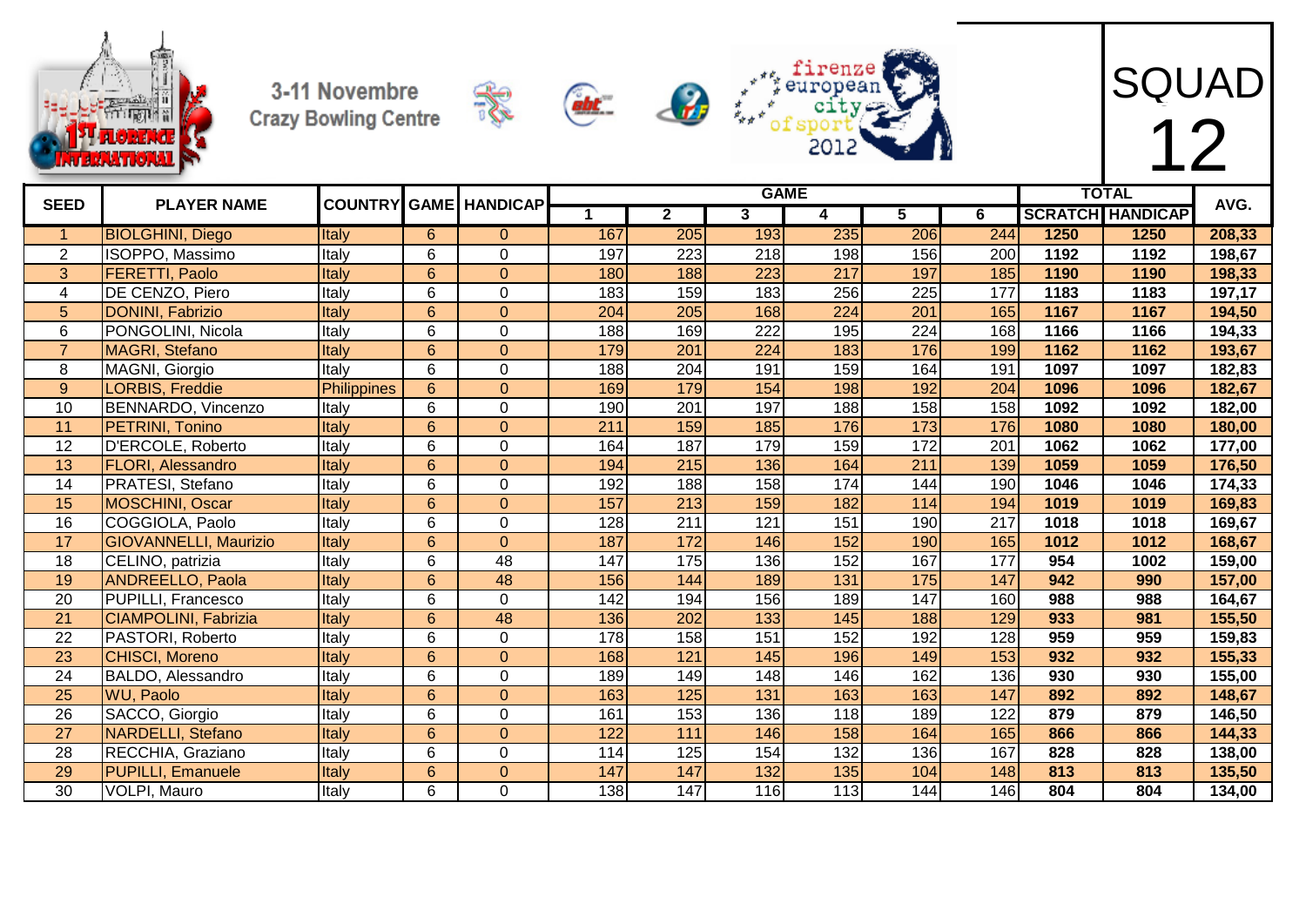3-11 Novembre
Crazy Bowling Centre

firenze european city of sport 2012

# SQUAD 12

| SEED | PLAYER NAME | COUNTRY | GAME | HANDICAP | GAME 1 | 2 | 3 | 4 | 5 | 6 | TOTAL SCRATCH | HANDICAP | AVG. |
|---|---|---|---|---|---|---|---|---|---|---|---|---|---|
| 1 | BIOLGHINI, Diego | Italy | 6 | 0 | 167 | 205 | 193 | 235 | 206 | 244 | 1250 | 1250 | 208,33 |
| 2 | ISOPPO, Massimo | Italy | 6 | 0 | 197 | 223 | 218 | 198 | 156 | 200 | 1192 | 1192 | 198,67 |
| 3 | FERETTI, Paolo | Italy | 6 | 0 | 180 | 188 | 223 | 217 | 197 | 185 | 1190 | 1190 | 198,33 |
| 4 | DE CENZO, Piero | Italy | 6 | 0 | 183 | 159 | 183 | 256 | 225 | 177 | 1183 | 1183 | 197,17 |
| 5 | DONINI, Fabrizio | Italy | 6 | 0 | 204 | 205 | 168 | 224 | 201 | 165 | 1167 | 1167 | 194,50 |
| 6 | PONGOLINI, Nicola | Italy | 6 | 0 | 188 | 169 | 222 | 195 | 224 | 168 | 1166 | 1166 | 194,33 |
| 7 | MAGRI, Stefano | Italy | 6 | 0 | 179 | 201 | 224 | 183 | 176 | 199 | 1162 | 1162 | 193,67 |
| 8 | MAGNI, Giorgio | Italy | 6 | 0 | 188 | 204 | 191 | 159 | 164 | 191 | 1097 | 1097 | 182,83 |
| 9 | LORBIS, Freddie | Philippines | 6 | 0 | 169 | 179 | 154 | 198 | 192 | 204 | 1096 | 1096 | 182,67 |
| 10 | BENNARDO, Vincenzo | Italy | 6 | 0 | 190 | 201 | 197 | 188 | 158 | 158 | 1092 | 1092 | 182,00 |
| 11 | PETRINI, Tonino | Italy | 6 | 0 | 211 | 159 | 185 | 176 | 173 | 176 | 1080 | 1080 | 180,00 |
| 12 | D'ERCOLE, Roberto | Italy | 6 | 0 | 164 | 187 | 179 | 159 | 172 | 201 | 1062 | 1062 | 177,00 |
| 13 | FLORI, Alessandro | Italy | 6 | 0 | 194 | 215 | 136 | 164 | 211 | 139 | 1059 | 1059 | 176,50 |
| 14 | PRATESI, Stefano | Italy | 6 | 0 | 192 | 188 | 158 | 174 | 144 | 190 | 1046 | 1046 | 174,33 |
| 15 | MOSCHINI, Oscar | Italy | 6 | 0 | 157 | 213 | 159 | 182 | 114 | 194 | 1019 | 1019 | 169,83 |
| 16 | COGGIOLA, Paolo | Italy | 6 | 0 | 128 | 211 | 121 | 151 | 190 | 217 | 1018 | 1018 | 169,67 |
| 17 | GIOVANNELLI, Maurizio | Italy | 6 | 0 | 187 | 172 | 146 | 152 | 190 | 165 | 1012 | 1012 | 168,67 |
| 18 | CELINO, patrizia | Italy | 6 | 48 | 147 | 175 | 136 | 152 | 167 | 177 | 954 | 1002 | 159,00 |
| 19 | ANDREELLO, Paola | Italy | 6 | 48 | 156 | 144 | 189 | 131 | 175 | 147 | 942 | 990 | 157,00 |
| 20 | PUPILLI, Francesco | Italy | 6 | 0 | 142 | 194 | 156 | 189 | 147 | 160 | 988 | 988 | 164,67 |
| 21 | CIAMPOLINI, Fabrizia | Italy | 6 | 48 | 136 | 202 | 133 | 145 | 188 | 129 | 933 | 981 | 155,50 |
| 22 | PASTORI, Roberto | Italy | 6 | 0 | 178 | 158 | 151 | 152 | 192 | 128 | 959 | 959 | 159,83 |
| 23 | CHISCI, Moreno | Italy | 6 | 0 | 168 | 121 | 145 | 196 | 149 | 153 | 932 | 932 | 155,33 |
| 24 | BALDO, Alessandro | Italy | 6 | 0 | 189 | 149 | 148 | 146 | 162 | 136 | 930 | 930 | 155,00 |
| 25 | WU, Paolo | Italy | 6 | 0 | 163 | 125 | 131 | 163 | 163 | 147 | 892 | 892 | 148,67 |
| 26 | SACCO, Giorgio | Italy | 6 | 0 | 161 | 153 | 136 | 118 | 189 | 122 | 879 | 879 | 146,50 |
| 27 | NARDELLI, Stefano | Italy | 6 | 0 | 122 | 111 | 146 | 158 | 164 | 165 | 866 | 866 | 144,33 |
| 28 | RECCHIA, Graziano | Italy | 6 | 0 | 114 | 125 | 154 | 132 | 136 | 167 | 828 | 828 | 138,00 |
| 29 | PUPILLI, Emanuele | Italy | 6 | 0 | 147 | 147 | 132 | 135 | 104 | 148 | 813 | 813 | 135,50 |
| 30 | VOLPI, Mauro | Italy | 6 | 0 | 138 | 147 | 116 | 113 | 144 | 146 | 804 | 804 | 134,00 |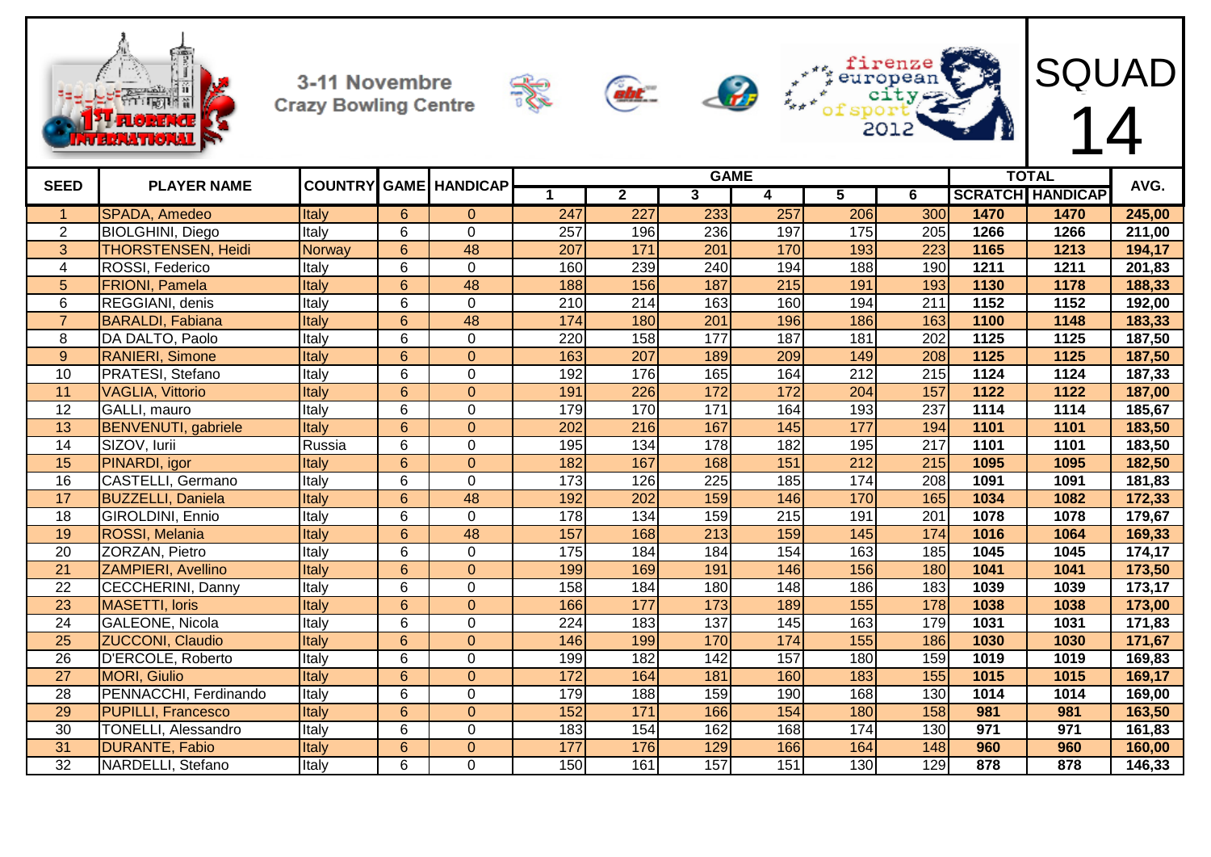1ST FLORENCE INTERNATIONAL

3-11 Novembre
Crazy Bowling Centre

firenze european city of sport 2012

# SQUAD 14

| SEED | PLAYER NAME | COUNTRY | GAME | HANDICAP | GAME | | | | | | TOTAL | | AVG. |
|---|---|---|---|---|---|---|---|---|---|---|---|---|---|
| | | | | | 1 | 2 | 3 | 4 | 5 | 6 | SCRATCH | HANDICAP | |
| 1 | SPADA, Amedeo | Italy | 6 | 0 | 247 | 227 | 233 | 257 | 206 | 300 | 1470 | 1470 | 245,00 |
| 2 | BIOLGHINI, Diego | Italy | 6 | 0 | 257 | 196 | 236 | 197 | 175 | 205 | 1266 | 1266 | 211,00 |
| 3 | THORSTENSEN, Heidi | Norway | 6 | 48 | 207 | 171 | 201 | 170 | 193 | 223 | 1165 | 1213 | 194,17 |
| 4 | ROSSI, Federico | Italy | 6 | 0 | 160 | 239 | 240 | 194 | 188 | 190 | 1211 | 1211 | 201,83 |
| 5 | FRIONI, Pamela | Italy | 6 | 48 | 188 | 156 | 187 | 215 | 191 | 193 | 1130 | 1178 | 188,33 |
| 6 | REGGIANI, denis | Italy | 6 | 0 | 210 | 214 | 163 | 160 | 194 | 211 | 1152 | 1152 | 192,00 |
| 7 | BARALDI, Fabiana | Italy | 6 | 48 | 174 | 180 | 201 | 196 | 186 | 163 | 1100 | 1148 | 183,33 |
| 8 | DA DALTO, Paolo | Italy | 6 | 0 | 220 | 158 | 177 | 187 | 181 | 202 | 1125 | 1125 | 187,50 |
| 9 | RANIERI, Simone | Italy | 6 | 0 | 163 | 207 | 189 | 209 | 149 | 208 | 1125 | 1125 | 187,50 |
| 10 | PRATESI, Stefano | Italy | 6 | 0 | 192 | 176 | 165 | 164 | 212 | 215 | 1124 | 1124 | 187,33 |
| 11 | VAGLIA, Vittorio | Italy | 6 | 0 | 191 | 226 | 172 | 172 | 204 | 157 | 1122 | 1122 | 187,00 |
| 12 | GALLI, mauro | Italy | 6 | 0 | 179 | 170 | 171 | 164 | 193 | 237 | 1114 | 1114 | 185,67 |
| 13 | BENVENUTI, gabriele | Italy | 6 | 0 | 202 | 216 | 167 | 145 | 177 | 194 | 1101 | 1101 | 183,50 |
| 14 | SIZOV, Iurii | Russia | 6 | 0 | 195 | 134 | 178 | 182 | 195 | 217 | 1101 | 1101 | 183,50 |
| 15 | PINARDI, igor | Italy | 6 | 0 | 182 | 167 | 168 | 151 | 212 | 215 | 1095 | 1095 | 182,50 |
| 16 | CASTELLI, Germano | Italy | 6 | 0 | 173 | 126 | 225 | 185 | 174 | 208 | 1091 | 1091 | 181,83 |
| 17 | BUZZELLI, Daniela | Italy | 6 | 48 | 192 | 202 | 159 | 146 | 170 | 165 | 1034 | 1082 | 172,33 |
| 18 | GIROLDINI, Ennio | Italy | 6 | 0 | 178 | 134 | 159 | 215 | 191 | 201 | 1078 | 1078 | 179,67 |
| 19 | ROSSI, Melania | Italy | 6 | 48 | 157 | 168 | 213 | 159 | 145 | 174 | 1016 | 1064 | 169,33 |
| 20 | ZORZAN, Pietro | Italy | 6 | 0 | 175 | 184 | 184 | 154 | 163 | 185 | 1045 | 1045 | 174,17 |
| 21 | ZAMPIERI, Avellino | Italy | 6 | 0 | 199 | 169 | 191 | 146 | 156 | 180 | 1041 | 1041 | 173,50 |
| 22 | CECCHERINI, Danny | Italy | 6 | 0 | 158 | 184 | 180 | 148 | 186 | 183 | 1039 | 1039 | 173,17 |
| 23 | MASETTI, loris | Italy | 6 | 0 | 166 | 177 | 173 | 189 | 155 | 178 | 1038 | 1038 | 173,00 |
| 24 | GALEONE, Nicola | Italy | 6 | 0 | 224 | 183 | 137 | 145 | 163 | 179 | 1031 | 1031 | 171,83 |
| 25 | ZUCCONI, Claudio | Italy | 6 | 0 | 146 | 199 | 170 | 174 | 155 | 186 | 1030 | 1030 | 171,67 |
| 26 | D'ERCOLE, Roberto | Italy | 6 | 0 | 199 | 182 | 142 | 157 | 180 | 159 | 1019 | 1019 | 169,83 |
| 27 | MORI, Giulio | Italy | 6 | 0 | 172 | 164 | 181 | 160 | 183 | 155 | 1015 | 1015 | 169,17 |
| 28 | PENNACCHI, Ferdinando | Italy | 6 | 0 | 179 | 188 | 159 | 190 | 168 | 130 | 1014 | 1014 | 169,00 |
| 29 | PUPILLI, Francesco | Italy | 6 | 0 | 152 | 171 | 166 | 154 | 180 | 158 | 981 | 981 | 163,50 |
| 30 | TONELLI, Alessandro | Italy | 6 | 0 | 183 | 154 | 162 | 168 | 174 | 130 | 971 | 971 | 161,83 |
| 31 | DURANTE, Fabio | Italy | 6 | 0 | 177 | 176 | 129 | 166 | 164 | 148 | 960 | 960 | 160,00 |
| 32 | NARDELLI, Stefano | Italy | 6 | 0 | 150 | 161 | 157 | 151 | 130 | 129 | 878 | 878 | 146,33 |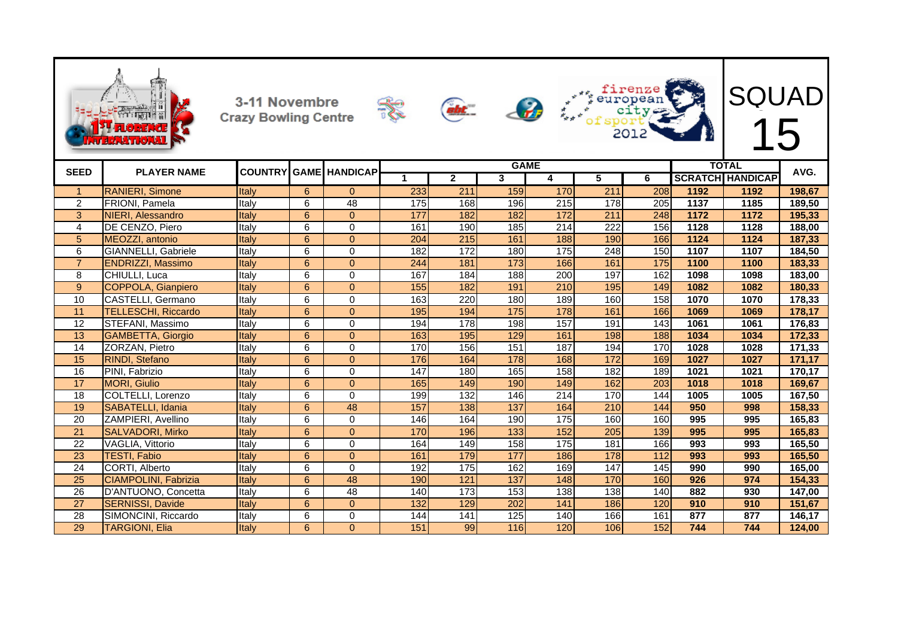3-11 Novembre
Crazy Bowling Centre

# SQUAD 15

| SEED | PLAYER NAME | COUNTRY | GAME | HANDICAP | GAME 1 | 2 | 3 | 4 | 5 | 6 | TOTAL SCRATCH | HANDICAP | AVG. |
|---|---|---|---|---|---|---|---|---|---|---|---|---|---|
| 1 | RANIERI, Simone | Italy | 6 | 0 | 233 | 211 | 159 | 170 | 211 | 208 | 1192 | 1192 | 198,67 |
| 2 | FRIONI, Pamela | Italy | 6 | 48 | 175 | 168 | 196 | 215 | 178 | 205 | 1137 | 1185 | 189,50 |
| 3 | NIERI, Alessandro | Italy | 6 | 0 | 177 | 182 | 182 | 172 | 211 | 248 | 1172 | 1172 | 195,33 |
| 4 | DE CENZO, Piero | Italy | 6 | 0 | 161 | 190 | 185 | 214 | 222 | 156 | 1128 | 1128 | 188,00 |
| 5 | MEOZZI, antonio | Italy | 6 | 0 | 204 | 215 | 161 | 188 | 190 | 166 | 1124 | 1124 | 187,33 |
| 6 | GIANNELLI, Gabriele | Italy | 6 | 0 | 182 | 172 | 180 | 175 | 248 | 150 | 1107 | 1107 | 184,50 |
| 7 | ENDRIZZI, Massimo | Italy | 6 | 0 | 244 | 181 | 173 | 166 | 161 | 175 | 1100 | 1100 | 183,33 |
| 8 | CHIULLI, Luca | Italy | 6 | 0 | 167 | 184 | 188 | 200 | 197 | 162 | 1098 | 1098 | 183,00 |
| 9 | COPPOLA, Gianpiero | Italy | 6 | 0 | 155 | 182 | 191 | 210 | 195 | 149 | 1082 | 1082 | 180,33 |
| 10 | CASTELLI, Germano | Italy | 6 | 0 | 163 | 220 | 180 | 189 | 160 | 158 | 1070 | 1070 | 178,33 |
| 11 | TELLESCHI, Riccardo | Italy | 6 | 0 | 195 | 194 | 175 | 178 | 161 | 166 | 1069 | 1069 | 178,17 |
| 12 | STEFANI, Massimo | Italy | 6 | 0 | 194 | 178 | 198 | 157 | 191 | 143 | 1061 | 1061 | 176,83 |
| 13 | GAMBETTA, Giorgio | Italy | 6 | 0 | 163 | 195 | 129 | 161 | 198 | 188 | 1034 | 1034 | 172,33 |
| 14 | ZORZAN, Pietro | Italy | 6 | 0 | 170 | 156 | 151 | 187 | 194 | 170 | 1028 | 1028 | 171,33 |
| 15 | RINDI, Stefano | Italy | 6 | 0 | 176 | 164 | 178 | 168 | 172 | 169 | 1027 | 1027 | 171,17 |
| 16 | PINI, Fabrizio | Italy | 6 | 0 | 147 | 180 | 165 | 158 | 182 | 189 | 1021 | 1021 | 170,17 |
| 17 | MORI, Giulio | Italy | 6 | 0 | 165 | 149 | 190 | 149 | 162 | 203 | 1018 | 1018 | 169,67 |
| 18 | COLTELLI, Lorenzo | Italy | 6 | 0 | 199 | 132 | 146 | 214 | 170 | 144 | 1005 | 1005 | 167,50 |
| 19 | SABATELLI, Idania | Italy | 6 | 48 | 157 | 138 | 137 | 164 | 210 | 144 | 950 | 998 | 158,33 |
| 20 | ZAMPIERI, Avellino | Italy | 6 | 0 | 146 | 164 | 190 | 175 | 160 | 160 | 995 | 995 | 165,83 |
| 21 | SALVADORI, Mirko | Italy | 6 | 0 | 170 | 196 | 133 | 152 | 205 | 139 | 995 | 995 | 165,83 |
| 22 | VAGLIA, Vittorio | Italy | 6 | 0 | 164 | 149 | 158 | 175 | 181 | 166 | 993 | 993 | 165,50 |
| 23 | TESTI, Fabio | Italy | 6 | 0 | 161 | 179 | 177 | 186 | 178 | 112 | 993 | 993 | 165,50 |
| 24 | CORTI, Alberto | Italy | 6 | 0 | 192 | 175 | 162 | 169 | 147 | 145 | 990 | 990 | 165,00 |
| 25 | CIAMPOLINI, Fabrizia | Italy | 6 | 48 | 190 | 121 | 137 | 148 | 170 | 160 | 926 | 974 | 154,33 |
| 26 | D'ANTUONO, Concetta | Italy | 6 | 48 | 140 | 173 | 153 | 138 | 138 | 140 | 882 | 930 | 147,00 |
| 27 | SERNISSI, Davide | Italy | 6 | 0 | 132 | 129 | 202 | 141 | 186 | 120 | 910 | 910 | 151,67 |
| 28 | SIMONCINI, Riccardo | Italy | 6 | 0 | 144 | 141 | 125 | 140 | 166 | 161 | 877 | 877 | 146,17 |
| 29 | TARGIONI, Elia | Italy | 6 | 0 | 151 | 99 | 116 | 120 | 106 | 152 | 744 | 744 | 124,00 |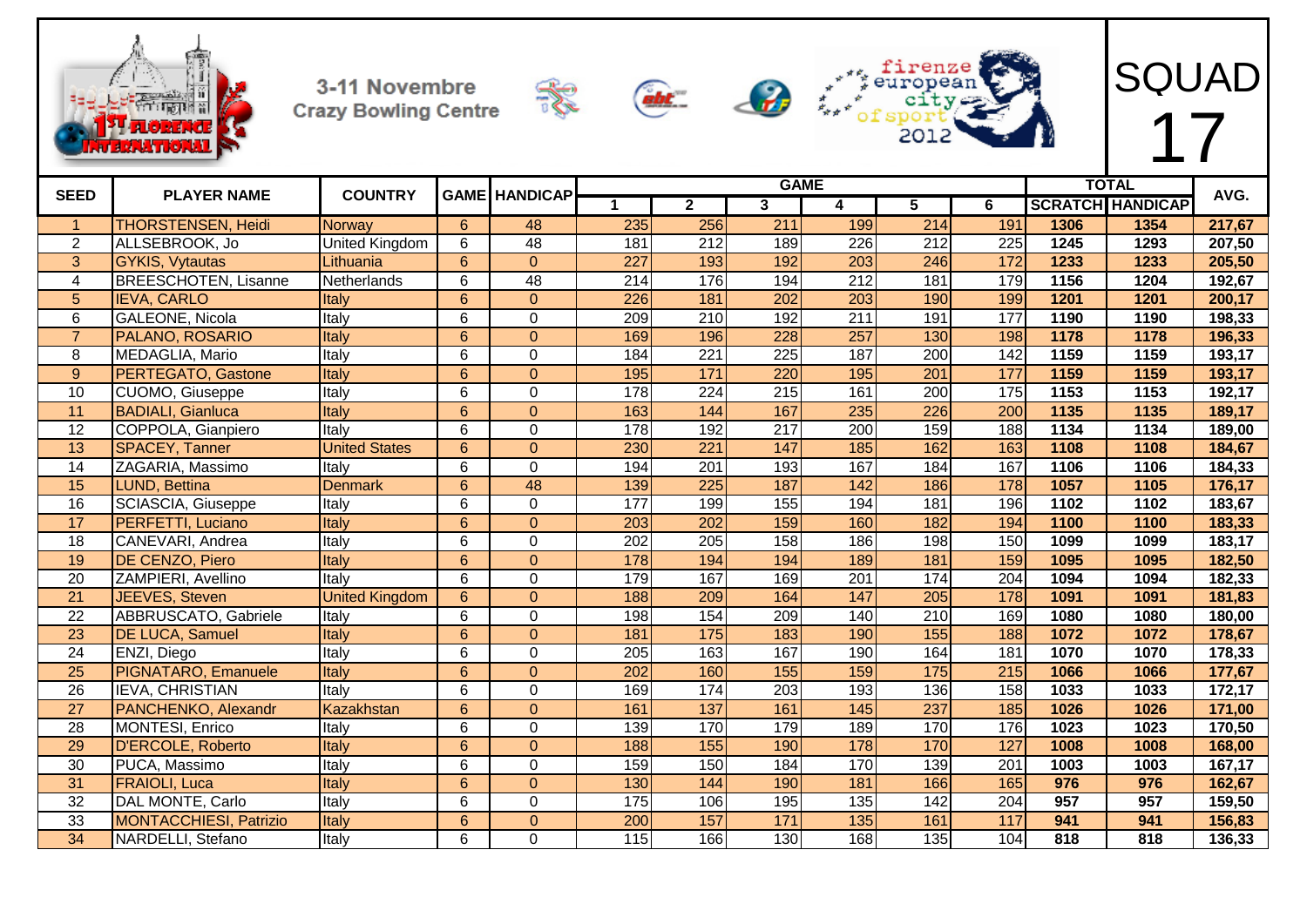3-11 Novembre
Crazy Bowling Centre

firenze european city of sport 2012

# SQUAD 17

| SEED | PLAYER NAME | COUNTRY | GAME | HANDICAP | GAME 1 | 2 | 3 | 4 | 5 | 6 | TOTAL SCRATCH | TOTAL HANDICAP | AVG. |
|---|---|---|---|---|---|---|---|---|---|---|---|---|---|
| 1 | THORSTENSEN, Heidi | Norway | 6 | 48 | 235 | 256 | 211 | 199 | 214 | 191 | 1306 | 1354 | 217,67 |
| 2 | ALLSEBROOK, Jo | United Kingdom | 6 | 48 | 181 | 212 | 189 | 226 | 212 | 225 | 1245 | 1293 | 207,50 |
| 3 | GYKIS, Vytautas | Lithuania | 6 | 0 | 227 | 193 | 192 | 203 | 246 | 172 | 1233 | 1233 | 205,50 |
| 4 | BREESCHOTEN, Lisanne | Netherlands | 6 | 48 | 214 | 176 | 194 | 212 | 181 | 179 | 1156 | 1204 | 192,67 |
| 5 | IEVA, CARLO | Italy | 6 | 0 | 226 | 181 | 202 | 203 | 190 | 199 | 1201 | 1201 | 200,17 |
| 6 | GALEONE, Nicola | Italy | 6 | 0 | 209 | 210 | 192 | 211 | 191 | 177 | 1190 | 1190 | 198,33 |
| 7 | PALANO, ROSARIO | Italy | 6 | 0 | 169 | 196 | 228 | 257 | 130 | 198 | 1178 | 1178 | 196,33 |
| 8 | MEDAGLIA, Mario | Italy | 6 | 0 | 184 | 221 | 225 | 187 | 200 | 142 | 1159 | 1159 | 193,17 |
| 9 | PERTEGATO, Gastone | Italy | 6 | 0 | 195 | 171 | 220 | 195 | 201 | 177 | 1159 | 1159 | 193,17 |
| 10 | CUOMO, Giuseppe | Italy | 6 | 0 | 178 | 224 | 215 | 161 | 200 | 175 | 1153 | 1153 | 192,17 |
| 11 | BADIALI, Gianluca | Italy | 6 | 0 | 163 | 144 | 167 | 235 | 226 | 200 | 1135 | 1135 | 189,17 |
| 12 | COPPOLA, Gianpiero | Italy | 6 | 0 | 178 | 192 | 217 | 200 | 159 | 188 | 1134 | 1134 | 189,00 |
| 13 | SPACEY, Tanner | United States | 6 | 0 | 230 | 221 | 147 | 185 | 162 | 163 | 1108 | 1108 | 184,67 |
| 14 | ZAGARIA, Massimo | Italy | 6 | 0 | 194 | 201 | 193 | 167 | 184 | 167 | 1106 | 1106 | 184,33 |
| 15 | LUND, Bettina | Denmark | 6 | 48 | 139 | 225 | 187 | 142 | 186 | 178 | 1057 | 1105 | 176,17 |
| 16 | SCIASCIA, Giuseppe | Italy | 6 | 0 | 177 | 199 | 155 | 194 | 181 | 196 | 1102 | 1102 | 183,67 |
| 17 | PERFETTI, Luciano | Italy | 6 | 0 | 203 | 202 | 159 | 160 | 182 | 194 | 1100 | 1100 | 183,33 |
| 18 | CANEVARI, Andrea | Italy | 6 | 0 | 202 | 205 | 158 | 186 | 198 | 150 | 1099 | 1099 | 183,17 |
| 19 | DE CENZO, Piero | Italy | 6 | 0 | 178 | 194 | 194 | 189 | 181 | 159 | 1095 | 1095 | 182,50 |
| 20 | ZAMPIERI, Avellino | Italy | 6 | 0 | 179 | 167 | 169 | 201 | 174 | 204 | 1094 | 1094 | 182,33 |
| 21 | JEEVES, Steven | United Kingdom | 6 | 0 | 188 | 209 | 164 | 147 | 205 | 178 | 1091 | 1091 | 181,83 |
| 22 | ABBRUSCATO, Gabriele | Italy | 6 | 0 | 198 | 154 | 209 | 140 | 210 | 169 | 1080 | 1080 | 180,00 |
| 23 | DE LUCA, Samuel | Italy | 6 | 0 | 181 | 175 | 183 | 190 | 155 | 188 | 1072 | 1072 | 178,67 |
| 24 | ENZI, Diego | Italy | 6 | 0 | 205 | 163 | 167 | 190 | 164 | 181 | 1070 | 1070 | 178,33 |
| 25 | PIGNATARO, Emanuele | Italy | 6 | 0 | 202 | 160 | 155 | 159 | 175 | 215 | 1066 | 1066 | 177,67 |
| 26 | IEVA, CHRISTIAN | Italy | 6 | 0 | 169 | 174 | 203 | 193 | 136 | 158 | 1033 | 1033 | 172,17 |
| 27 | PANCHENKO, Alexandr | Kazakhstan | 6 | 0 | 161 | 137 | 161 | 145 | 237 | 185 | 1026 | 1026 | 171,00 |
| 28 | MONTESI, Enrico | Italy | 6 | 0 | 139 | 170 | 179 | 189 | 170 | 176 | 1023 | 1023 | 170,50 |
| 29 | D'ERCOLE, Roberto | Italy | 6 | 0 | 188 | 155 | 190 | 178 | 170 | 127 | 1008 | 1008 | 168,00 |
| 30 | PUCA, Massimo | Italy | 6 | 0 | 159 | 150 | 184 | 170 | 139 | 201 | 1003 | 1003 | 167,17 |
| 31 | FRAIOLI, Luca | Italy | 6 | 0 | 130 | 144 | 190 | 181 | 166 | 165 | 976 | 976 | 162,67 |
| 32 | DAL MONTE, Carlo | Italy | 6 | 0 | 175 | 106 | 195 | 135 | 142 | 204 | 957 | 957 | 159,50 |
| 33 | MONTACCHIESI, Patrizio | Italy | 6 | 0 | 200 | 157 | 171 | 135 | 161 | 117 | 941 | 941 | 156,83 |
| 34 | NARDELLI, Stefano | Italy | 6 | 0 | 115 | 166 | 130 | 168 | 135 | 104 | 818 | 818 | 136,33 |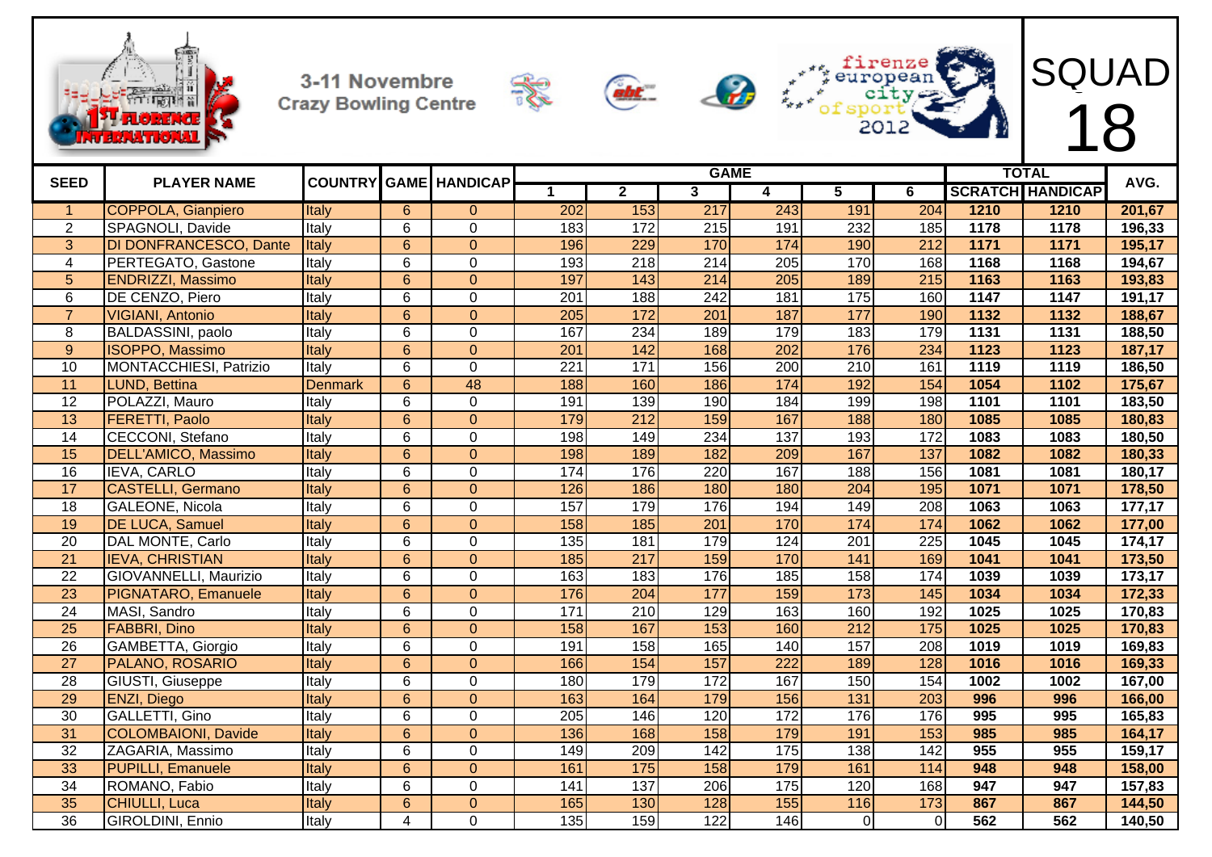3-11 Novembre
Crazy Bowling Centre

firenze european city of sport 2012

# SQUAD 18

| SEED | PLAYER NAME | COUNTRY | GAME | HANDICAP | GAME 1 | 2 | 3 | 4 | 5 | 6 | TOTAL SCRATCH | TOTAL HANDICAP | AVG. |
|---|---|---|---|---|---|---|---|---|---|---|---|---|---|
| 1 | COPPOLA, Gianpiero | Italy | 6 | 0 | 202 | 153 | 217 | 243 | 191 | 204 | 1210 | 1210 | 201,67 |
| 2 | SPAGNOLI, Davide | Italy | 6 | 0 | 183 | 172 | 215 | 191 | 232 | 185 | 1178 | 1178 | 196,33 |
| 3 | DI DONFRANCESCO, Dante | Italy | 6 | 0 | 196 | 229 | 170 | 174 | 190 | 212 | 1171 | 1171 | 195,17 |
| 4 | PERTEGATO, Gastone | Italy | 6 | 0 | 193 | 218 | 214 | 205 | 170 | 168 | 1168 | 1168 | 194,67 |
| 5 | ENDRIZZI, Massimo | Italy | 6 | 0 | 197 | 143 | 214 | 205 | 189 | 215 | 1163 | 1163 | 193,83 |
| 6 | DE CENZO, Piero | Italy | 6 | 0 | 201 | 188 | 242 | 181 | 175 | 160 | 1147 | 1147 | 191,17 |
| 7 | VIGIANI, Antonio | Italy | 6 | 0 | 205 | 172 | 201 | 187 | 177 | 190 | 1132 | 1132 | 188,67 |
| 8 | BALDASSINI, paolo | Italy | 6 | 0 | 167 | 234 | 189 | 179 | 183 | 179 | 1131 | 1131 | 188,50 |
| 9 | ISOPPO, Massimo | Italy | 6 | 0 | 201 | 142 | 168 | 202 | 176 | 234 | 1123 | 1123 | 187,17 |
| 10 | MONTACCHIESI, Patrizio | Italy | 6 | 0 | 221 | 171 | 156 | 200 | 210 | 161 | 1119 | 1119 | 186,50 |
| 11 | LUND, Bettina | Denmark | 6 | 48 | 188 | 160 | 186 | 174 | 192 | 154 | 1054 | 1102 | 175,67 |
| 12 | POLAZZI, Mauro | Italy | 6 | 0 | 191 | 139 | 190 | 184 | 199 | 198 | 1101 | 1101 | 183,50 |
| 13 | FERETTI, Paolo | Italy | 6 | 0 | 179 | 212 | 159 | 167 | 188 | 180 | 1085 | 1085 | 180,83 |
| 14 | CECCONI, Stefano | Italy | 6 | 0 | 198 | 149 | 234 | 137 | 193 | 172 | 1083 | 1083 | 180,50 |
| 15 | DELL'AMICO, Massimo | Italy | 6 | 0 | 198 | 189 | 182 | 209 | 167 | 137 | 1082 | 1082 | 180,33 |
| 16 | IEVA, CARLO | Italy | 6 | 0 | 174 | 176 | 220 | 167 | 188 | 156 | 1081 | 1081 | 180,17 |
| 17 | CASTELLI, Germano | Italy | 6 | 0 | 126 | 186 | 180 | 180 | 204 | 195 | 1071 | 1071 | 178,50 |
| 18 | GALEONE, Nicola | Italy | 6 | 0 | 157 | 179 | 176 | 194 | 149 | 208 | 1063 | 1063 | 177,17 |
| 19 | DE LUCA, Samuel | Italy | 6 | 0 | 158 | 185 | 201 | 170 | 174 | 174 | 1062 | 1062 | 177,00 |
| 20 | DAL MONTE, Carlo | Italy | 6 | 0 | 135 | 181 | 179 | 124 | 201 | 225 | 1045 | 1045 | 174,17 |
| 21 | IEVA, CHRISTIAN | Italy | 6 | 0 | 185 | 217 | 159 | 170 | 141 | 169 | 1041 | 1041 | 173,50 |
| 22 | GIOVANNELLI, Maurizio | Italy | 6 | 0 | 163 | 183 | 176 | 185 | 158 | 174 | 1039 | 1039 | 173,17 |
| 23 | PIGNATARO, Emanuele | Italy | 6 | 0 | 176 | 204 | 177 | 159 | 173 | 145 | 1034 | 1034 | 172,33 |
| 24 | MASI, Sandro | Italy | 6 | 0 | 171 | 210 | 129 | 163 | 160 | 192 | 1025 | 1025 | 170,83 |
| 25 | FABBRI, Dino | Italy | 6 | 0 | 158 | 167 | 153 | 160 | 212 | 175 | 1025 | 1025 | 170,83 |
| 26 | GAMBETTA, Giorgio | Italy | 6 | 0 | 191 | 158 | 165 | 140 | 157 | 208 | 1019 | 1019 | 169,83 |
| 27 | PALANO, ROSARIO | Italy | 6 | 0 | 166 | 154 | 157 | 222 | 189 | 128 | 1016 | 1016 | 169,33 |
| 28 | GIUSTI, Giuseppe | Italy | 6 | 0 | 180 | 179 | 172 | 167 | 150 | 154 | 1002 | 1002 | 167,00 |
| 29 | ENZI, Diego | Italy | 6 | 0 | 163 | 164 | 179 | 156 | 131 | 203 | 996 | 996 | 166,00 |
| 30 | GALLETTI, Gino | Italy | 6 | 0 | 205 | 146 | 120 | 172 | 176 | 176 | 995 | 995 | 165,83 |
| 31 | COLOMBAIONI, Davide | Italy | 6 | 0 | 136 | 168 | 158 | 179 | 191 | 153 | 985 | 985 | 164,17 |
| 32 | ZAGARIA, Massimo | Italy | 6 | 0 | 149 | 209 | 142 | 175 | 138 | 142 | 955 | 955 | 159,17 |
| 33 | PUPILLI, Emanuele | Italy | 6 | 0 | 161 | 175 | 158 | 179 | 161 | 114 | 948 | 948 | 158,00 |
| 34 | ROMANO, Fabio | Italy | 6 | 0 | 141 | 137 | 206 | 175 | 120 | 168 | 947 | 947 | 157,83 |
| 35 | CHIULLI, Luca | Italy | 6 | 0 | 165 | 130 | 128 | 155 | 116 | 173 | 867 | 867 | 144,50 |
| 36 | GIROLDINI, Ennio | Italy | 4 | 0 | 135 | 159 | 122 | 146 | 0 | 0 | 562 | 562 | 140,50 |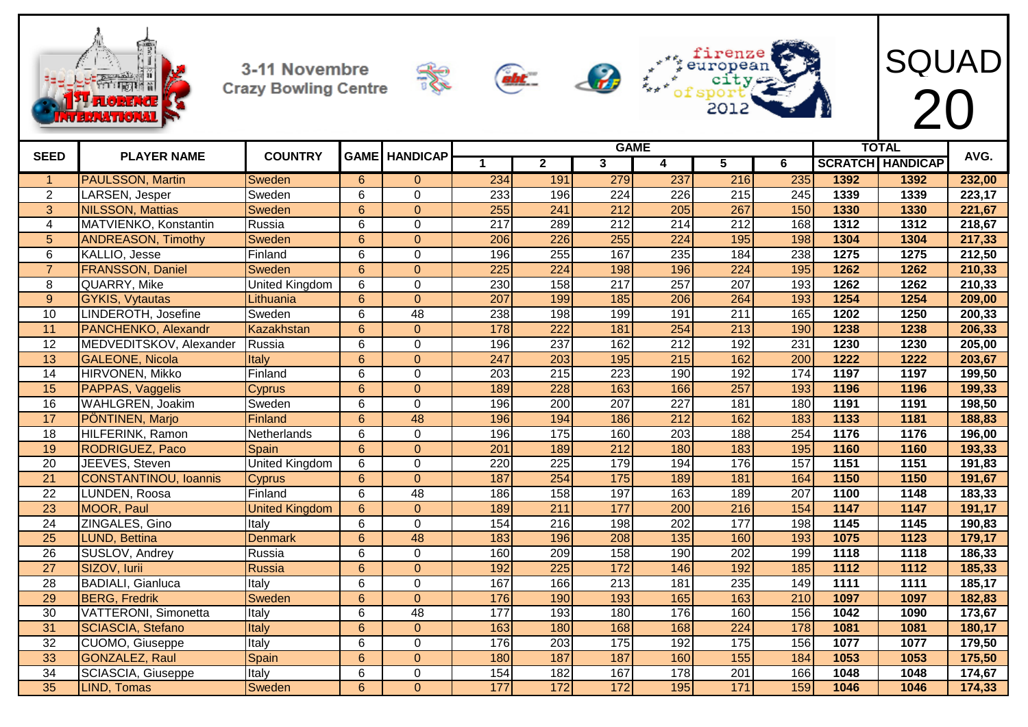3-11 Novembre
Crazy Bowling Centre

firenze european city of sport 2012

# SQUAD 20

| SEED | PLAYER NAME | COUNTRY | GAME | HANDICAP | GAME | | | | | | TOTAL | | AVG. |
|---|---|---|---|---|---|---|---|---|---|---|---|---|---|
| | | | | | 1 | 2 | 3 | 4 | 5 | 6 | SCRATCH | HANDICAP | |
| 1 | PAULSSON, Martin | Sweden | 6 | 0 | 234 | 191 | 279 | 237 | 216 | 235 | 1392 | 1392 | 232,00 |
| 2 | LARSEN, Jesper | Sweden | 6 | 0 | 233 | 196 | 224 | 226 | 215 | 245 | 1339 | 1339 | 223,17 |
| 3 | NILSSON, Mattias | Sweden | 6 | 0 | 255 | 241 | 212 | 205 | 267 | 150 | 1330 | 1330 | 221,67 |
| 4 | MATVIENKO, Konstantin | Russia | 6 | 0 | 217 | 289 | 212 | 214 | 212 | 168 | 1312 | 1312 | 218,67 |
| 5 | ANDREASON, Timothy | Sweden | 6 | 0 | 206 | 226 | 255 | 224 | 195 | 198 | 1304 | 1304 | 217,33 |
| 6 | KALLIO, Jesse | Finland | 6 | 0 | 196 | 255 | 167 | 235 | 184 | 238 | 1275 | 1275 | 212,50 |
| 7 | FRANSSON, Daniel | Sweden | 6 | 0 | 225 | 224 | 198 | 196 | 224 | 195 | 1262 | 1262 | 210,33 |
| 8 | QUARRY, Mike | United Kingdom | 6 | 0 | 230 | 158 | 217 | 257 | 207 | 193 | 1262 | 1262 | 210,33 |
| 9 | GYKIS, Vytautas | Lithuania | 6 | 0 | 207 | 199 | 185 | 206 | 264 | 193 | 1254 | 1254 | 209,00 |
| 10 | LINDEROTH, Josefine | Sweden | 6 | 48 | 238 | 198 | 199 | 191 | 211 | 165 | 1202 | 1250 | 200,33 |
| 11 | PANCHENKO, Alexandr | Kazakhstan | 6 | 0 | 178 | 222 | 181 | 254 | 213 | 190 | 1238 | 1238 | 206,33 |
| 12 | MEDVEDITSKOV, Alexander | Russia | 6 | 0 | 196 | 237 | 162 | 212 | 192 | 231 | 1230 | 1230 | 205,00 |
| 13 | GALEONE, Nicola | Italy | 6 | 0 | 247 | 203 | 195 | 215 | 162 | 200 | 1222 | 1222 | 203,67 |
| 14 | HIRVONEN, Mikko | Finland | 6 | 0 | 203 | 215 | 223 | 190 | 192 | 174 | 1197 | 1197 | 199,50 |
| 15 | PAPPAS, Vaggelis | Cyprus | 6 | 0 | 189 | 228 | 163 | 166 | 257 | 193 | 1196 | 1196 | 199,33 |
| 16 | WAHLGREN, Joakim | Sweden | 6 | 0 | 196 | 200 | 207 | 227 | 181 | 180 | 1191 | 1191 | 198,50 |
| 17 | PÖNTINEN, Marjo | Finland | 6 | 48 | 196 | 194 | 186 | 212 | 162 | 183 | 1133 | 1181 | 188,83 |
| 18 | HILFERINK, Ramon | Netherlands | 6 | 0 | 196 | 175 | 160 | 203 | 188 | 254 | 1176 | 1176 | 196,00 |
| 19 | RODRIGUEZ, Paco | Spain | 6 | 0 | 201 | 189 | 212 | 180 | 183 | 195 | 1160 | 1160 | 193,33 |
| 20 | JEEVES, Steven | United Kingdom | 6 | 0 | 220 | 225 | 179 | 194 | 176 | 157 | 1151 | 1151 | 191,83 |
| 21 | CONSTANTINOU, Ioannis | Cyprus | 6 | 0 | 187 | 254 | 175 | 189 | 181 | 164 | 1150 | 1150 | 191,67 |
| 22 | LUNDEN, Roosa | Finland | 6 | 48 | 186 | 158 | 197 | 163 | 189 | 207 | 1100 | 1148 | 183,33 |
| 23 | MOOR, Paul | United Kingdom | 6 | 0 | 189 | 211 | 177 | 200 | 216 | 154 | 1147 | 1147 | 191,17 |
| 24 | ZINGALES, Gino | Italy | 6 | 0 | 154 | 216 | 198 | 202 | 177 | 198 | 1145 | 1145 | 190,83 |
| 25 | LUND, Bettina | Denmark | 6 | 48 | 183 | 196 | 208 | 135 | 160 | 193 | 1075 | 1123 | 179,17 |
| 26 | SUSLOV, Andrey | Russia | 6 | 0 | 160 | 209 | 158 | 190 | 202 | 199 | 1118 | 1118 | 186,33 |
| 27 | SIZOV, Iurii | Russia | 6 | 0 | 192 | 225 | 172 | 146 | 192 | 185 | 1112 | 1112 | 185,33 |
| 28 | BADIALI, Gianluca | Italy | 6 | 0 | 167 | 166 | 213 | 181 | 235 | 149 | 1111 | 1111 | 185,17 |
| 29 | BERG, Fredrik | Sweden | 6 | 0 | 176 | 190 | 193 | 165 | 163 | 210 | 1097 | 1097 | 182,83 |
| 30 | VATTERONI, Simonetta | Italy | 6 | 48 | 177 | 193 | 180 | 176 | 160 | 156 | 1042 | 1090 | 173,67 |
| 31 | SCIASCIA, Stefano | Italy | 6 | 0 | 163 | 180 | 168 | 168 | 224 | 178 | 1081 | 1081 | 180,17 |
| 32 | CUOMO, Giuseppe | Italy | 6 | 0 | 176 | 203 | 175 | 192 | 175 | 156 | 1077 | 1077 | 179,50 |
| 33 | GONZALEZ, Raul | Spain | 6 | 0 | 180 | 187 | 187 | 160 | 155 | 184 | 1053 | 1053 | 175,50 |
| 34 | SCIASCIA, Giuseppe | Italy | 6 | 0 | 154 | 182 | 167 | 178 | 201 | 166 | 1048 | 1048 | 174,67 |
| 35 | LIND, Tomas | Sweden | 6 | 0 | 177 | 172 | 172 | 195 | 171 | 159 | 1046 | 1046 | 174,33 |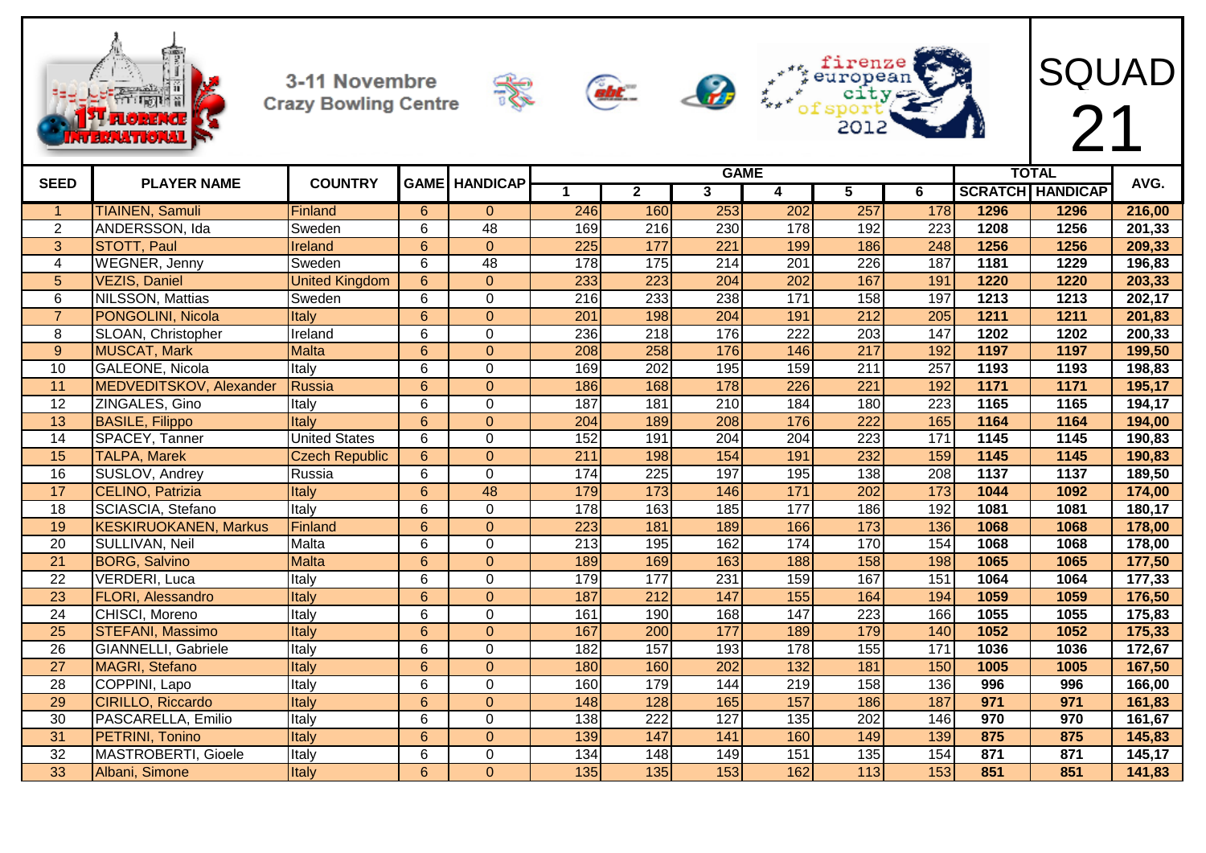1ST FLORENCE INTERNATIONAL

3-11 Novembre
Crazy Bowling Centre

firenze european city of sport 2012

# SQUAD 21

| SEED | PLAYER NAME | COUNTRY | GAME | HANDICAP | GAME | | | | | | TOTAL | | AVG. |
|---|---|---|---|---|---|---|---|---|---|---|---|---|---|
| | | | | | 1 | 2 | 3 | 4 | 5 | 6 | SCRATCH | HANDICAP | |
| 1 | TIAINEN, Samuli | Finland | 6 | 0 | 246 | 160 | 253 | 202 | 257 | 178 | 1296 | 1296 | 216,00 |
| 2 | ANDERSSON, Ida | Sweden | 6 | 48 | 169 | 216 | 230 | 178 | 192 | 223 | 1208 | 1256 | 201,33 |
| 3 | STOTT, Paul | Ireland | 6 | 0 | 225 | 177 | 221 | 199 | 186 | 248 | 1256 | 1256 | 209,33 |
| 4 | WEGNER, Jenny | Sweden | 6 | 48 | 178 | 175 | 214 | 201 | 226 | 187 | 1181 | 1229 | 196,83 |
| 5 | VEZIS, Daniel | United Kingdom | 6 | 0 | 233 | 223 | 204 | 202 | 167 | 191 | 1220 | 1220 | 203,33 |
| 6 | NILSSON, Mattias | Sweden | 6 | 0 | 216 | 233 | 238 | 171 | 158 | 197 | 1213 | 1213 | 202,17 |
| 7 | PONGOLINI, Nicola | Italy | 6 | 0 | 201 | 198 | 204 | 191 | 212 | 205 | 1211 | 1211 | 201,83 |
| 8 | SLOAN, Christopher | Ireland | 6 | 0 | 236 | 218 | 176 | 222 | 203 | 147 | 1202 | 1202 | 200,33 |
| 9 | MUSCAT, Mark | Malta | 6 | 0 | 208 | 258 | 176 | 146 | 217 | 192 | 1197 | 1197 | 199,50 |
| 10 | GALEONE, Nicola | Italy | 6 | 0 | 169 | 202 | 195 | 159 | 211 | 257 | 1193 | 1193 | 198,83 |
| 11 | MEDVEDITSKOV, Alexander | Russia | 6 | 0 | 186 | 168 | 178 | 226 | 221 | 192 | 1171 | 1171 | 195,17 |
| 12 | ZINGALES, Gino | Italy | 6 | 0 | 187 | 181 | 210 | 184 | 180 | 223 | 1165 | 1165 | 194,17 |
| 13 | BASILE, Filippo | Italy | 6 | 0 | 204 | 189 | 208 | 176 | 222 | 165 | 1164 | 1164 | 194,00 |
| 14 | SPACEY, Tanner | United States | 6 | 0 | 152 | 191 | 204 | 204 | 223 | 171 | 1145 | 1145 | 190,83 |
| 15 | TALPA, Marek | Czech Republic | 6 | 0 | 211 | 198 | 154 | 191 | 232 | 159 | 1145 | 1145 | 190,83 |
| 16 | SUSLOV, Andrey | Russia | 6 | 0 | 174 | 225 | 197 | 195 | 138 | 208 | 1137 | 1137 | 189,50 |
| 17 | CELINO, Patrizia | Italy | 6 | 48 | 179 | 173 | 146 | 171 | 202 | 173 | 1044 | 1092 | 174,00 |
| 18 | SCIASCIA, Stefano | Italy | 6 | 0 | 178 | 163 | 185 | 177 | 186 | 192 | 1081 | 1081 | 180,17 |
| 19 | KESKIRUOKANEN, Markus | Finland | 6 | 0 | 223 | 181 | 189 | 166 | 173 | 136 | 1068 | 1068 | 178,00 |
| 20 | SULLIVAN, Neil | Malta | 6 | 0 | 213 | 195 | 162 | 174 | 170 | 154 | 1068 | 1068 | 178,00 |
| 21 | BORG, Salvino | Malta | 6 | 0 | 189 | 169 | 163 | 188 | 158 | 198 | 1065 | 1065 | 177,50 |
| 22 | VERDERI, Luca | Italy | 6 | 0 | 179 | 177 | 231 | 159 | 167 | 151 | 1064 | 1064 | 177,33 |
| 23 | FLORI, Alessandro | Italy | 6 | 0 | 187 | 212 | 147 | 155 | 164 | 194 | 1059 | 1059 | 176,50 |
| 24 | CHISCI, Moreno | Italy | 6 | 0 | 161 | 190 | 168 | 147 | 223 | 166 | 1055 | 1055 | 175,83 |
| 25 | STEFANI, Massimo | Italy | 6 | 0 | 167 | 200 | 177 | 189 | 179 | 140 | 1052 | 1052 | 175,33 |
| 26 | GIANNELLI, Gabriele | Italy | 6 | 0 | 182 | 157 | 193 | 178 | 155 | 171 | 1036 | 1036 | 172,67 |
| 27 | MAGRI, Stefano | Italy | 6 | 0 | 180 | 160 | 202 | 132 | 181 | 150 | 1005 | 1005 | 167,50 |
| 28 | COPPINI, Lapo | Italy | 6 | 0 | 160 | 179 | 144 | 219 | 158 | 136 | 996 | 996 | 166,00 |
| 29 | CIRILLO, Riccardo | Italy | 6 | 0 | 148 | 128 | 165 | 157 | 186 | 187 | 971 | 971 | 161,83 |
| 30 | PASCARELLA, Emilio | Italy | 6 | 0 | 138 | 222 | 127 | 135 | 202 | 146 | 970 | 970 | 161,67 |
| 31 | PETRINI, Tonino | Italy | 6 | 0 | 139 | 147 | 141 | 160 | 149 | 139 | 875 | 875 | 145,83 |
| 32 | MASTROBERTI, Gioele | Italy | 6 | 0 | 134 | 148 | 149 | 151 | 135 | 154 | 871 | 871 | 145,17 |
| 33 | Albani, Simone | Italy | 6 | 0 | 135 | 135 | 153 | 162 | 113 | 153 | 851 | 851 | 141,83 |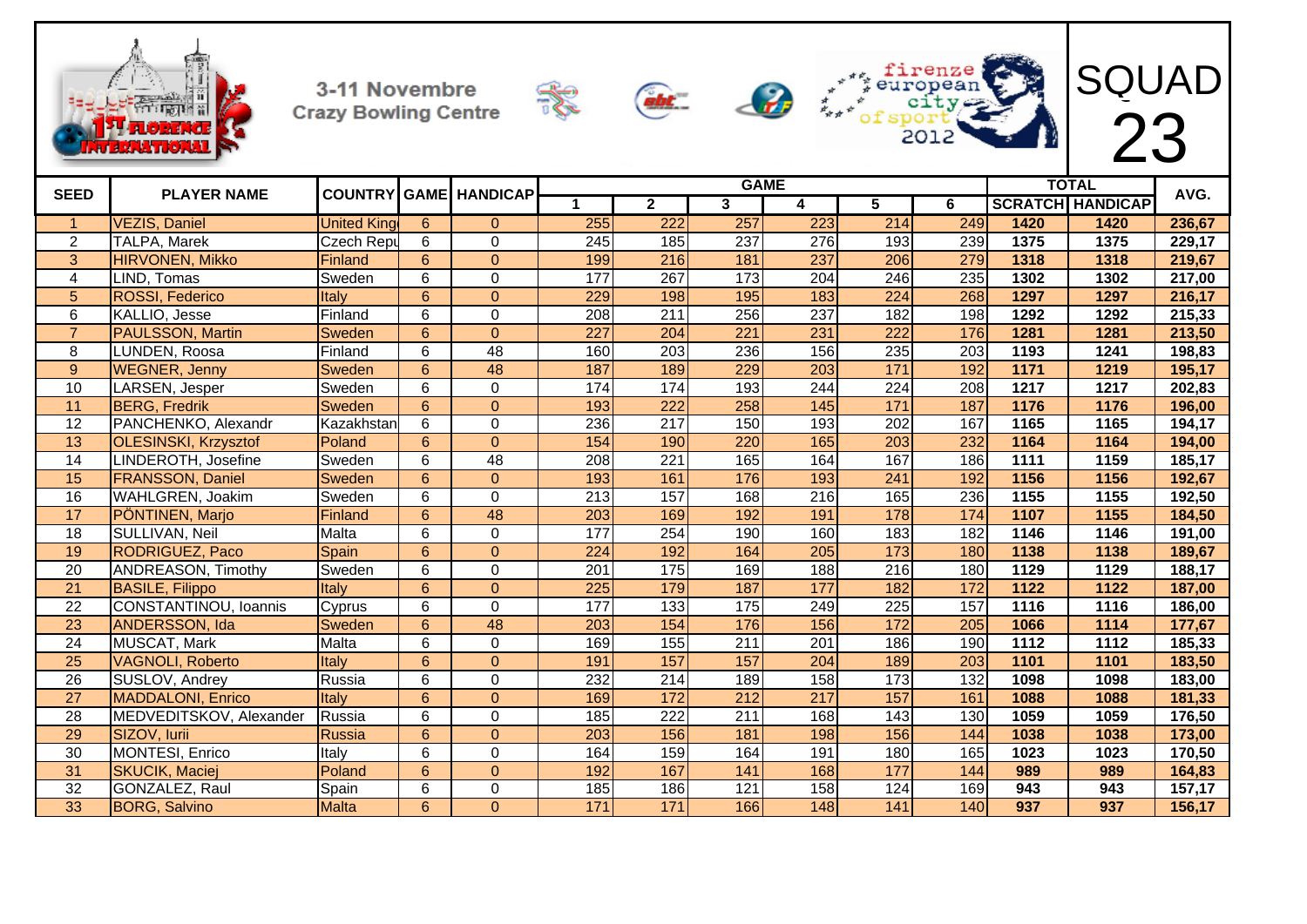3-11 Novembre
Crazy Bowling Centre

# SQUAD 23

| SEED | PLAYER NAME | COUNTRY | GAME | HANDICAP | GAME 1 | 2 | 3 | 4 | 5 | 6 | TOTAL SCRATCH | HANDICAP | AVG. |
|---|---|---|---|---|---|---|---|---|---|---|---|---|---|
| 1 | VEZIS, Daniel | United King | 6 | 0 | 255 | 222 | 257 | 223 | 214 | 249 | 1420 | 1420 | 236,67 |
| 2 | TALPA, Marek | Czech Repu | 6 | 0 | 245 | 185 | 237 | 276 | 193 | 239 | 1375 | 1375 | 229,17 |
| 3 | HIRVONEN, Mikko | Finland | 6 | 0 | 199 | 216 | 181 | 237 | 206 | 279 | 1318 | 1318 | 219,67 |
| 4 | LIND, Tomas | Sweden | 6 | 0 | 177 | 267 | 173 | 204 | 246 | 235 | 1302 | 1302 | 217,00 |
| 5 | ROSSI, Federico | Italy | 6 | 0 | 229 | 198 | 195 | 183 | 224 | 268 | 1297 | 1297 | 216,17 |
| 6 | KALLIO, Jesse | Finland | 6 | 0 | 208 | 211 | 256 | 237 | 182 | 198 | 1292 | 1292 | 215,33 |
| 7 | PAULSSON, Martin | Sweden | 6 | 0 | 227 | 204 | 221 | 231 | 222 | 176 | 1281 | 1281 | 213,50 |
| 8 | LUNDEN, Roosa | Finland | 6 | 48 | 160 | 203 | 236 | 156 | 235 | 203 | 1193 | 1241 | 198,83 |
| 9 | WEGNER, Jenny | Sweden | 6 | 48 | 187 | 189 | 229 | 203 | 171 | 192 | 1171 | 1219 | 195,17 |
| 10 | LARSEN, Jesper | Sweden | 6 | 0 | 174 | 174 | 193 | 244 | 224 | 208 | 1217 | 1217 | 202,83 |
| 11 | BERG, Fredrik | Sweden | 6 | 0 | 193 | 222 | 258 | 145 | 171 | 187 | 1176 | 1176 | 196,00 |
| 12 | PANCHENKO, Alexandr | Kazakhstan | 6 | 0 | 236 | 217 | 150 | 193 | 202 | 167 | 1165 | 1165 | 194,17 |
| 13 | OLESINSKI, Krzysztof | Poland | 6 | 0 | 154 | 190 | 220 | 165 | 203 | 232 | 1164 | 1164 | 194,00 |
| 14 | LINDEROTH, Josefine | Sweden | 6 | 48 | 208 | 221 | 165 | 164 | 167 | 186 | 1111 | 1159 | 185,17 |
| 15 | FRANSSON, Daniel | Sweden | 6 | 0 | 193 | 161 | 176 | 193 | 241 | 192 | 1156 | 1156 | 192,67 |
| 16 | WAHLGREN, Joakim | Sweden | 6 | 0 | 213 | 157 | 168 | 216 | 165 | 236 | 1155 | 1155 | 192,50 |
| 17 | PÖNTINEN, Marjo | Finland | 6 | 48 | 203 | 169 | 192 | 191 | 178 | 174 | 1107 | 1155 | 184,50 |
| 18 | SULLIVAN, Neil | Malta | 6 | 0 | 177 | 254 | 190 | 160 | 183 | 182 | 1146 | 1146 | 191,00 |
| 19 | RODRIGUEZ, Paco | Spain | 6 | 0 | 224 | 192 | 164 | 205 | 173 | 180 | 1138 | 1138 | 189,67 |
| 20 | ANDREASON, Timothy | Sweden | 6 | 0 | 201 | 175 | 169 | 188 | 216 | 180 | 1129 | 1129 | 188,17 |
| 21 | BASILE, Filippo | Italy | 6 | 0 | 225 | 179 | 187 | 177 | 182 | 172 | 1122 | 1122 | 187,00 |
| 22 | CONSTANTINOU, Ioannis | Cyprus | 6 | 0 | 177 | 133 | 175 | 249 | 225 | 157 | 1116 | 1116 | 186,00 |
| 23 | ANDERSSON, Ida | Sweden | 6 | 48 | 203 | 154 | 176 | 156 | 172 | 205 | 1066 | 1114 | 177,67 |
| 24 | MUSCAT, Mark | Malta | 6 | 0 | 169 | 155 | 211 | 201 | 186 | 190 | 1112 | 1112 | 185,33 |
| 25 | VAGNOLI, Roberto | Italy | 6 | 0 | 191 | 157 | 157 | 204 | 189 | 203 | 1101 | 1101 | 183,50 |
| 26 | SUSLOV, Andrey | Russia | 6 | 0 | 232 | 214 | 189 | 158 | 173 | 132 | 1098 | 1098 | 183,00 |
| 27 | MADDALONI, Enrico | Italy | 6 | 0 | 169 | 172 | 212 | 217 | 157 | 161 | 1088 | 1088 | 181,33 |
| 28 | MEDVEDITSKOV, Alexander | Russia | 6 | 0 | 185 | 222 | 211 | 168 | 143 | 130 | 1059 | 1059 | 176,50 |
| 29 | SIZOV, Iurii | Russia | 6 | 0 | 203 | 156 | 181 | 198 | 156 | 144 | 1038 | 1038 | 173,00 |
| 30 | MONTESI, Enrico | Italy | 6 | 0 | 164 | 159 | 164 | 191 | 180 | 165 | 1023 | 1023 | 170,50 |
| 31 | SKUCIK, Maciej | Poland | 6 | 0 | 192 | 167 | 141 | 168 | 177 | 144 | 989 | 989 | 164,83 |
| 32 | GONZALEZ, Raul | Spain | 6 | 0 | 185 | 186 | 121 | 158 | 124 | 169 | 943 | 943 | 157,17 |
| 33 | BORG, Salvino | Malta | 6 | 0 | 171 | 171 | 166 | 148 | 141 | 140 | 937 | 937 | 156,17 |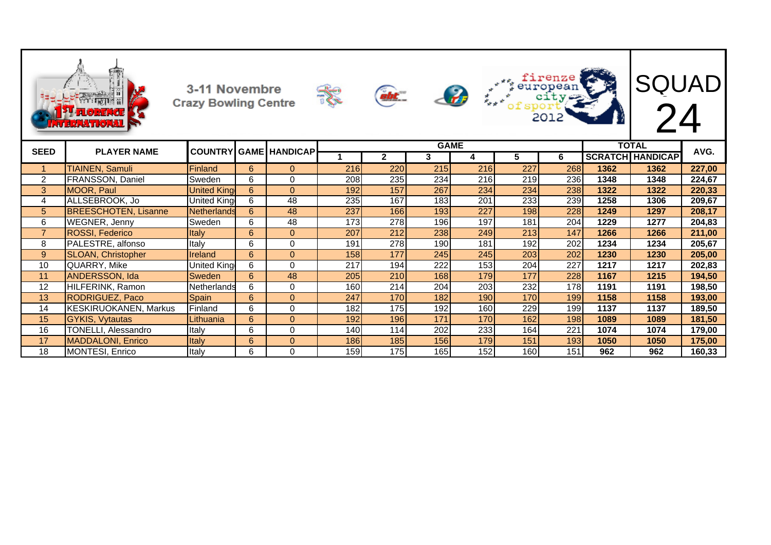3-11 Novembre
Crazy Bowling Centre

firenze european city of sport 2012

# SQUAD 24

| SEED | PLAYER NAME | COUNTRY | GAME | HANDICAP | GAME 1 | 2 | 3 | 4 | 5 | 6 | TOTAL SCRATCH | TOTAL HANDICAP | AVG. |
|---|---|---|---|---|---|---|---|---|---|---|---|---|---|
| 1 | TIAINEN, Samuli | Finland | 6 | 0 | 216 | 220 | 215 | 216 | 227 | 268 | 1362 | 1362 | 227,00 |
| 2 | FRANSSON, Daniel | Sweden | 6 | 0 | 208 | 235 | 234 | 216 | 219 | 236 | 1348 | 1348 | 224,67 |
| 3 | MOOR, Paul | United King | 6 | 0 | 192 | 157 | 267 | 234 | 234 | 238 | 1322 | 1322 | 220,33 |
| 4 | ALLSEBROOK, Jo | United King | 6 | 48 | 235 | 167 | 183 | 201 | 233 | 239 | 1258 | 1306 | 209,67 |
| 5 | BREESCHOTEN, Lisanne | Netherlands | 6 | 48 | 237 | 166 | 193 | 227 | 198 | 228 | 1249 | 1297 | 208,17 |
| 6 | WEGNER, Jenny | Sweden | 6 | 48 | 173 | 278 | 196 | 197 | 181 | 204 | 1229 | 1277 | 204,83 |
| 7 | ROSSI, Federico | Italy | 6 | 0 | 207 | 212 | 238 | 249 | 213 | 147 | 1266 | 1266 | 211,00 |
| 8 | PALESTRE, alfonso | Italy | 6 | 0 | 191 | 278 | 190 | 181 | 192 | 202 | 1234 | 1234 | 205,67 |
| 9 | SLOAN, Christopher | Ireland | 6 | 0 | 158 | 177 | 245 | 245 | 203 | 202 | 1230 | 1230 | 205,00 |
| 10 | QUARRY, Mike | United King | 6 | 0 | 217 | 194 | 222 | 153 | 204 | 227 | 1217 | 1217 | 202,83 |
| 11 | ANDERSSON, Ida | Sweden | 6 | 48 | 205 | 210 | 168 | 179 | 177 | 228 | 1167 | 1215 | 194,50 |
| 12 | HILFERINK, Ramon | Netherlands | 6 | 0 | 160 | 214 | 204 | 203 | 232 | 178 | 1191 | 1191 | 198,50 |
| 13 | RODRIGUEZ, Paco | Spain | 6 | 0 | 247 | 170 | 182 | 190 | 170 | 199 | 1158 | 1158 | 193,00 |
| 14 | KESKIRUOKANEN, Markus | Finland | 6 | 0 | 182 | 175 | 192 | 160 | 229 | 199 | 1137 | 1137 | 189,50 |
| 15 | GYKIS, Vytautas | Lithuania | 6 | 0 | 192 | 196 | 171 | 170 | 162 | 198 | 1089 | 1089 | 181,50 |
| 16 | TONELLI, Alessandro | Italy | 6 | 0 | 140 | 114 | 202 | 233 | 164 | 221 | 1074 | 1074 | 179,00 |
| 17 | MADDALONI, Enrico | Italy | 6 | 0 | 186 | 185 | 156 | 179 | 151 | 193 | 1050 | 1050 | 175,00 |
| 18 | MONTESI, Enrico | Italy | 6 | 0 | 159 | 175 | 165 | 152 | 160 | 151 | 962 | 962 | 160,33 |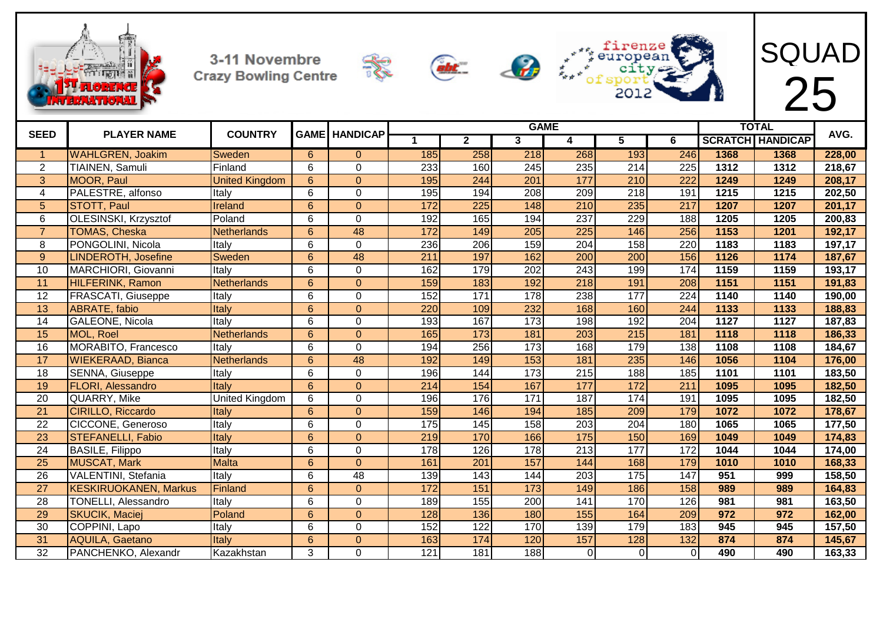3-11 Novembre
Crazy Bowling Centre

firenze european city of sport 2012

# SQUAD 25

| SEED | PLAYER NAME | COUNTRY | GAME | HANDICAP | GAME | | | | | | TOTAL | | AVG. |
|---|---|---|---|---|---|---|---|---|---|---|---|---|---|
| | | | | | 1 | 2 | 3 | 4 | 5 | 6 | SCRATCH | HANDICAP | |
| 1 | WAHLGREN, Joakim | Sweden | 6 | 0 | 185 | 258 | 218 | 268 | 193 | 246 | 1368 | 1368 | 228,00 |
| 2 | TIAINEN, Samuli | Finland | 6 | 0 | 233 | 160 | 245 | 235 | 214 | 225 | 1312 | 1312 | 218,67 |
| 3 | MOOR, Paul | United Kingdom | 6 | 0 | 195 | 244 | 201 | 177 | 210 | 222 | 1249 | 1249 | 208,17 |
| 4 | PALESTRE, alfonso | Italy | 6 | 0 | 195 | 194 | 208 | 209 | 218 | 191 | 1215 | 1215 | 202,50 |
| 5 | STOTT, Paul | Ireland | 6 | 0 | 172 | 225 | 148 | 210 | 235 | 217 | 1207 | 1207 | 201,17 |
| 6 | OLESINSKI, Krzysztof | Poland | 6 | 0 | 192 | 165 | 194 | 237 | 229 | 188 | 1205 | 1205 | 200,83 |
| 7 | TOMAS, Cheska | Netherlands | 6 | 48 | 172 | 149 | 205 | 225 | 146 | 256 | 1153 | 1201 | 192,17 |
| 8 | PONGOLINI, Nicola | Italy | 6 | 0 | 236 | 206 | 159 | 204 | 158 | 220 | 1183 | 1183 | 197,17 |
| 9 | LINDEROTH, Josefine | Sweden | 6 | 48 | 211 | 197 | 162 | 200 | 200 | 156 | 1126 | 1174 | 187,67 |
| 10 | MARCHIORI, Giovanni | Italy | 6 | 0 | 162 | 179 | 202 | 243 | 199 | 174 | 1159 | 1159 | 193,17 |
| 11 | HILFERINK, Ramon | Netherlands | 6 | 0 | 159 | 183 | 192 | 218 | 191 | 208 | 1151 | 1151 | 191,83 |
| 12 | FRASCATI, Giuseppe | Italy | 6 | 0 | 152 | 171 | 178 | 238 | 177 | 224 | 1140 | 1140 | 190,00 |
| 13 | ABRATE, fabio | Italy | 6 | 0 | 220 | 109 | 232 | 168 | 160 | 244 | 1133 | 1133 | 188,83 |
| 14 | GALEONE, Nicola | Italy | 6 | 0 | 193 | 167 | 173 | 198 | 192 | 204 | 1127 | 1127 | 187,83 |
| 15 | MOL, Roel | Netherlands | 6 | 0 | 165 | 173 | 181 | 203 | 215 | 181 | 1118 | 1118 | 186,33 |
| 16 | MORABITO, Francesco | Italy | 6 | 0 | 194 | 256 | 173 | 168 | 179 | 138 | 1108 | 1108 | 184,67 |
| 17 | WIEKERAAD, Bianca | Netherlands | 6 | 48 | 192 | 149 | 153 | 181 | 235 | 146 | 1056 | 1104 | 176,00 |
| 18 | SENNA, Giuseppe | Italy | 6 | 0 | 196 | 144 | 173 | 215 | 188 | 185 | 1101 | 1101 | 183,50 |
| 19 | FLORI, Alessandro | Italy | 6 | 0 | 214 | 154 | 167 | 177 | 172 | 211 | 1095 | 1095 | 182,50 |
| 20 | QUARRY, Mike | United Kingdom | 6 | 0 | 196 | 176 | 171 | 187 | 174 | 191 | 1095 | 1095 | 182,50 |
| 21 | CIRILLO, Riccardo | Italy | 6 | 0 | 159 | 146 | 194 | 185 | 209 | 179 | 1072 | 1072 | 178,67 |
| 22 | CICCONE, Generoso | Italy | 6 | 0 | 175 | 145 | 158 | 203 | 204 | 180 | 1065 | 1065 | 177,50 |
| 23 | STEFANELLI, Fabio | Italy | 6 | 0 | 219 | 170 | 166 | 175 | 150 | 169 | 1049 | 1049 | 174,83 |
| 24 | BASILE, Filippo | Italy | 6 | 0 | 178 | 126 | 178 | 213 | 177 | 172 | 1044 | 1044 | 174,00 |
| 25 | MUSCAT, Mark | Malta | 6 | 0 | 161 | 201 | 157 | 144 | 168 | 179 | 1010 | 1010 | 168,33 |
| 26 | VALENTINI, Stefania | Italy | 6 | 48 | 139 | 143 | 144 | 203 | 175 | 147 | 951 | 999 | 158,50 |
| 27 | KESKIRUOKANEN, Markus | Finland | 6 | 0 | 172 | 151 | 173 | 149 | 186 | 158 | 989 | 989 | 164,83 |
| 28 | TONELLI, Alessandro | Italy | 6 | 0 | 189 | 155 | 200 | 141 | 170 | 126 | 981 | 981 | 163,50 |
| 29 | SKUCIK, Maciej | Poland | 6 | 0 | 128 | 136 | 180 | 155 | 164 | 209 | 972 | 972 | 162,00 |
| 30 | COPPINI, Lapo | Italy | 6 | 0 | 152 | 122 | 170 | 139 | 179 | 183 | 945 | 945 | 157,50 |
| 31 | AQUILA, Gaetano | Italy | 6 | 0 | 163 | 174 | 120 | 157 | 128 | 132 | 874 | 874 | 145,67 |
| 32 | PANCHENKO, Alexandr | Kazakhstan | 3 | 0 | 121 | 181 | 188 | 0 | 0 | 0 | 490 | 490 | 163,33 |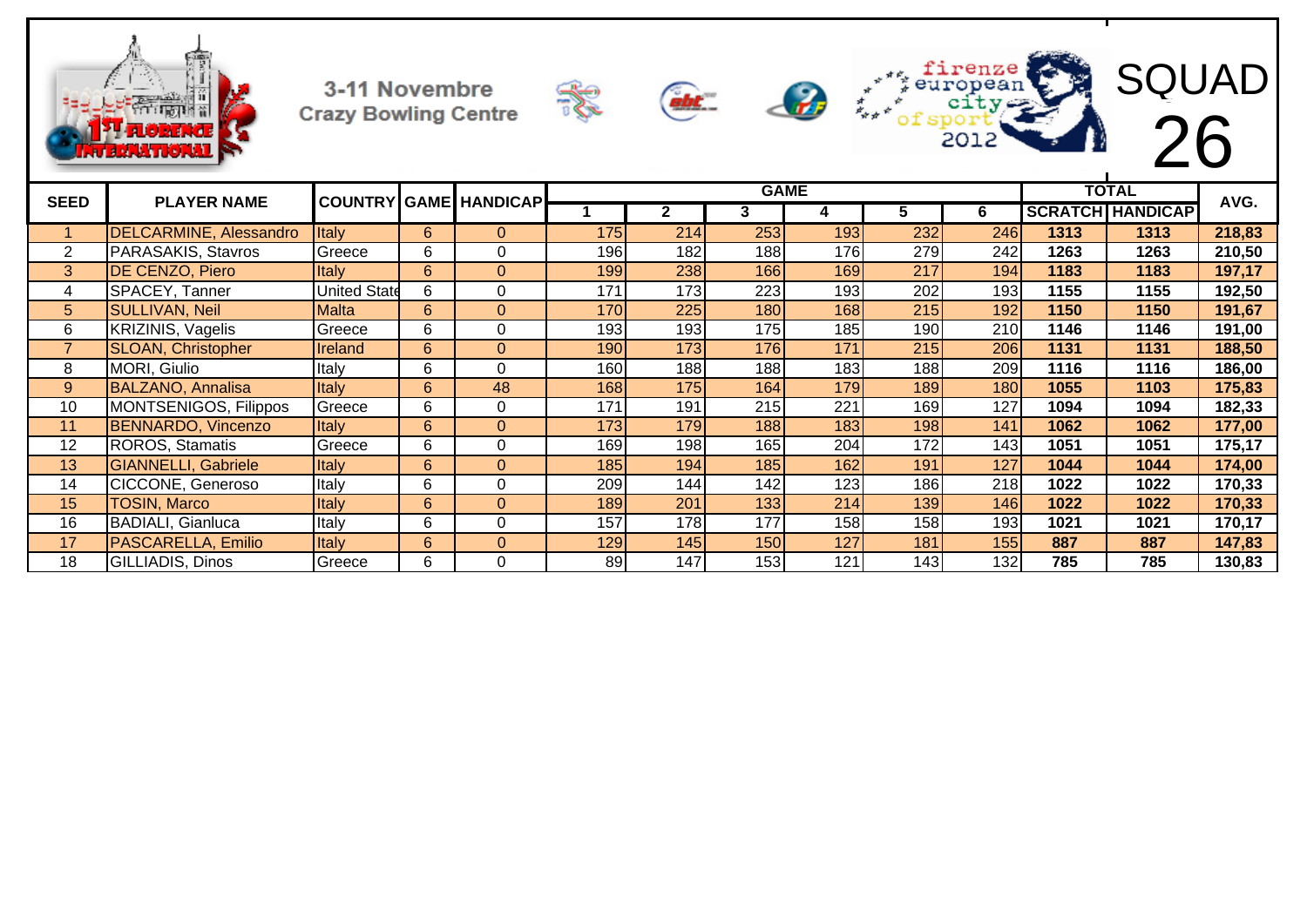3-11 Novembre
Crazy Bowling Centre

firenze european city of sport 2012

# SQUAD 26

| SEED | PLAYER NAME | COUNTRY | GAME | HANDICAP | GAME 1 | 2 | 3 | 4 | 5 | 6 | TOTAL SCRATCH | TOTAL HANDICAP | AVG. |
|---|---|---|---|---|---|---|---|---|---|---|---|---|---|
| 1 | DELCARMINE, Alessandro | Italy | 6 | 0 | 175 | 214 | 253 | 193 | 232 | 246 | 1313 | 1313 | 218,83 |
| 2 | PARASAKIS, Stavros | Greece | 6 | 0 | 196 | 182 | 188 | 176 | 279 | 242 | 1263 | 1263 | 210,50 |
| 3 | DE CENZO, Piero | Italy | 6 | 0 | 199 | 238 | 166 | 169 | 217 | 194 | 1183 | 1183 | 197,17 |
| 4 | SPACEY, Tanner | United State | 6 | 0 | 171 | 173 | 223 | 193 | 202 | 193 | 1155 | 1155 | 192,50 |
| 5 | SULLIVAN, Neil | Malta | 6 | 0 | 170 | 225 | 180 | 168 | 215 | 192 | 1150 | 1150 | 191,67 |
| 6 | KRIZINIS, Vagelis | Greece | 6 | 0 | 193 | 193 | 175 | 185 | 190 | 210 | 1146 | 1146 | 191,00 |
| 7 | SLOAN, Christopher | Ireland | 6 | 0 | 190 | 173 | 176 | 171 | 215 | 206 | 1131 | 1131 | 188,50 |
| 8 | MORI, Giulio | Italy | 6 | 0 | 160 | 188 | 188 | 183 | 188 | 209 | 1116 | 1116 | 186,00 |
| 9 | BALZANO, Annalisa | Italy | 6 | 48 | 168 | 175 | 164 | 179 | 189 | 180 | 1055 | 1103 | 175,83 |
| 10 | MONTSENIGOS, Filippos | Greece | 6 | 0 | 171 | 191 | 215 | 221 | 169 | 127 | 1094 | 1094 | 182,33 |
| 11 | BENNARDO, Vincenzo | Italy | 6 | 0 | 173 | 179 | 188 | 183 | 198 | 141 | 1062 | 1062 | 177,00 |
| 12 | ROROS, Stamatis | Greece | 6 | 0 | 169 | 198 | 165 | 204 | 172 | 143 | 1051 | 1051 | 175,17 |
| 13 | GIANNELLI, Gabriele | Italy | 6 | 0 | 185 | 194 | 185 | 162 | 191 | 127 | 1044 | 1044 | 174,00 |
| 14 | CICCONE, Generoso | Italy | 6 | 0 | 209 | 144 | 142 | 123 | 186 | 218 | 1022 | 1022 | 170,33 |
| 15 | TOSIN, Marco | Italy | 6 | 0 | 189 | 201 | 133 | 214 | 139 | 146 | 1022 | 1022 | 170,33 |
| 16 | BADIALI, Gianluca | Italy | 6 | 0 | 157 | 178 | 177 | 158 | 158 | 193 | 1021 | 1021 | 170,17 |
| 17 | PASCARELLA, Emilio | Italy | 6 | 0 | 129 | 145 | 150 | 127 | 181 | 155 | 887 | 887 | 147,83 |
| 18 | GILLIADIS, Dinos | Greece | 6 | 0 | 89 | 147 | 153 | 121 | 143 | 132 | 785 | 785 | 130,83 |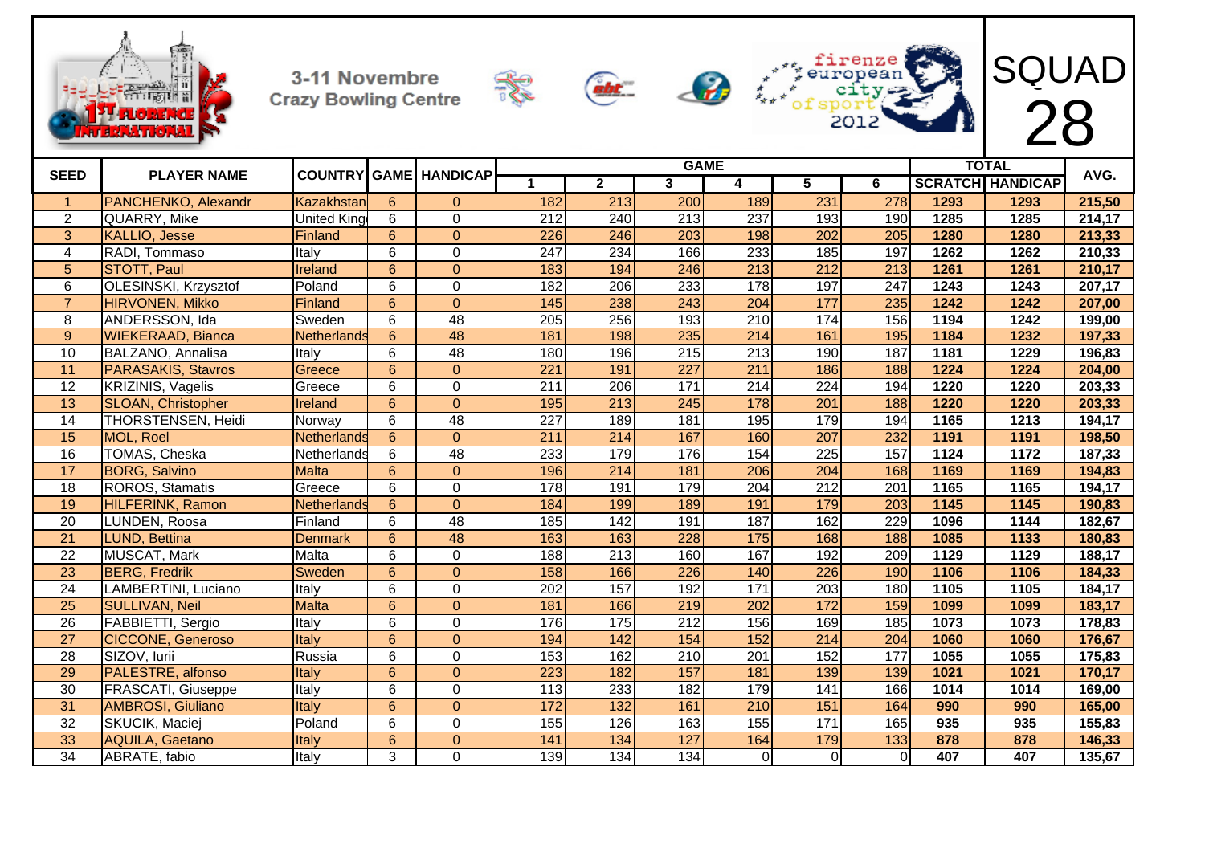3-11 Novembre
Crazy Bowling Centre

# SQUAD 28

| SEED | PLAYER NAME | COUNTRY | GAME | HANDICAP | GAME | | | | | | TOTAL | | AVG. |
|---|---|---|---|---|---|---|---|---|---|---|---|---|---|
| | | | | | 1 | 2 | 3 | 4 | 5 | 6 | SCRATCH | HANDICAP | |
| 1 | PANCHENKO, Alexandr | Kazakhstan | 6 | 0 | 182 | 213 | 200 | 189 | 231 | 278 | 1293 | 1293 | 215,50 |
| 2 | QUARRY, Mike | United King | 6 | 0 | 212 | 240 | 213 | 237 | 193 | 190 | 1285 | 1285 | 214,17 |
| 3 | KALLIO, Jesse | Finland | 6 | 0 | 226 | 246 | 203 | 198 | 202 | 205 | 1280 | 1280 | 213,33 |
| 4 | RADI, Tommaso | Italy | 6 | 0 | 247 | 234 | 166 | 233 | 185 | 197 | 1262 | 1262 | 210,33 |
| 5 | STOTT, Paul | Ireland | 6 | 0 | 183 | 194 | 246 | 213 | 212 | 213 | 1261 | 1261 | 210,17 |
| 6 | OLESINSKI, Krzysztof | Poland | 6 | 0 | 182 | 206 | 233 | 178 | 197 | 247 | 1243 | 1243 | 207,17 |
| 7 | HIRVONEN, Mikko | Finland | 6 | 0 | 145 | 238 | 243 | 204 | 177 | 235 | 1242 | 1242 | 207,00 |
| 8 | ANDERSSON, Ida | Sweden | 6 | 48 | 205 | 256 | 193 | 210 | 174 | 156 | 1194 | 1242 | 199,00 |
| 9 | WIEKERAAD, Bianca | Netherlands | 6 | 48 | 181 | 198 | 235 | 214 | 161 | 195 | 1184 | 1232 | 197,33 |
| 10 | BALZANO, Annalisa | Italy | 6 | 48 | 180 | 196 | 215 | 213 | 190 | 187 | 1181 | 1229 | 196,83 |
| 11 | PARASAKIS, Stavros | Greece | 6 | 0 | 221 | 191 | 227 | 211 | 186 | 188 | 1224 | 1224 | 204,00 |
| 12 | KRIZINIS, Vagelis | Greece | 6 | 0 | 211 | 206 | 171 | 214 | 224 | 194 | 1220 | 1220 | 203,33 |
| 13 | SLOAN, Christopher | Ireland | 6 | 0 | 195 | 213 | 245 | 178 | 201 | 188 | 1220 | 1220 | 203,33 |
| 14 | THORSTENSEN, Heidi | Norway | 6 | 48 | 227 | 189 | 181 | 195 | 179 | 194 | 1165 | 1213 | 194,17 |
| 15 | MOL, Roel | Netherlands | 6 | 0 | 211 | 214 | 167 | 160 | 207 | 232 | 1191 | 1191 | 198,50 |
| 16 | TOMAS, Cheska | Netherlands | 6 | 48 | 233 | 179 | 176 | 154 | 225 | 157 | 1124 | 1172 | 187,33 |
| 17 | BORG, Salvino | Malta | 6 | 0 | 196 | 214 | 181 | 206 | 204 | 168 | 1169 | 1169 | 194,83 |
| 18 | ROROS, Stamatis | Greece | 6 | 0 | 178 | 191 | 179 | 204 | 212 | 201 | 1165 | 1165 | 194,17 |
| 19 | HILFERINK, Ramon | Netherlands | 6 | 0 | 184 | 199 | 189 | 191 | 179 | 203 | 1145 | 1145 | 190,83 |
| 20 | LUNDEN, Roosa | Finland | 6 | 48 | 185 | 142 | 191 | 187 | 162 | 229 | 1096 | 1144 | 182,67 |
| 21 | LUND, Bettina | Denmark | 6 | 48 | 163 | 163 | 228 | 175 | 168 | 188 | 1085 | 1133 | 180,83 |
| 22 | MUSCAT, Mark | Malta | 6 | 0 | 188 | 213 | 160 | 167 | 192 | 209 | 1129 | 1129 | 188,17 |
| 23 | BERG, Fredrik | Sweden | 6 | 0 | 158 | 166 | 226 | 140 | 226 | 190 | 1106 | 1106 | 184,33 |
| 24 | LAMBERTINI, Luciano | Italy | 6 | 0 | 202 | 157 | 192 | 171 | 203 | 180 | 1105 | 1105 | 184,17 |
| 25 | SULLIVAN, Neil | Malta | 6 | 0 | 181 | 166 | 219 | 202 | 172 | 159 | 1099 | 1099 | 183,17 |
| 26 | FABBIETTI, Sergio | Italy | 6 | 0 | 176 | 175 | 212 | 156 | 169 | 185 | 1073 | 1073 | 178,83 |
| 27 | CICCONE, Generoso | Italy | 6 | 0 | 194 | 142 | 154 | 152 | 214 | 204 | 1060 | 1060 | 176,67 |
| 28 | SIZOV, Iurii | Russia | 6 | 0 | 153 | 162 | 210 | 201 | 152 | 177 | 1055 | 1055 | 175,83 |
| 29 | PALESTRE, alfonso | Italy | 6 | 0 | 223 | 182 | 157 | 181 | 139 | 139 | 1021 | 1021 | 170,17 |
| 30 | FRASCATI, Giuseppe | Italy | 6 | 0 | 113 | 233 | 182 | 179 | 141 | 166 | 1014 | 1014 | 169,00 |
| 31 | AMBROSI, Giuliano | Italy | 6 | 0 | 172 | 132 | 161 | 210 | 151 | 164 | 990 | 990 | 165,00 |
| 32 | SKUCIK, Maciej | Poland | 6 | 0 | 155 | 126 | 163 | 155 | 171 | 165 | 935 | 935 | 155,83 |
| 33 | AQUILA, Gaetano | Italy | 6 | 0 | 141 | 134 | 127 | 164 | 179 | 133 | 878 | 878 | 146,33 |
| 34 | ABRATE, fabio | Italy | 3 | 0 | 139 | 134 | 134 | 0 | 0 | 0 | 407 | 407 | 135,67 |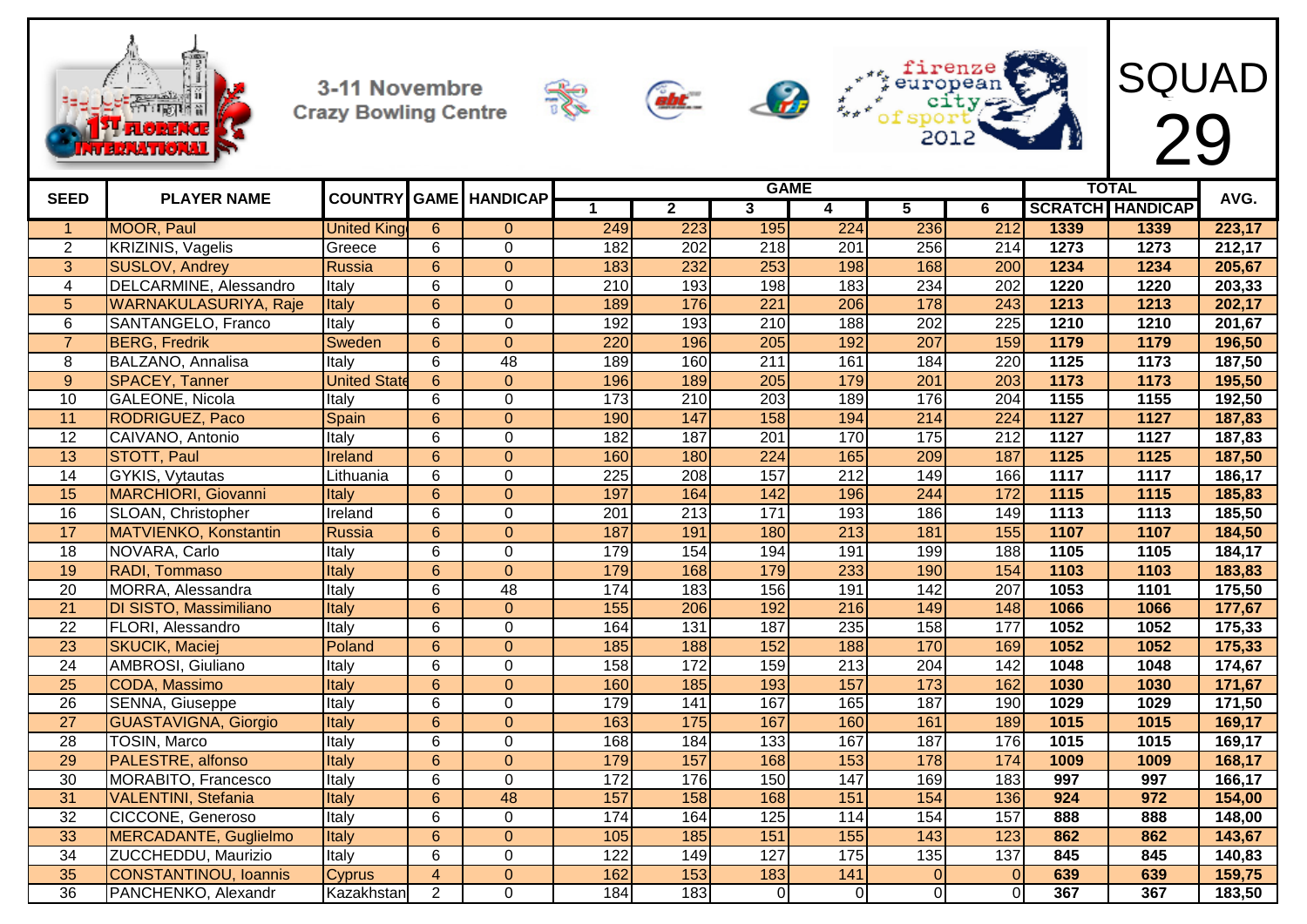3-11 Novembre
Crazy Bowling Centre

firenze european city of sport 2012

# SQUAD 29

| SEED | PLAYER NAME | COUNTRY | GAME | HANDICAP | GAME | | | | | | TOTAL | | AVG. |
|---|---|---|---|---|---|---|---|---|---|---|---|---|---|
| | | | | | 1 | 2 | 3 | 4 | 5 | 6 | SCRATCH | HANDICAP | |
| 1 | MOOR, Paul | United King | 6 | 0 | 249 | 223 | 195 | 224 | 236 | 212 | 1339 | 1339 | 223,17 |
| 2 | KRIZINIS, Vagelis | Greece | 6 | 0 | 182 | 202 | 218 | 201 | 256 | 214 | 1273 | 1273 | 212,17 |
| 3 | SUSLOV, Andrey | Russia | 6 | 0 | 183 | 232 | 253 | 198 | 168 | 200 | 1234 | 1234 | 205,67 |
| 4 | DELCARMINE, Alessandro | Italy | 6 | 0 | 210 | 193 | 198 | 183 | 234 | 202 | 1220 | 1220 | 203,33 |
| 5 | WARNAKULASURIYA, Raje | Italy | 6 | 0 | 189 | 176 | 221 | 206 | 178 | 243 | 1213 | 1213 | 202,17 |
| 6 | SANTANGELO, Franco | Italy | 6 | 0 | 192 | 193 | 210 | 188 | 202 | 225 | 1210 | 1210 | 201,67 |
| 7 | BERG, Fredrik | Sweden | 6 | 0 | 220 | 196 | 205 | 192 | 207 | 159 | 1179 | 1179 | 196,50 |
| 8 | BALZANO, Annalisa | Italy | 6 | 48 | 189 | 160 | 211 | 161 | 184 | 220 | 1125 | 1173 | 187,50 |
| 9 | SPACEY, Tanner | United State | 6 | 0 | 196 | 189 | 205 | 179 | 201 | 203 | 1173 | 1173 | 195,50 |
| 10 | GALEONE, Nicola | Italy | 6 | 0 | 173 | 210 | 203 | 189 | 176 | 204 | 1155 | 1155 | 192,50 |
| 11 | RODRIGUEZ, Paco | Spain | 6 | 0 | 190 | 147 | 158 | 194 | 214 | 224 | 1127 | 1127 | 187,83 |
| 12 | CAIVANO, Antonio | Italy | 6 | 0 | 182 | 187 | 201 | 170 | 175 | 212 | 1127 | 1127 | 187,83 |
| 13 | STOTT, Paul | Ireland | 6 | 0 | 160 | 180 | 224 | 165 | 209 | 187 | 1125 | 1125 | 187,50 |
| 14 | GYKIS, Vytautas | Lithuania | 6 | 0 | 225 | 208 | 157 | 212 | 149 | 166 | 1117 | 1117 | 186,17 |
| 15 | MARCHIORI, Giovanni | Italy | 6 | 0 | 197 | 164 | 142 | 196 | 244 | 172 | 1115 | 1115 | 185,83 |
| 16 | SLOAN, Christopher | Ireland | 6 | 0 | 201 | 213 | 171 | 193 | 186 | 149 | 1113 | 1113 | 185,50 |
| 17 | MATVIENKO, Konstantin | Russia | 6 | 0 | 187 | 191 | 180 | 213 | 181 | 155 | 1107 | 1107 | 184,50 |
| 18 | NOVARA, Carlo | Italy | 6 | 0 | 179 | 154 | 194 | 191 | 199 | 188 | 1105 | 1105 | 184,17 |
| 19 | RADI, Tommaso | Italy | 6 | 0 | 179 | 168 | 179 | 233 | 190 | 154 | 1103 | 1103 | 183,83 |
| 20 | MORRA, Alessandra | Italy | 6 | 48 | 174 | 183 | 156 | 191 | 142 | 207 | 1053 | 1101 | 175,50 |
| 21 | DI SISTO, Massimiliano | Italy | 6 | 0 | 155 | 206 | 192 | 216 | 149 | 148 | 1066 | 1066 | 177,67 |
| 22 | FLORI, Alessandro | Italy | 6 | 0 | 164 | 131 | 187 | 235 | 158 | 177 | 1052 | 1052 | 175,33 |
| 23 | SKUCIK, Maciej | Poland | 6 | 0 | 185 | 188 | 152 | 188 | 170 | 169 | 1052 | 1052 | 175,33 |
| 24 | AMBROSI, Giuliano | Italy | 6 | 0 | 158 | 172 | 159 | 213 | 204 | 142 | 1048 | 1048 | 174,67 |
| 25 | CODA, Massimo | Italy | 6 | 0 | 160 | 185 | 193 | 157 | 173 | 162 | 1030 | 1030 | 171,67 |
| 26 | SENNA, Giuseppe | Italy | 6 | 0 | 179 | 141 | 167 | 165 | 187 | 190 | 1029 | 1029 | 171,50 |
| 27 | GUASTAVIGNA, Giorgio | Italy | 6 | 0 | 163 | 175 | 167 | 160 | 161 | 189 | 1015 | 1015 | 169,17 |
| 28 | TOSIN, Marco | Italy | 6 | 0 | 168 | 184 | 133 | 167 | 187 | 176 | 1015 | 1015 | 169,17 |
| 29 | PALESTRE, alfonso | Italy | 6 | 0 | 179 | 157 | 168 | 153 | 178 | 174 | 1009 | 1009 | 168,17 |
| 30 | MORABITO, Francesco | Italy | 6 | 0 | 172 | 176 | 150 | 147 | 169 | 183 | 997 | 997 | 166,17 |
| 31 | VALENTINI, Stefania | Italy | 6 | 48 | 157 | 158 | 168 | 151 | 154 | 136 | 924 | 972 | 154,00 |
| 32 | CICCONE, Generoso | Italy | 6 | 0 | 174 | 164 | 125 | 114 | 154 | 157 | 888 | 888 | 148,00 |
| 33 | MERCADANTE, Guglielmo | Italy | 6 | 0 | 105 | 185 | 151 | 155 | 143 | 123 | 862 | 862 | 143,67 |
| 34 | ZUCCHEDDU, Maurizio | Italy | 6 | 0 | 122 | 149 | 127 | 175 | 135 | 137 | 845 | 845 | 140,83 |
| 35 | CONSTANTINOU, Ioannis | Cyprus | 4 | 0 | 162 | 153 | 183 | 141 | 0 | 0 | 639 | 639 | 159,75 |
| 36 | PANCHENKO, Alexandr | Kazakhstan | 2 | 0 | 184 | 183 | 0 | 0 | 0 | 0 | 367 | 367 | 183,50 |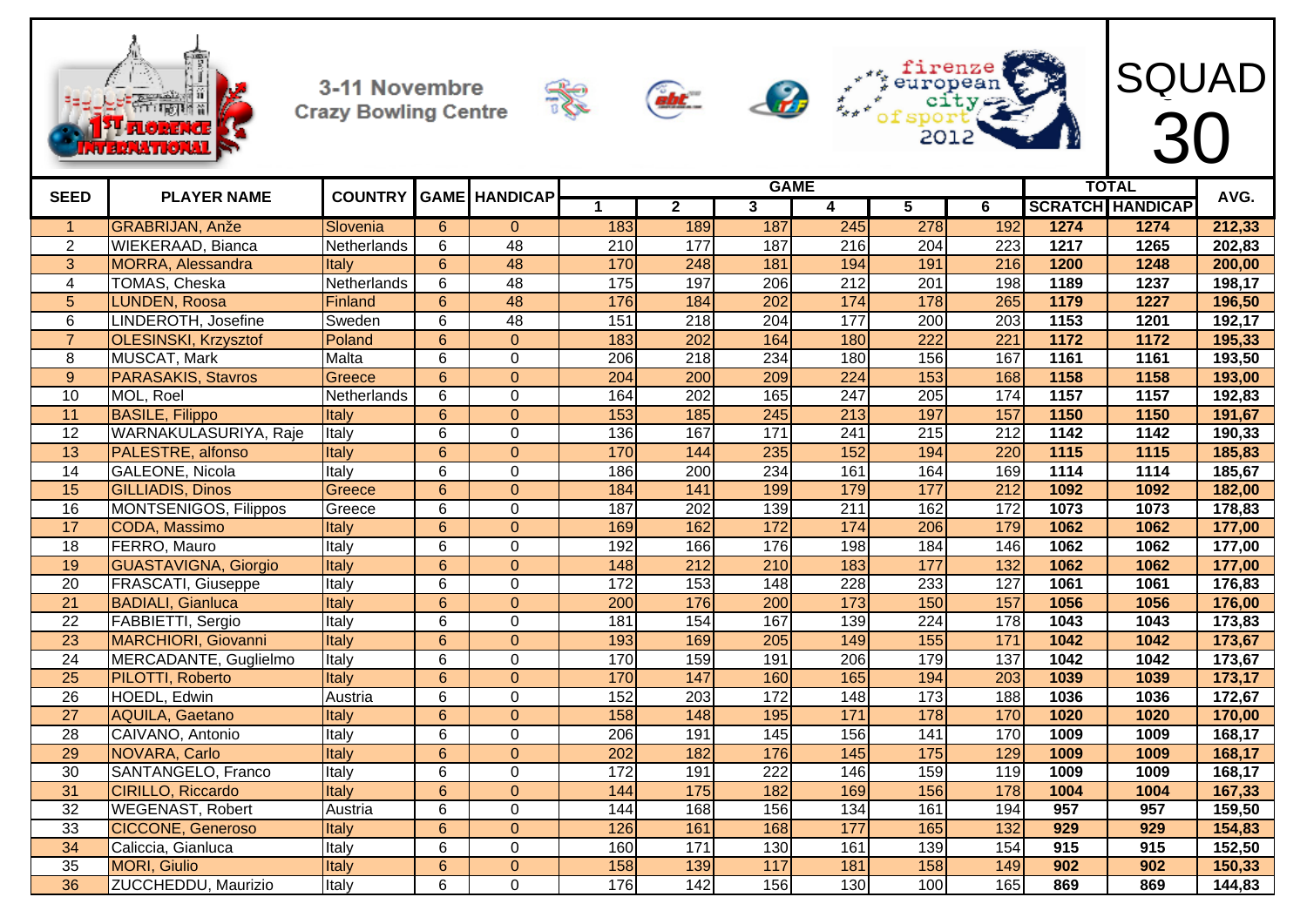3-11 Novembre
Crazy Bowling Centre

firenze european city of sport 2012

# SQUAD 30

| SEED | PLAYER NAME | COUNTRY | GAME | HANDICAP | GAME | | | | | | TOTAL | | AVG. |
|---|---|---|---|---|---|---|---|---|---|---|---|---|---|
| | | | | | 1 | 2 | 3 | 4 | 5 | 6 | SCRATCH | HANDICAP | |
| 1 | GRABRIJAN, Anže | Slovenia | 6 | 0 | 183 | 189 | 187 | 245 | 278 | 192 | 1274 | 1274 | 212,33 |
| 2 | WIEKERAAD, Bianca | Netherlands | 6 | 48 | 210 | 177 | 187 | 216 | 204 | 223 | 1217 | 1265 | 202,83 |
| 3 | MORRA, Alessandra | Italy | 6 | 48 | 170 | 248 | 181 | 194 | 191 | 216 | 1200 | 1248 | 200,00 |
| 4 | TOMAS, Cheska | Netherlands | 6 | 48 | 175 | 197 | 206 | 212 | 201 | 198 | 1189 | 1237 | 198,17 |
| 5 | LUNDEN, Roosa | Finland | 6 | 48 | 176 | 184 | 202 | 174 | 178 | 265 | 1179 | 1227 | 196,50 |
| 6 | LINDEROTH, Josefine | Sweden | 6 | 48 | 151 | 218 | 204 | 177 | 200 | 203 | 1153 | 1201 | 192,17 |
| 7 | OLESINSKI, Krzysztof | Poland | 6 | 0 | 183 | 202 | 164 | 180 | 222 | 221 | 1172 | 1172 | 195,33 |
| 8 | MUSCAT, Mark | Malta | 6 | 0 | 206 | 218 | 234 | 180 | 156 | 167 | 1161 | 1161 | 193,50 |
| 9 | PARASAKIS, Stavros | Greece | 6 | 0 | 204 | 200 | 209 | 224 | 153 | 168 | 1158 | 1158 | 193,00 |
| 10 | MOL, Roel | Netherlands | 6 | 0 | 164 | 202 | 165 | 247 | 205 | 174 | 1157 | 1157 | 192,83 |
| 11 | BASILE, Filippo | Italy | 6 | 0 | 153 | 185 | 245 | 213 | 197 | 157 | 1150 | 1150 | 191,67 |
| 12 | WARNAKULASURIYA, Raje | Italy | 6 | 0 | 136 | 167 | 171 | 241 | 215 | 212 | 1142 | 1142 | 190,33 |
| 13 | PALESTRE, alfonso | Italy | 6 | 0 | 170 | 144 | 235 | 152 | 194 | 220 | 1115 | 1115 | 185,83 |
| 14 | GALEONE, Nicola | Italy | 6 | 0 | 186 | 200 | 234 | 161 | 164 | 169 | 1114 | 1114 | 185,67 |
| 15 | GILLIADIS, Dinos | Greece | 6 | 0 | 184 | 141 | 199 | 179 | 177 | 212 | 1092 | 1092 | 182,00 |
| 16 | MONTSENIGOS, Filippos | Greece | 6 | 0 | 187 | 202 | 139 | 211 | 162 | 172 | 1073 | 1073 | 178,83 |
| 17 | CODA, Massimo | Italy | 6 | 0 | 169 | 162 | 172 | 174 | 206 | 179 | 1062 | 1062 | 177,00 |
| 18 | FERRO, Mauro | Italy | 6 | 0 | 192 | 166 | 176 | 198 | 184 | 146 | 1062 | 1062 | 177,00 |
| 19 | GUASTAVIGNA, Giorgio | Italy | 6 | 0 | 148 | 212 | 210 | 183 | 177 | 132 | 1062 | 1062 | 177,00 |
| 20 | FRASCATI, Giuseppe | Italy | 6 | 0 | 172 | 153 | 148 | 228 | 233 | 127 | 1061 | 1061 | 176,83 |
| 21 | BADIALI, Gianluca | Italy | 6 | 0 | 200 | 176 | 200 | 173 | 150 | 157 | 1056 | 1056 | 176,00 |
| 22 | FABBIETTI, Sergio | Italy | 6 | 0 | 181 | 154 | 167 | 139 | 224 | 178 | 1043 | 1043 | 173,83 |
| 23 | MARCHIORI, Giovanni | Italy | 6 | 0 | 193 | 169 | 205 | 149 | 155 | 171 | 1042 | 1042 | 173,67 |
| 24 | MERCADANTE, Guglielmo | Italy | 6 | 0 | 170 | 159 | 191 | 206 | 179 | 137 | 1042 | 1042 | 173,67 |
| 25 | PILOTTI, Roberto | Italy | 6 | 0 | 170 | 147 | 160 | 165 | 194 | 203 | 1039 | 1039 | 173,17 |
| 26 | HOEDL, Edwin | Austria | 6 | 0 | 152 | 203 | 172 | 148 | 173 | 188 | 1036 | 1036 | 172,67 |
| 27 | AQUILA, Gaetano | Italy | 6 | 0 | 158 | 148 | 195 | 171 | 178 | 170 | 1020 | 1020 | 170,00 |
| 28 | CAIVANO, Antonio | Italy | 6 | 0 | 206 | 191 | 145 | 156 | 141 | 170 | 1009 | 1009 | 168,17 |
| 29 | NOVARA, Carlo | Italy | 6 | 0 | 202 | 182 | 176 | 145 | 175 | 129 | 1009 | 1009 | 168,17 |
| 30 | SANTANGELO, Franco | Italy | 6 | 0 | 172 | 191 | 222 | 146 | 159 | 119 | 1009 | 1009 | 168,17 |
| 31 | CIRILLO, Riccardo | Italy | 6 | 0 | 144 | 175 | 182 | 169 | 156 | 178 | 1004 | 1004 | 167,33 |
| 32 | WEGENAST, Robert | Austria | 6 | 0 | 144 | 168 | 156 | 134 | 161 | 194 | 957 | 957 | 159,50 |
| 33 | CICCONE, Generoso | Italy | 6 | 0 | 126 | 161 | 168 | 177 | 165 | 132 | 929 | 929 | 154,83 |
| 34 | Caliccia, Gianluca | Italy | 6 | 0 | 160 | 171 | 130 | 161 | 139 | 154 | 915 | 915 | 152,50 |
| 35 | MORI, Giulio | Italy | 6 | 0 | 158 | 139 | 117 | 181 | 158 | 149 | 902 | 902 | 150,33 |
| 36 | ZUCCHEDDU, Maurizio | Italy | 6 | 0 | 176 | 142 | 156 | 130 | 100 | 165 | 869 | 869 | 144,83 |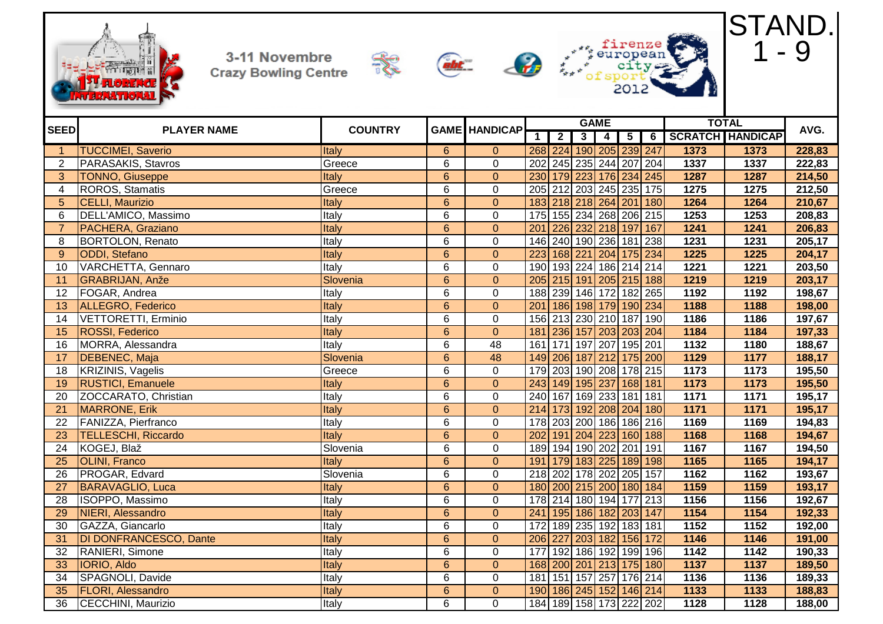3-11 Novembre
Crazy Bowling Centre

firenze european city of sport 2012

# STAND. 1 - 9

| SEED | PLAYER NAME | COUNTRY | GAME | HANDICAP | GAME | | | | | | TOTAL | | AVG. |
|---|---|---|---|---|---|---|---|---|---|---|---|---|---|
| | | | | | 1 | 2 | 3 | 4 | 5 | 6 | SCRATCH | HANDICAP | |
| 1 | TUCCIMEI, Saverio | Italy | 6 | 0 | 268 | 224 | 190 | 205 | 239 | 247 | 1373 | 1373 | 228,83 |
| 2 | PARASAKIS, Stavros | Greece | 6 | 0 | 202 | 245 | 235 | 244 | 207 | 204 | 1337 | 1337 | 222,83 |
| 3 | TONNO, Giuseppe | Italy | 6 | 0 | 230 | 179 | 223 | 176 | 234 | 245 | 1287 | 1287 | 214,50 |
| 4 | ROROS, Stamatis | Greece | 6 | 0 | 205 | 212 | 203 | 245 | 235 | 175 | 1275 | 1275 | 212,50 |
| 5 | CELLI, Maurizio | Italy | 6 | 0 | 183 | 218 | 218 | 264 | 201 | 180 | 1264 | 1264 | 210,67 |
| 6 | DELL'AMICO, Massimo | Italy | 6 | 0 | 175 | 155 | 234 | 268 | 206 | 215 | 1253 | 1253 | 208,83 |
| 7 | PACHERA, Graziano | Italy | 6 | 0 | 201 | 226 | 232 | 218 | 197 | 167 | 1241 | 1241 | 206,83 |
| 8 | BORTOLON, Renato | Italy | 6 | 0 | 146 | 240 | 190 | 236 | 181 | 238 | 1231 | 1231 | 205,17 |
| 9 | ODDI, Stefano | Italy | 6 | 0 | 223 | 168 | 221 | 204 | 175 | 234 | 1225 | 1225 | 204,17 |
| 10 | VARCHETTA, Gennaro | Italy | 6 | 0 | 190 | 193 | 224 | 186 | 214 | 214 | 1221 | 1221 | 203,50 |
| 11 | GRABRIJAN, Anže | Slovenia | 6 | 0 | 205 | 215 | 191 | 205 | 215 | 188 | 1219 | 1219 | 203,17 |
| 12 | FOGAR, Andrea | Italy | 6 | 0 | 188 | 239 | 146 | 172 | 182 | 265 | 1192 | 1192 | 198,67 |
| 13 | ALLEGRO, Federico | Italy | 6 | 0 | 201 | 186 | 198 | 179 | 190 | 234 | 1188 | 1188 | 198,00 |
| 14 | VETTORETTI, Erminio | Italy | 6 | 0 | 156 | 213 | 230 | 210 | 187 | 190 | 1186 | 1186 | 197,67 |
| 15 | ROSSI, Federico | Italy | 6 | 0 | 181 | 236 | 157 | 203 | 203 | 204 | 1184 | 1184 | 197,33 |
| 16 | MORRA, Alessandra | Italy | 6 | 48 | 161 | 171 | 197 | 207 | 195 | 201 | 1132 | 1180 | 188,67 |
| 17 | DEBENEC, Maja | Slovenia | 6 | 48 | 149 | 206 | 187 | 212 | 175 | 200 | 1129 | 1177 | 188,17 |
| 18 | KRIZINIS, Vagelis | Greece | 6 | 0 | 179 | 203 | 190 | 208 | 178 | 215 | 1173 | 1173 | 195,50 |
| 19 | RUSTICI, Emanuele | Italy | 6 | 0 | 243 | 149 | 195 | 237 | 168 | 181 | 1173 | 1173 | 195,50 |
| 20 | ZOCCARATO, Christian | Italy | 6 | 0 | 240 | 167 | 169 | 233 | 181 | 181 | 1171 | 1171 | 195,17 |
| 21 | MARRONE, Erik | Italy | 6 | 0 | 214 | 173 | 192 | 208 | 204 | 180 | 1171 | 1171 | 195,17 |
| 22 | FANIZZA, Pierfranco | Italy | 6 | 0 | 178 | 203 | 200 | 186 | 186 | 216 | 1169 | 1169 | 194,83 |
| 23 | TELLESCHI, Riccardo | Italy | 6 | 0 | 202 | 191 | 204 | 223 | 160 | 188 | 1168 | 1168 | 194,67 |
| 24 | KOGEJ, Blaž | Slovenia | 6 | 0 | 189 | 194 | 190 | 202 | 201 | 191 | 1167 | 1167 | 194,50 |
| 25 | OLINI, Franco | Italy | 6 | 0 | 191 | 179 | 183 | 225 | 189 | 198 | 1165 | 1165 | 194,17 |
| 26 | PROGAR, Edvard | Slovenia | 6 | 0 | 218 | 202 | 178 | 202 | 205 | 157 | 1162 | 1162 | 193,67 |
| 27 | BARAVAGLIO, Luca | Italy | 6 | 0 | 180 | 200 | 215 | 200 | 180 | 184 | 1159 | 1159 | 193,17 |
| 28 | ISOPPO, Massimo | Italy | 6 | 0 | 178 | 214 | 180 | 194 | 177 | 213 | 1156 | 1156 | 192,67 |
| 29 | NIERI, Alessandro | Italy | 6 | 0 | 241 | 195 | 186 | 182 | 203 | 147 | 1154 | 1154 | 192,33 |
| 30 | GAZZA, Giancarlo | Italy | 6 | 0 | 172 | 189 | 235 | 192 | 183 | 181 | 1152 | 1152 | 192,00 |
| 31 | DI DONFRANCESCO, Dante | Italy | 6 | 0 | 206 | 227 | 203 | 182 | 156 | 172 | 1146 | 1146 | 191,00 |
| 32 | RANIERI, Simone | Italy | 6 | 0 | 177 | 192 | 186 | 192 | 199 | 196 | 1142 | 1142 | 190,33 |
| 33 | IORIO, Aldo | Italy | 6 | 0 | 168 | 200 | 201 | 213 | 175 | 180 | 1137 | 1137 | 189,50 |
| 34 | SPAGNOLI, Davide | Italy | 6 | 0 | 181 | 151 | 157 | 257 | 176 | 214 | 1136 | 1136 | 189,33 |
| 35 | FLORI, Alessandro | Italy | 6 | 0 | 190 | 186 | 245 | 152 | 146 | 214 | 1133 | 1133 | 188,83 |
| 36 | CECCHINI, Maurizio | Italy | 6 | 0 | 184 | 189 | 158 | 173 | 222 | 202 | 1128 | 1128 | 188,00 |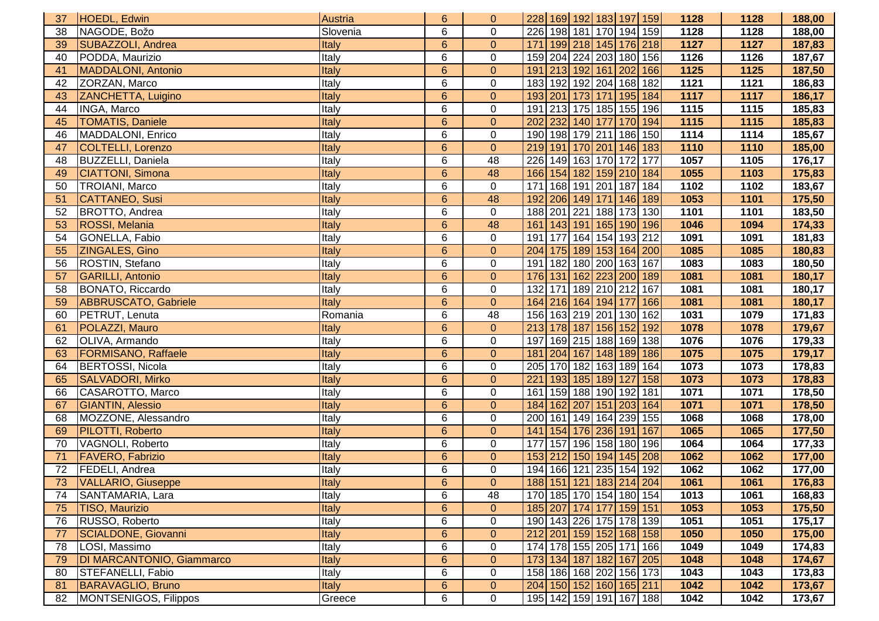| | | | | | | | | | | | | | |
|---|---|---|---|---|---|---|---|---|---|---|---|---|---|
| 37 | HOEDL, Edwin | Austria | 6 | 0 | 228 | 169 | 192 | 183 | 197 | 159 | 1128 | 1128 | 188,00 |
| 38 | NAGODE, Božo | Slovenia | 6 | 0 | 226 | 198 | 181 | 170 | 194 | 159 | 1128 | 1128 | 188,00 |
| 39 | SUBAZZOLI, Andrea | Italy | 6 | 0 | 171 | 199 | 218 | 145 | 176 | 218 | 1127 | 1127 | 187,83 |
| 40 | PODDA, Maurizio | Italy | 6 | 0 | 159 | 204 | 224 | 203 | 180 | 156 | 1126 | 1126 | 187,67 |
| 41 | MADDALONI, Antonio | Italy | 6 | 0 | 191 | 213 | 192 | 161 | 202 | 166 | 1125 | 1125 | 187,50 |
| 42 | ZORZAN, Marco | Italy | 6 | 0 | 183 | 192 | 192 | 204 | 168 | 182 | 1121 | 1121 | 186,83 |
| 43 | ZANCHETTA, Luigino | Italy | 6 | 0 | 193 | 201 | 173 | 171 | 195 | 184 | 1117 | 1117 | 186,17 |
| 44 | INGA, Marco | Italy | 6 | 0 | 191 | 213 | 175 | 185 | 155 | 196 | 1115 | 1115 | 185,83 |
| 45 | TOMATIS, Daniele | Italy | 6 | 0 | 202 | 232 | 140 | 177 | 170 | 194 | 1115 | 1115 | 185,83 |
| 46 | MADDALONI, Enrico | Italy | 6 | 0 | 190 | 198 | 179 | 211 | 186 | 150 | 1114 | 1114 | 185,67 |
| 47 | COLTELLI, Lorenzo | Italy | 6 | 0 | 219 | 191 | 170 | 201 | 146 | 183 | 1110 | 1110 | 185,00 |
| 48 | BUZZELLI, Daniela | Italy | 6 | 48 | 226 | 149 | 163 | 170 | 172 | 177 | 1057 | 1105 | 176,17 |
| 49 | CIATTONI, Simona | Italy | 6 | 48 | 166 | 154 | 182 | 159 | 210 | 184 | 1055 | 1103 | 175,83 |
| 50 | TROIANI, Marco | Italy | 6 | 0 | 171 | 168 | 191 | 201 | 187 | 184 | 1102 | 1102 | 183,67 |
| 51 | CATTANEO, Susi | Italy | 6 | 48 | 192 | 206 | 149 | 171 | 146 | 189 | 1053 | 1101 | 175,50 |
| 52 | BROTTO, Andrea | Italy | 6 | 0 | 188 | 201 | 221 | 188 | 173 | 130 | 1101 | 1101 | 183,50 |
| 53 | ROSSI, Melania | Italy | 6 | 48 | 161 | 143 | 191 | 165 | 190 | 196 | 1046 | 1094 | 174,33 |
| 54 | GONELLA, Fabio | Italy | 6 | 0 | 191 | 177 | 164 | 154 | 193 | 212 | 1091 | 1091 | 181,83 |
| 55 | ZINGALES, Gino | Italy | 6 | 0 | 204 | 175 | 189 | 153 | 164 | 200 | 1085 | 1085 | 180,83 |
| 56 | ROSTIN, Stefano | Italy | 6 | 0 | 191 | 182 | 180 | 200 | 163 | 167 | 1083 | 1083 | 180,50 |
| 57 | GARILLI, Antonio | Italy | 6 | 0 | 176 | 131 | 162 | 223 | 200 | 189 | 1081 | 1081 | 180,17 |
| 58 | BONATO, Riccardo | Italy | 6 | 0 | 132 | 171 | 189 | 210 | 212 | 167 | 1081 | 1081 | 180,17 |
| 59 | ABBRUSCATO, Gabriele | Italy | 6 | 0 | 164 | 216 | 164 | 194 | 177 | 166 | 1081 | 1081 | 180,17 |
| 60 | PETRUT, Lenuta | Romania | 6 | 48 | 156 | 163 | 219 | 201 | 130 | 162 | 1031 | 1079 | 171,83 |
| 61 | POLAZZI, Mauro | Italy | 6 | 0 | 213 | 178 | 187 | 156 | 152 | 192 | 1078 | 1078 | 179,67 |
| 62 | OLIVA, Armando | Italy | 6 | 0 | 197 | 169 | 215 | 188 | 169 | 138 | 1076 | 1076 | 179,33 |
| 63 | FORMISANO, Raffaele | Italy | 6 | 0 | 181 | 204 | 167 | 148 | 189 | 186 | 1075 | 1075 | 179,17 |
| 64 | BERTOSSI, Nicola | Italy | 6 | 0 | 205 | 170 | 182 | 163 | 189 | 164 | 1073 | 1073 | 178,83 |
| 65 | SALVADORI, Mirko | Italy | 6 | 0 | 221 | 193 | 185 | 189 | 127 | 158 | 1073 | 1073 | 178,83 |
| 66 | CASAROTTO, Marco | Italy | 6 | 0 | 161 | 159 | 188 | 190 | 192 | 181 | 1071 | 1071 | 178,50 |
| 67 | GIANTIN, Alessio | Italy | 6 | 0 | 184 | 162 | 207 | 151 | 203 | 164 | 1071 | 1071 | 178,50 |
| 68 | MOZZONE, Alessandro | Italy | 6 | 0 | 200 | 161 | 149 | 164 | 239 | 155 | 1068 | 1068 | 178,00 |
| 69 | PILOTTI, Roberto | Italy | 6 | 0 | 141 | 154 | 176 | 236 | 191 | 167 | 1065 | 1065 | 177,50 |
| 70 | VAGNOLI, Roberto | Italy | 6 | 0 | 177 | 157 | 196 | 158 | 180 | 196 | 1064 | 1064 | 177,33 |
| 71 | FAVERO, Fabrizio | Italy | 6 | 0 | 153 | 212 | 150 | 194 | 145 | 208 | 1062 | 1062 | 177,00 |
| 72 | FEDELI, Andrea | Italy | 6 | 0 | 194 | 166 | 121 | 235 | 154 | 192 | 1062 | 1062 | 177,00 |
| 73 | VALLARIO, Giuseppe | Italy | 6 | 0 | 188 | 151 | 121 | 183 | 214 | 204 | 1061 | 1061 | 176,83 |
| 74 | SANTAMARIA, Lara | Italy | 6 | 48 | 170 | 185 | 170 | 154 | 180 | 154 | 1013 | 1061 | 168,83 |
| 75 | TISO, Maurizio | Italy | 6 | 0 | 185 | 207 | 174 | 177 | 159 | 151 | 1053 | 1053 | 175,50 |
| 76 | RUSSO, Roberto | Italy | 6 | 0 | 190 | 143 | 226 | 175 | 178 | 139 | 1051 | 1051 | 175,17 |
| 77 | SCIALDONE, Giovanni | Italy | 6 | 0 | 212 | 201 | 159 | 152 | 168 | 158 | 1050 | 1050 | 175,00 |
| 78 | LOSI, Massimo | Italy | 6 | 0 | 174 | 178 | 155 | 205 | 171 | 166 | 1049 | 1049 | 174,83 |
| 79 | DI MARCANTONIO, Giammarco | Italy | 6 | 0 | 173 | 134 | 187 | 182 | 167 | 205 | 1048 | 1048 | 174,67 |
| 80 | STEFANELLI, Fabio | Italy | 6 | 0 | 158 | 186 | 168 | 202 | 156 | 173 | 1043 | 1043 | 173,83 |
| 81 | BARAVAGLIO, Bruno | Italy | 6 | 0 | 204 | 150 | 152 | 160 | 165 | 211 | 1042 | 1042 | 173,67 |
| 82 | MONTSENIGOS, Filippos | Greece | 6 | 0 | 195 | 142 | 159 | 191 | 167 | 188 | 1042 | 1042 | 173,67 |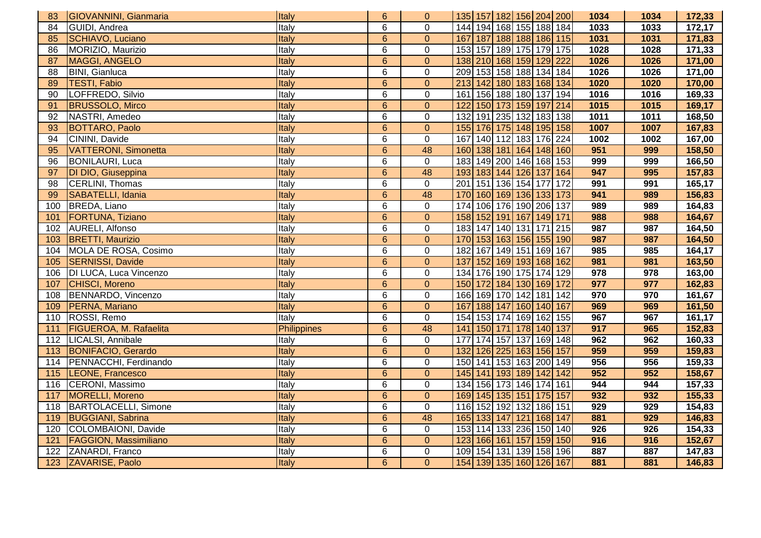| 83 | GIOVANNINI, Gianmaria | Italy | 6 | 0 | 135 | 157 | 182 | 156 | 204 | 200 | 1034 | 1034 | 172,33 |
|---|---|---|---|---|---|---|---|---|---|---|---|---|---|
| 84 | GUIDI, Andrea | Italy | 6 | 0 | 144 | 194 | 168 | 155 | 188 | 184 | 1033 | 1033 | 172,17 |
| 85 | SCHIAVO, Luciano | Italy | 6 | 0 | 167 | 187 | 188 | 188 | 186 | 115 | 1031 | 1031 | 171,83 |
| 86 | MORIZIO, Maurizio | Italy | 6 | 0 | 153 | 157 | 189 | 175 | 179 | 175 | 1028 | 1028 | 171,33 |
| 87 | MAGGI, ANGELO | Italy | 6 | 0 | 138 | 210 | 168 | 159 | 129 | 222 | 1026 | 1026 | 171,00 |
| 88 | BINI, Gianluca | Italy | 6 | 0 | 209 | 153 | 158 | 188 | 134 | 184 | 1026 | 1026 | 171,00 |
| 89 | TESTI, Fabio | Italy | 6 | 0 | 213 | 142 | 180 | 183 | 168 | 134 | 1020 | 1020 | 170,00 |
| 90 | LOFFREDO, Silvio | Italy | 6 | 0 | 161 | 156 | 188 | 180 | 137 | 194 | 1016 | 1016 | 169,33 |
| 91 | BRUSSOLO, Mirco | Italy | 6 | 0 | 122 | 150 | 173 | 159 | 197 | 214 | 1015 | 1015 | 169,17 |
| 92 | NASTRI, Amedeo | Italy | 6 | 0 | 132 | 191 | 235 | 132 | 183 | 138 | 1011 | 1011 | 168,50 |
| 93 | BOTTARO, Paolo | Italy | 6 | 0 | 155 | 176 | 175 | 148 | 195 | 158 | 1007 | 1007 | 167,83 |
| 94 | CININI, Davide | Italy | 6 | 0 | 167 | 140 | 112 | 183 | 176 | 224 | 1002 | 1002 | 167,00 |
| 95 | VATTERONI, Simonetta | Italy | 6 | 48 | 160 | 138 | 181 | 164 | 148 | 160 | 951 | 999 | 158,50 |
| 96 | BONILAURI, Luca | Italy | 6 | 0 | 183 | 149 | 200 | 146 | 168 | 153 | 999 | 999 | 166,50 |
| 97 | DI DIO, Giuseppina | Italy | 6 | 48 | 193 | 183 | 144 | 126 | 137 | 164 | 947 | 995 | 157,83 |
| 98 | CERLINI, Thomas | Italy | 6 | 0 | 201 | 151 | 136 | 154 | 177 | 172 | 991 | 991 | 165,17 |
| 99 | SABATELLI, Idania | Italy | 6 | 48 | 170 | 160 | 169 | 136 | 133 | 173 | 941 | 989 | 156,83 |
| 100 | BREDA, Liano | Italy | 6 | 0 | 174 | 106 | 176 | 190 | 206 | 137 | 989 | 989 | 164,83 |
| 101 | FORTUNA, Tiziano | Italy | 6 | 0 | 158 | 152 | 191 | 167 | 149 | 171 | 988 | 988 | 164,67 |
| 102 | AURELI, Alfonso | Italy | 6 | 0 | 183 | 147 | 140 | 131 | 171 | 215 | 987 | 987 | 164,50 |
| 103 | BRETTI, Maurizio | Italy | 6 | 0 | 170 | 153 | 163 | 156 | 155 | 190 | 987 | 987 | 164,50 |
| 104 | MOLA DE ROSA, Cosimo | Italy | 6 | 0 | 182 | 167 | 149 | 151 | 169 | 167 | 985 | 985 | 164,17 |
| 105 | SERNISSI, Davide | Italy | 6 | 0 | 137 | 152 | 169 | 193 | 168 | 162 | 981 | 981 | 163,50 |
| 106 | DI LUCA, Luca Vincenzo | Italy | 6 | 0 | 134 | 176 | 190 | 175 | 174 | 129 | 978 | 978 | 163,00 |
| 107 | CHISCI, Moreno | Italy | 6 | 0 | 150 | 172 | 184 | 130 | 169 | 172 | 977 | 977 | 162,83 |
| 108 | BENNARDO, Vincenzo | Italy | 6 | 0 | 166 | 169 | 170 | 142 | 181 | 142 | 970 | 970 | 161,67 |
| 109 | PERNA, Mariano | Italy | 6 | 0 | 167 | 188 | 147 | 160 | 140 | 167 | 969 | 969 | 161,50 |
| 110 | ROSSI, Remo | Italy | 6 | 0 | 154 | 153 | 174 | 169 | 162 | 155 | 967 | 967 | 161,17 |
| 111 | FIGUEROA, M. Rafaelita | Philippines | 6 | 48 | 141 | 150 | 171 | 178 | 140 | 137 | 917 | 965 | 152,83 |
| 112 | LICALSI, Annibale | Italy | 6 | 0 | 177 | 174 | 157 | 137 | 169 | 148 | 962 | 962 | 160,33 |
| 113 | BONIFACIO, Gerardo | Italy | 6 | 0 | 132 | 126 | 225 | 163 | 156 | 157 | 959 | 959 | 159,83 |
| 114 | PENNACCHI, Ferdinando | Italy | 6 | 0 | 150 | 141 | 153 | 163 | 200 | 149 | 956 | 956 | 159,33 |
| 115 | LEONE, Francesco | Italy | 6 | 0 | 145 | 141 | 193 | 189 | 142 | 142 | 952 | 952 | 158,67 |
| 116 | CERONI, Massimo | Italy | 6 | 0 | 134 | 156 | 173 | 146 | 174 | 161 | 944 | 944 | 157,33 |
| 117 | MORELLI, Moreno | Italy | 6 | 0 | 169 | 145 | 135 | 151 | 175 | 157 | 932 | 932 | 155,33 |
| 118 | BARTOLACELLI, Simone | Italy | 6 | 0 | 116 | 152 | 192 | 132 | 186 | 151 | 929 | 929 | 154,83 |
| 119 | BUGGIANI, Sabrina | Italy | 6 | 48 | 165 | 133 | 147 | 121 | 168 | 147 | 881 | 929 | 146,83 |
| 120 | COLOMBAIONI, Davide | Italy | 6 | 0 | 153 | 114 | 133 | 236 | 150 | 140 | 926 | 926 | 154,33 |
| 121 | FAGGION, Massimiliano | Italy | 6 | 0 | 123 | 166 | 161 | 157 | 159 | 150 | 916 | 916 | 152,67 |
| 122 | ZANARDI, Franco | Italy | 6 | 0 | 109 | 154 | 131 | 139 | 158 | 196 | 887 | 887 | 147,83 |
| 123 | ZAVARISE, Paolo | Italy | 6 | 0 | 154 | 139 | 135 | 160 | 126 | 167 | 881 | 881 | 146,83 |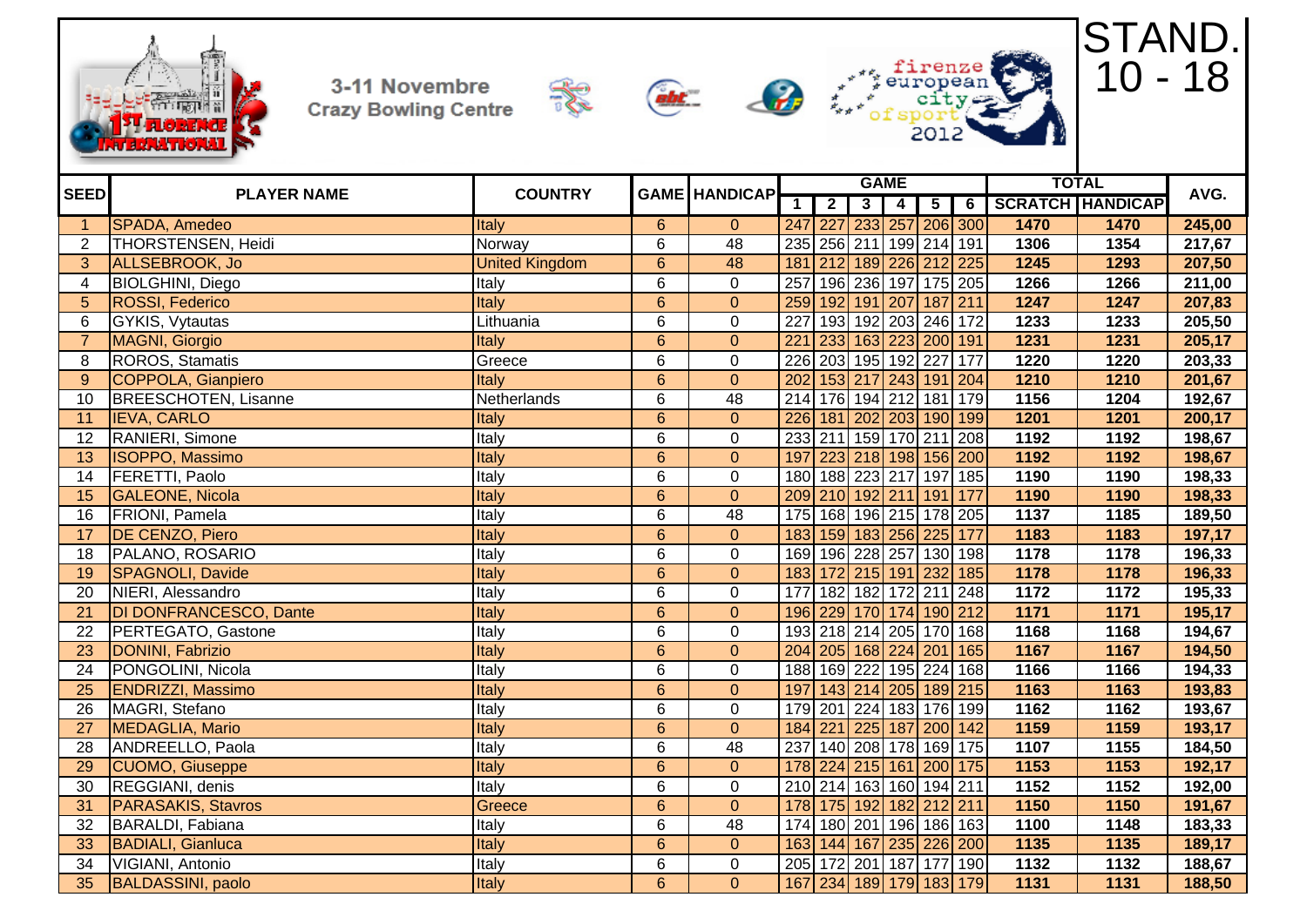3-11 Novembre
Crazy Bowling Centre

firenze european city of sport 2012

# STAND. 10 - 18

| SEED | PLAYER NAME | COUNTRY | GAME | HANDICAP | GAME | | | | | | TOTAL | | AVG. |
|---|---|---|---|---|---|---|---|---|---|---|---|---|---|
| | | | | | 1 | 2 | 3 | 4 | 5 | 6 | SCRATCH | HANDICAP | |
| 1 | SPADA, Amedeo | Italy | 6 | 0 | 247 | 227 | 233 | 257 | 206 | 300 | 1470 | 1470 | 245,00 |
| 2 | THORSTENSEN, Heidi | Norway | 6 | 48 | 235 | 256 | 211 | 199 | 214 | 191 | 1306 | 1354 | 217,67 |
| 3 | ALLSEBROOK, Jo | United Kingdom | 6 | 48 | 181 | 212 | 189 | 226 | 212 | 225 | 1245 | 1293 | 207,50 |
| 4 | BIOLGHINI, Diego | Italy | 6 | 0 | 257 | 196 | 236 | 197 | 175 | 205 | 1266 | 1266 | 211,00 |
| 5 | ROSSI, Federico | Italy | 6 | 0 | 259 | 192 | 191 | 207 | 187 | 211 | 1247 | 1247 | 207,83 |
| 6 | GYKIS, Vytautas | Lithuania | 6 | 0 | 227 | 193 | 192 | 203 | 246 | 172 | 1233 | 1233 | 205,50 |
| 7 | MAGNI, Giorgio | Italy | 6 | 0 | 221 | 233 | 163 | 223 | 200 | 191 | 1231 | 1231 | 205,17 |
| 8 | ROROS, Stamatis | Greece | 6 | 0 | 226 | 203 | 195 | 192 | 227 | 177 | 1220 | 1220 | 203,33 |
| 9 | COPPOLA, Gianpiero | Italy | 6 | 0 | 202 | 153 | 217 | 243 | 191 | 204 | 1210 | 1210 | 201,67 |
| 10 | BREESCHOTEN, Lisanne | Netherlands | 6 | 48 | 214 | 176 | 194 | 212 | 181 | 179 | 1156 | 1204 | 192,67 |
| 11 | IEVA, CARLO | Italy | 6 | 0 | 226 | 181 | 202 | 203 | 190 | 199 | 1201 | 1201 | 200,17 |
| 12 | RANIERI, Simone | Italy | 6 | 0 | 233 | 211 | 159 | 170 | 211 | 208 | 1192 | 1192 | 198,67 |
| 13 | ISOPPO, Massimo | Italy | 6 | 0 | 197 | 223 | 218 | 198 | 156 | 200 | 1192 | 1192 | 198,67 |
| 14 | FERETTI, Paolo | Italy | 6 | 0 | 180 | 188 | 223 | 217 | 197 | 185 | 1190 | 1190 | 198,33 |
| 15 | GALEONE, Nicola | Italy | 6 | 0 | 209 | 210 | 192 | 211 | 191 | 177 | 1190 | 1190 | 198,33 |
| 16 | FRIONI, Pamela | Italy | 6 | 48 | 175 | 168 | 196 | 215 | 178 | 205 | 1137 | 1185 | 189,50 |
| 17 | DE CENZO, Piero | Italy | 6 | 0 | 183 | 159 | 183 | 256 | 225 | 177 | 1183 | 1183 | 197,17 |
| 18 | PALANO, ROSARIO | Italy | 6 | 0 | 169 | 196 | 228 | 257 | 130 | 198 | 1178 | 1178 | 196,33 |
| 19 | SPAGNOLI, Davide | Italy | 6 | 0 | 183 | 172 | 215 | 191 | 232 | 185 | 1178 | 1178 | 196,33 |
| 20 | NIERI, Alessandro | Italy | 6 | 0 | 177 | 182 | 182 | 172 | 211 | 248 | 1172 | 1172 | 195,33 |
| 21 | DI DONFRANCESCO, Dante | Italy | 6 | 0 | 196 | 229 | 170 | 174 | 190 | 212 | 1171 | 1171 | 195,17 |
| 22 | PERTEGATO, Gastone | Italy | 6 | 0 | 193 | 218 | 214 | 205 | 170 | 168 | 1168 | 1168 | 194,67 |
| 23 | DONINI, Fabrizio | Italy | 6 | 0 | 204 | 205 | 168 | 224 | 201 | 165 | 1167 | 1167 | 194,50 |
| 24 | PONGOLINI, Nicola | Italy | 6 | 0 | 188 | 169 | 222 | 195 | 224 | 168 | 1166 | 1166 | 194,33 |
| 25 | ENDRIZZI, Massimo | Italy | 6 | 0 | 197 | 143 | 214 | 205 | 189 | 215 | 1163 | 1163 | 193,83 |
| 26 | MAGRI, Stefano | Italy | 6 | 0 | 179 | 201 | 224 | 183 | 176 | 199 | 1162 | 1162 | 193,67 |
| 27 | MEDAGLIA, Mario | Italy | 6 | 0 | 184 | 221 | 225 | 187 | 200 | 142 | 1159 | 1159 | 193,17 |
| 28 | ANDREELLO, Paola | Italy | 6 | 48 | 237 | 140 | 208 | 178 | 169 | 175 | 1107 | 1155 | 184,50 |
| 29 | CUOMO, Giuseppe | Italy | 6 | 0 | 178 | 224 | 215 | 161 | 200 | 175 | 1153 | 1153 | 192,17 |
| 30 | REGGIANI, denis | Italy | 6 | 0 | 210 | 214 | 163 | 160 | 194 | 211 | 1152 | 1152 | 192,00 |
| 31 | PARASAKIS, Stavros | Greece | 6 | 0 | 178 | 175 | 192 | 182 | 212 | 211 | 1150 | 1150 | 191,67 |
| 32 | BARALDI, Fabiana | Italy | 6 | 48 | 174 | 180 | 201 | 196 | 186 | 163 | 1100 | 1148 | 183,33 |
| 33 | BADIALI, Gianluca | Italy | 6 | 0 | 163 | 144 | 167 | 235 | 226 | 200 | 1135 | 1135 | 189,17 |
| 34 | VIGIANI, Antonio | Italy | 6 | 0 | 205 | 172 | 201 | 187 | 177 | 190 | 1132 | 1132 | 188,67 |
| 35 | BALDASSINI, paolo | Italy | 6 | 0 | 167 | 234 | 189 | 179 | 183 | 179 | 1131 | 1131 | 188,50 |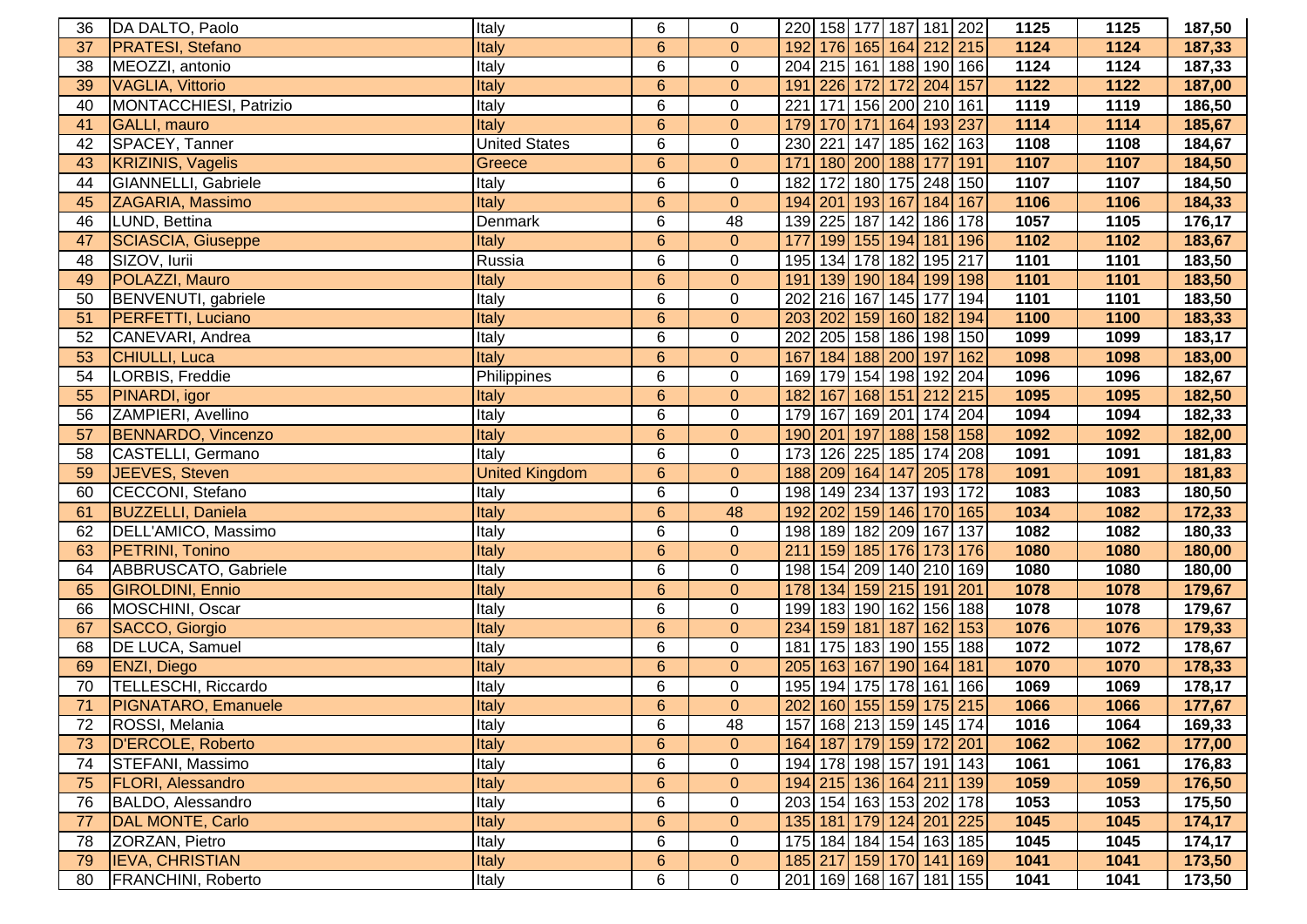| | | | | | | | | | | | | | |
|---|---|---|---|---|---|---|---|---|---|---|---|---|---|
| 36 | DA DALTO, Paolo | Italy | 6 | 0 | 220 | 158 | 177 | 187 | 181 | 202 | 1125 | 1125 | 187,50 |
| 37 | PRATESI, Stefano | Italy | 6 | 0 | 192 | 176 | 165 | 164 | 212 | 215 | 1124 | 1124 | 187,33 |
| 38 | MEOZZI, antonio | Italy | 6 | 0 | 204 | 215 | 161 | 188 | 190 | 166 | 1124 | 1124 | 187,33 |
| 39 | VAGLIA, Vittorio | Italy | 6 | 0 | 191 | 226 | 172 | 172 | 204 | 157 | 1122 | 1122 | 187,00 |
| 40 | MONTACCHIESI, Patrizio | Italy | 6 | 0 | 221 | 171 | 156 | 200 | 210 | 161 | 1119 | 1119 | 186,50 |
| 41 | GALLI, mauro | Italy | 6 | 0 | 179 | 170 | 171 | 164 | 193 | 237 | 1114 | 1114 | 185,67 |
| 42 | SPACEY, Tanner | United States | 6 | 0 | 230 | 221 | 147 | 185 | 162 | 163 | 1108 | 1108 | 184,67 |
| 43 | KRIZINIS, Vagelis | Greece | 6 | 0 | 171 | 180 | 200 | 188 | 177 | 191 | 1107 | 1107 | 184,50 |
| 44 | GIANNELLI, Gabriele | Italy | 6 | 0 | 182 | 172 | 180 | 175 | 248 | 150 | 1107 | 1107 | 184,50 |
| 45 | ZAGARIA, Massimo | Italy | 6 | 0 | 194 | 201 | 193 | 167 | 184 | 167 | 1106 | 1106 | 184,33 |
| 46 | LUND, Bettina | Denmark | 6 | 48 | 139 | 225 | 187 | 142 | 186 | 178 | 1057 | 1105 | 176,17 |
| 47 | SCIASCIA, Giuseppe | Italy | 6 | 0 | 177 | 199 | 155 | 194 | 181 | 196 | 1102 | 1102 | 183,67 |
| 48 | SIZOV, Iurii | Russia | 6 | 0 | 195 | 134 | 178 | 182 | 195 | 217 | 1101 | 1101 | 183,50 |
| 49 | POLAZZI, Mauro | Italy | 6 | 0 | 191 | 139 | 190 | 184 | 199 | 198 | 1101 | 1101 | 183,50 |
| 50 | BENVENUTI, gabriele | Italy | 6 | 0 | 202 | 216 | 167 | 145 | 177 | 194 | 1101 | 1101 | 183,50 |
| 51 | PERFETTI, Luciano | Italy | 6 | 0 | 203 | 202 | 159 | 160 | 182 | 194 | 1100 | 1100 | 183,33 |
| 52 | CANEVARI, Andrea | Italy | 6 | 0 | 202 | 205 | 158 | 186 | 198 | 150 | 1099 | 1099 | 183,17 |
| 53 | CHIULLI, Luca | Italy | 6 | 0 | 167 | 184 | 188 | 200 | 197 | 162 | 1098 | 1098 | 183,00 |
| 54 | LORBIS, Freddie | Philippines | 6 | 0 | 169 | 179 | 154 | 198 | 192 | 204 | 1096 | 1096 | 182,67 |
| 55 | PINARDI, igor | Italy | 6 | 0 | 182 | 167 | 168 | 151 | 212 | 215 | 1095 | 1095 | 182,50 |
| 56 | ZAMPIERI, Avellino | Italy | 6 | 0 | 179 | 167 | 169 | 201 | 174 | 204 | 1094 | 1094 | 182,33 |
| 57 | BENNARDO, Vincenzo | Italy | 6 | 0 | 190 | 201 | 197 | 188 | 158 | 158 | 1092 | 1092 | 182,00 |
| 58 | CASTELLI, Germano | Italy | 6 | 0 | 173 | 126 | 225 | 185 | 174 | 208 | 1091 | 1091 | 181,83 |
| 59 | JEEVES, Steven | United Kingdom | 6 | 0 | 188 | 209 | 164 | 147 | 205 | 178 | 1091 | 1091 | 181,83 |
| 60 | CECCONI, Stefano | Italy | 6 | 0 | 198 | 149 | 234 | 137 | 193 | 172 | 1083 | 1083 | 180,50 |
| 61 | BUZZELLI, Daniela | Italy | 6 | 48 | 192 | 202 | 159 | 146 | 170 | 165 | 1034 | 1082 | 172,33 |
| 62 | DELL'AMICO, Massimo | Italy | 6 | 0 | 198 | 189 | 182 | 209 | 167 | 137 | 1082 | 1082 | 180,33 |
| 63 | PETRINI, Tonino | Italy | 6 | 0 | 211 | 159 | 185 | 176 | 173 | 176 | 1080 | 1080 | 180,00 |
| 64 | ABBRUSCATO, Gabriele | Italy | 6 | 0 | 198 | 154 | 209 | 140 | 210 | 169 | 1080 | 1080 | 180,00 |
| 65 | GIROLDINI, Ennio | Italy | 6 | 0 | 178 | 134 | 159 | 215 | 191 | 201 | 1078 | 1078 | 179,67 |
| 66 | MOSCHINI, Oscar | Italy | 6 | 0 | 199 | 183 | 190 | 162 | 156 | 188 | 1078 | 1078 | 179,67 |
| 67 | SACCO, Giorgio | Italy | 6 | 0 | 234 | 159 | 181 | 187 | 162 | 153 | 1076 | 1076 | 179,33 |
| 68 | DE LUCA, Samuel | Italy | 6 | 0 | 181 | 175 | 183 | 190 | 155 | 188 | 1072 | 1072 | 178,67 |
| 69 | ENZI, Diego | Italy | 6 | 0 | 205 | 163 | 167 | 190 | 164 | 181 | 1070 | 1070 | 178,33 |
| 70 | TELLESCHI, Riccardo | Italy | 6 | 0 | 195 | 194 | 175 | 178 | 161 | 166 | 1069 | 1069 | 178,17 |
| 71 | PIGNATARO, Emanuele | Italy | 6 | 0 | 202 | 160 | 155 | 159 | 175 | 215 | 1066 | 1066 | 177,67 |
| 72 | ROSSI, Melania | Italy | 6 | 48 | 157 | 168 | 213 | 159 | 145 | 174 | 1016 | 1064 | 169,33 |
| 73 | D'ERCOLE, Roberto | Italy | 6 | 0 | 164 | 187 | 179 | 159 | 172 | 201 | 1062 | 1062 | 177,00 |
| 74 | STEFANI, Massimo | Italy | 6 | 0 | 194 | 178 | 198 | 157 | 191 | 143 | 1061 | 1061 | 176,83 |
| 75 | FLORI, Alessandro | Italy | 6 | 0 | 194 | 215 | 136 | 164 | 211 | 139 | 1059 | 1059 | 176,50 |
| 76 | BALDO, Alessandro | Italy | 6 | 0 | 203 | 154 | 163 | 153 | 202 | 178 | 1053 | 1053 | 175,50 |
| 77 | DAL MONTE, Carlo | Italy | 6 | 0 | 135 | 181 | 179 | 124 | 201 | 225 | 1045 | 1045 | 174,17 |
| 78 | ZORZAN, Pietro | Italy | 6 | 0 | 175 | 184 | 184 | 154 | 163 | 185 | 1045 | 1045 | 174,17 |
| 79 | IEVA, CHRISTIAN | Italy | 6 | 0 | 185 | 217 | 159 | 170 | 141 | 169 | 1041 | 1041 | 173,50 |
| 80 | FRANCHINI, Roberto | Italy | 6 | 0 | 201 | 169 | 168 | 167 | 181 | 155 | 1041 | 1041 | 173,50 |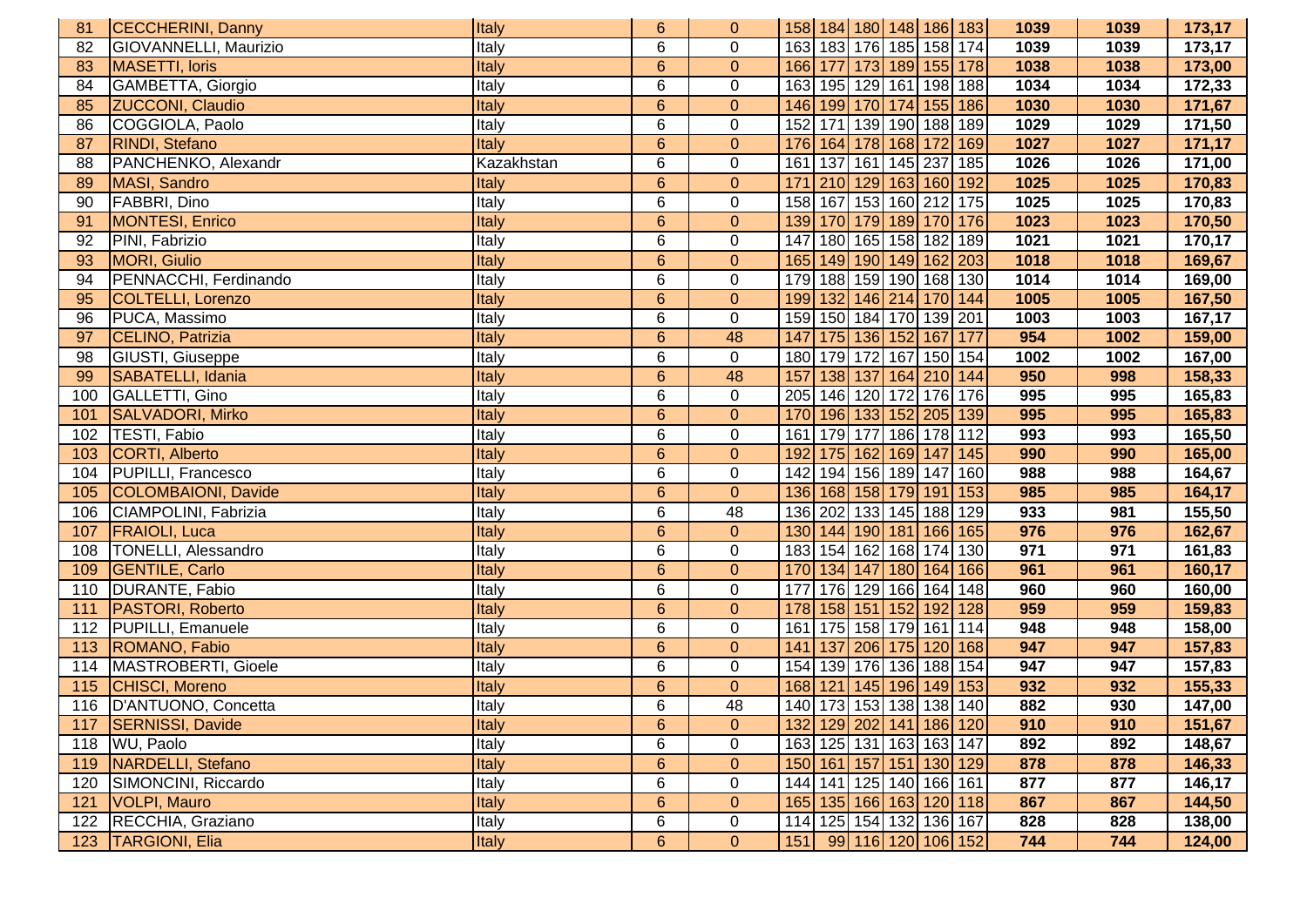| 81 | CECCHERINI, Danny | Italy | 6 | 0 | 158 | 184 | 180 | 148 | 186 | 183 | 1039 | 1039 | 173,17 |
|---|---|---|---|---|---|---|---|---|---|---|---|---|---|
| 82 | GIOVANNELLI, Maurizio | Italy | 6 | 0 | 163 | 183 | 176 | 185 | 158 | 174 | 1039 | 1039 | 173,17 |
| 83 | MASETTI, Ioris | Italy | 6 | 0 | 166 | 177 | 173 | 189 | 155 | 178 | 1038 | 1038 | 173,00 |
| 84 | GAMBETTA, Giorgio | Italy | 6 | 0 | 163 | 195 | 129 | 161 | 198 | 188 | 1034 | 1034 | 172,33 |
| 85 | ZUCCONI, Claudio | Italy | 6 | 0 | 146 | 199 | 170 | 174 | 155 | 186 | 1030 | 1030 | 171,67 |
| 86 | COGGIOLA, Paolo | Italy | 6 | 0 | 152 | 171 | 139 | 190 | 188 | 189 | 1029 | 1029 | 171,50 |
| 87 | RINDI, Stefano | Italy | 6 | 0 | 176 | 164 | 178 | 168 | 172 | 169 | 1027 | 1027 | 171,17 |
| 88 | PANCHENKO, Alexandr | Kazakhstan | 6 | 0 | 161 | 137 | 161 | 145 | 237 | 185 | 1026 | 1026 | 171,00 |
| 89 | MASI, Sandro | Italy | 6 | 0 | 171 | 210 | 129 | 163 | 160 | 192 | 1025 | 1025 | 170,83 |
| 90 | FABBRI, Dino | Italy | 6 | 0 | 158 | 167 | 153 | 160 | 212 | 175 | 1025 | 1025 | 170,83 |
| 91 | MONTESI, Enrico | Italy | 6 | 0 | 139 | 170 | 179 | 189 | 170 | 176 | 1023 | 1023 | 170,50 |
| 92 | PINI, Fabrizio | Italy | 6 | 0 | 147 | 180 | 165 | 158 | 182 | 189 | 1021 | 1021 | 170,17 |
| 93 | MORI, Giulio | Italy | 6 | 0 | 165 | 149 | 190 | 149 | 162 | 203 | 1018 | 1018 | 169,67 |
| 94 | PENNACCHI, Ferdinando | Italy | 6 | 0 | 179 | 188 | 159 | 190 | 168 | 130 | 1014 | 1014 | 169,00 |
| 95 | COLTELLI, Lorenzo | Italy | 6 | 0 | 199 | 132 | 146 | 214 | 170 | 144 | 1005 | 1005 | 167,50 |
| 96 | PUCA, Massimo | Italy | 6 | 0 | 159 | 150 | 184 | 170 | 139 | 201 | 1003 | 1003 | 167,17 |
| 97 | CELINO, Patrizia | Italy | 6 | 48 | 147 | 175 | 136 | 152 | 167 | 177 | 954 | 1002 | 159,00 |
| 98 | GIUSTI, Giuseppe | Italy | 6 | 0 | 180 | 179 | 172 | 167 | 150 | 154 | 1002 | 1002 | 167,00 |
| 99 | SABATELLI, Idania | Italy | 6 | 48 | 157 | 138 | 137 | 164 | 210 | 144 | 950 | 998 | 158,33 |
| 100 | GALLETTI, Gino | Italy | 6 | 0 | 205 | 146 | 120 | 172 | 176 | 176 | 995 | 995 | 165,83 |
| 101 | SALVADORI, Mirko | Italy | 6 | 0 | 170 | 196 | 133 | 152 | 205 | 139 | 995 | 995 | 165,83 |
| 102 | TESTI, Fabio | Italy | 6 | 0 | 161 | 179 | 177 | 186 | 178 | 112 | 993 | 993 | 165,50 |
| 103 | CORTI, Alberto | Italy | 6 | 0 | 192 | 175 | 162 | 169 | 147 | 145 | 990 | 990 | 165,00 |
| 104 | PUPILLI, Francesco | Italy | 6 | 0 | 142 | 194 | 156 | 189 | 147 | 160 | 988 | 988 | 164,67 |
| 105 | COLOMBAIONI, Davide | Italy | 6 | 0 | 136 | 168 | 158 | 179 | 191 | 153 | 985 | 985 | 164,17 |
| 106 | CIAMPOLINI, Fabrizia | Italy | 6 | 48 | 136 | 202 | 133 | 145 | 188 | 129 | 933 | 981 | 155,50 |
| 107 | FRAIOLI, Luca | Italy | 6 | 0 | 130 | 144 | 190 | 181 | 166 | 165 | 976 | 976 | 162,67 |
| 108 | TONELLI, Alessandro | Italy | 6 | 0 | 183 | 154 | 162 | 168 | 174 | 130 | 971 | 971 | 161,83 |
| 109 | GENTILE, Carlo | Italy | 6 | 0 | 170 | 134 | 147 | 180 | 164 | 166 | 961 | 961 | 160,17 |
| 110 | DURANTE, Fabio | Italy | 6 | 0 | 177 | 176 | 129 | 166 | 164 | 148 | 960 | 960 | 160,00 |
| 111 | PASTORI, Roberto | Italy | 6 | 0 | 178 | 158 | 151 | 152 | 192 | 128 | 959 | 959 | 159,83 |
| 112 | PUPILLI, Emanuele | Italy | 6 | 0 | 161 | 175 | 158 | 179 | 161 | 114 | 948 | 948 | 158,00 |
| 113 | ROMANO, Fabio | Italy | 6 | 0 | 141 | 137 | 206 | 175 | 120 | 168 | 947 | 947 | 157,83 |
| 114 | MASTROBERTI, Gioele | Italy | 6 | 0 | 154 | 139 | 176 | 136 | 188 | 154 | 947 | 947 | 157,83 |
| 115 | CHISCI, Moreno | Italy | 6 | 0 | 168 | 121 | 145 | 196 | 149 | 153 | 932 | 932 | 155,33 |
| 116 | D'ANTUONO, Concetta | Italy | 6 | 48 | 140 | 173 | 153 | 138 | 138 | 140 | 882 | 930 | 147,00 |
| 117 | SERNISSI, Davide | Italy | 6 | 0 | 132 | 129 | 202 | 141 | 186 | 120 | 910 | 910 | 151,67 |
| 118 | WU, Paolo | Italy | 6 | 0 | 163 | 125 | 131 | 163 | 163 | 147 | 892 | 892 | 148,67 |
| 119 | NARDELLI, Stefano | Italy | 6 | 0 | 150 | 161 | 157 | 151 | 130 | 129 | 878 | 878 | 146,33 |
| 120 | SIMONCINI, Riccardo | Italy | 6 | 0 | 144 | 141 | 125 | 140 | 166 | 161 | 877 | 877 | 146,17 |
| 121 | VOLPI, Mauro | Italy | 6 | 0 | 165 | 135 | 166 | 163 | 120 | 118 | 867 | 867 | 144,50 |
| 122 | RECCHIA, Graziano | Italy | 6 | 0 | 114 | 125 | 154 | 132 | 136 | 167 | 828 | 828 | 138,00 |
| 123 | TARGIONI, Elia | Italy | 6 | 0 | 151 | 99 | 116 | 120 | 106 | 152 | 744 | 744 | 124,00 |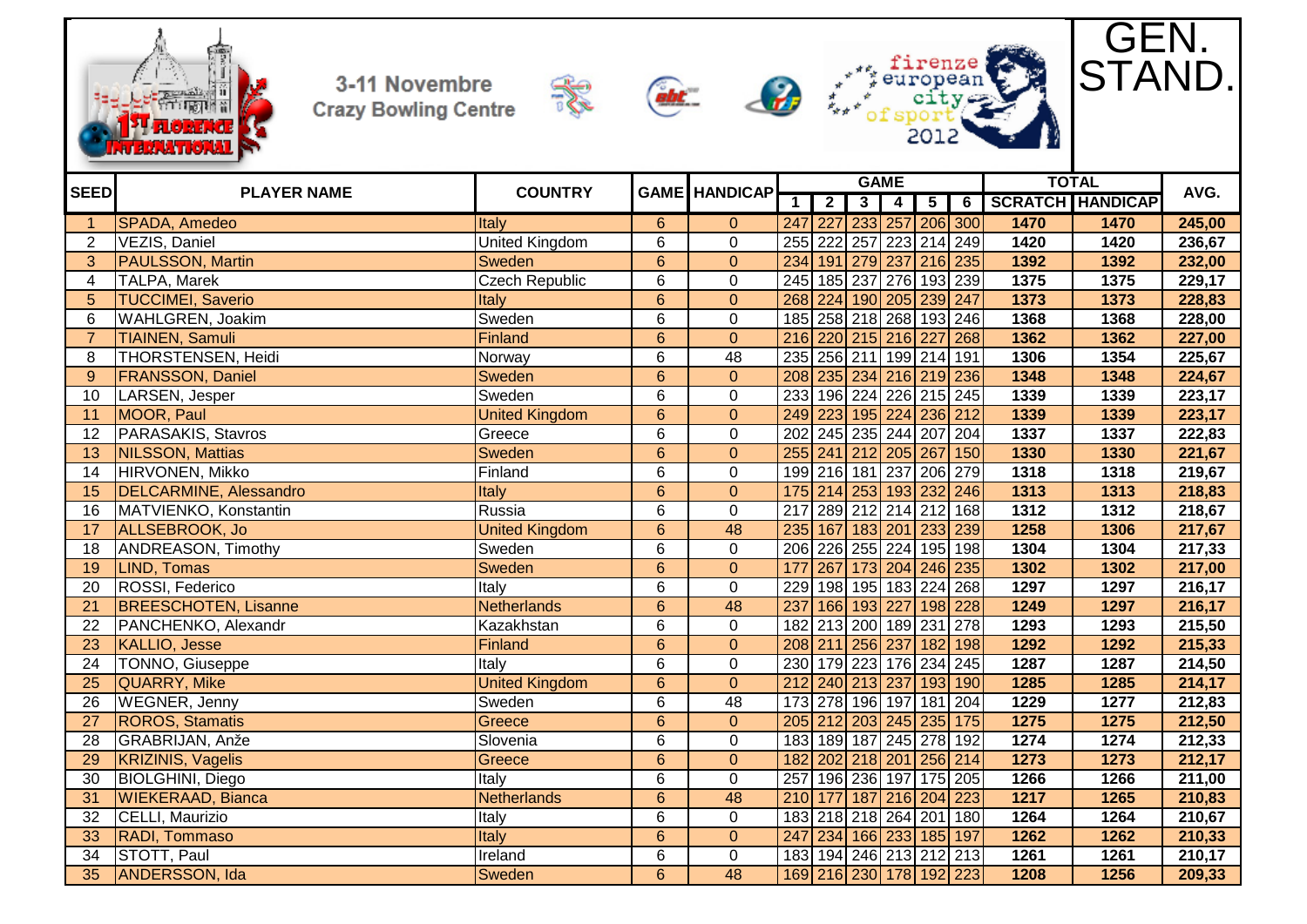3-11 Novembre
Crazy Bowling Centre

# GEN. STAND.

| SEED | PLAYER NAME | COUNTRY | GAME | HANDICAP | GAME | | | | | | TOTAL | | AVG. |
|---|---|---|---|---|---|---|---|---|---|---|---|---|---|
| | | | | | 1 | 2 | 3 | 4 | 5 | 6 | SCRATCH | HANDICAP | |
| 1 | SPADA, Amedeo | Italy | 6 | 0 | 247 | 227 | 233 | 257 | 206 | 300 | 1470 | 1470 | 245,00 |
| 2 | VEZIS, Daniel | United Kingdom | 6 | 0 | 255 | 222 | 257 | 223 | 214 | 249 | 1420 | 1420 | 236,67 |
| 3 | PAULSSON, Martin | Sweden | 6 | 0 | 234 | 191 | 279 | 237 | 216 | 235 | 1392 | 1392 | 232,00 |
| 4 | TALPA, Marek | Czech Republic | 6 | 0 | 245 | 185 | 237 | 276 | 193 | 239 | 1375 | 1375 | 229,17 |
| 5 | TUCCIMEI, Saverio | Italy | 6 | 0 | 268 | 224 | 190 | 205 | 239 | 247 | 1373 | 1373 | 228,83 |
| 6 | WAHLGREN, Joakim | Sweden | 6 | 0 | 185 | 258 | 218 | 268 | 193 | 246 | 1368 | 1368 | 228,00 |
| 7 | TIAINEN, Samuli | Finland | 6 | 0 | 216 | 220 | 215 | 216 | 227 | 268 | 1362 | 1362 | 227,00 |
| 8 | THORSTENSEN, Heidi | Norway | 6 | 48 | 235 | 256 | 211 | 199 | 214 | 191 | 1306 | 1354 | 225,67 |
| 9 | FRANSSON, Daniel | Sweden | 6 | 0 | 208 | 235 | 234 | 216 | 219 | 236 | 1348 | 1348 | 224,67 |
| 10 | LARSEN, Jesper | Sweden | 6 | 0 | 233 | 196 | 224 | 226 | 215 | 245 | 1339 | 1339 | 223,17 |
| 11 | MOOR, Paul | United Kingdom | 6 | 0 | 249 | 223 | 195 | 224 | 236 | 212 | 1339 | 1339 | 223,17 |
| 12 | PARASAKIS, Stavros | Greece | 6 | 0 | 202 | 245 | 235 | 244 | 207 | 204 | 1337 | 1337 | 222,83 |
| 13 | NILSSON, Mattias | Sweden | 6 | 0 | 255 | 241 | 212 | 205 | 267 | 150 | 1330 | 1330 | 221,67 |
| 14 | HIRVONEN, Mikko | Finland | 6 | 0 | 199 | 216 | 181 | 237 | 206 | 279 | 1318 | 1318 | 219,67 |
| 15 | DELCARMINE, Alessandro | Italy | 6 | 0 | 175 | 214 | 253 | 193 | 232 | 246 | 1313 | 1313 | 218,83 |
| 16 | MATVIENKO, Konstantin | Russia | 6 | 0 | 217 | 289 | 212 | 214 | 212 | 168 | 1312 | 1312 | 218,67 |
| 17 | ALLSEBROOK, Jo | United Kingdom | 6 | 48 | 235 | 167 | 183 | 201 | 233 | 239 | 1258 | 1306 | 217,67 |
| 18 | ANDREASON, Timothy | Sweden | 6 | 0 | 206 | 226 | 255 | 224 | 195 | 198 | 1304 | 1304 | 217,33 |
| 19 | LIND, Tomas | Sweden | 6 | 0 | 177 | 267 | 173 | 204 | 246 | 235 | 1302 | 1302 | 217,00 |
| 20 | ROSSI, Federico | Italy | 6 | 0 | 229 | 198 | 195 | 183 | 224 | 268 | 1297 | 1297 | 216,17 |
| 21 | BREESCHOTEN, Lisanne | Netherlands | 6 | 48 | 237 | 166 | 193 | 227 | 198 | 228 | 1249 | 1297 | 216,17 |
| 22 | PANCHENKO, Alexandr | Kazakhstan | 6 | 0 | 182 | 213 | 200 | 189 | 231 | 278 | 1293 | 1293 | 215,50 |
| 23 | KALLIO, Jesse | Finland | 6 | 0 | 208 | 211 | 256 | 237 | 182 | 198 | 1292 | 1292 | 215,33 |
| 24 | TONNO, Giuseppe | Italy | 6 | 0 | 230 | 179 | 223 | 176 | 234 | 245 | 1287 | 1287 | 214,50 |
| 25 | QUARRY, Mike | United Kingdom | 6 | 0 | 212 | 240 | 213 | 237 | 193 | 190 | 1285 | 1285 | 214,17 |
| 26 | WEGNER, Jenny | Sweden | 6 | 48 | 173 | 278 | 196 | 197 | 181 | 204 | 1229 | 1277 | 212,83 |
| 27 | ROROS, Stamatis | Greece | 6 | 0 | 205 | 212 | 203 | 245 | 235 | 175 | 1275 | 1275 | 212,50 |
| 28 | GRABRIJAN, Anže | Slovenia | 6 | 0 | 183 | 189 | 187 | 245 | 278 | 192 | 1274 | 1274 | 212,33 |
| 29 | KRIZINIS, Vagelis | Greece | 6 | 0 | 182 | 202 | 218 | 201 | 256 | 214 | 1273 | 1273 | 212,17 |
| 30 | BIOLGHINI, Diego | Italy | 6 | 0 | 257 | 196 | 236 | 197 | 175 | 205 | 1266 | 1266 | 211,00 |
| 31 | WIEKERAAD, Bianca | Netherlands | 6 | 48 | 210 | 177 | 187 | 216 | 204 | 223 | 1217 | 1265 | 210,83 |
| 32 | CELLI, Maurizio | Italy | 6 | 0 | 183 | 218 | 218 | 264 | 201 | 180 | 1264 | 1264 | 210,67 |
| 33 | RADI, Tommaso | Italy | 6 | 0 | 247 | 234 | 166 | 233 | 185 | 197 | 1262 | 1262 | 210,33 |
| 34 | STOTT, Paul | Ireland | 6 | 0 | 183 | 194 | 246 | 213 | 212 | 213 | 1261 | 1261 | 210,17 |
| 35 | ANDERSSON, Ida | Sweden | 6 | 48 | 169 | 216 | 230 | 178 | 192 | 223 | 1208 | 1256 | 209,33 |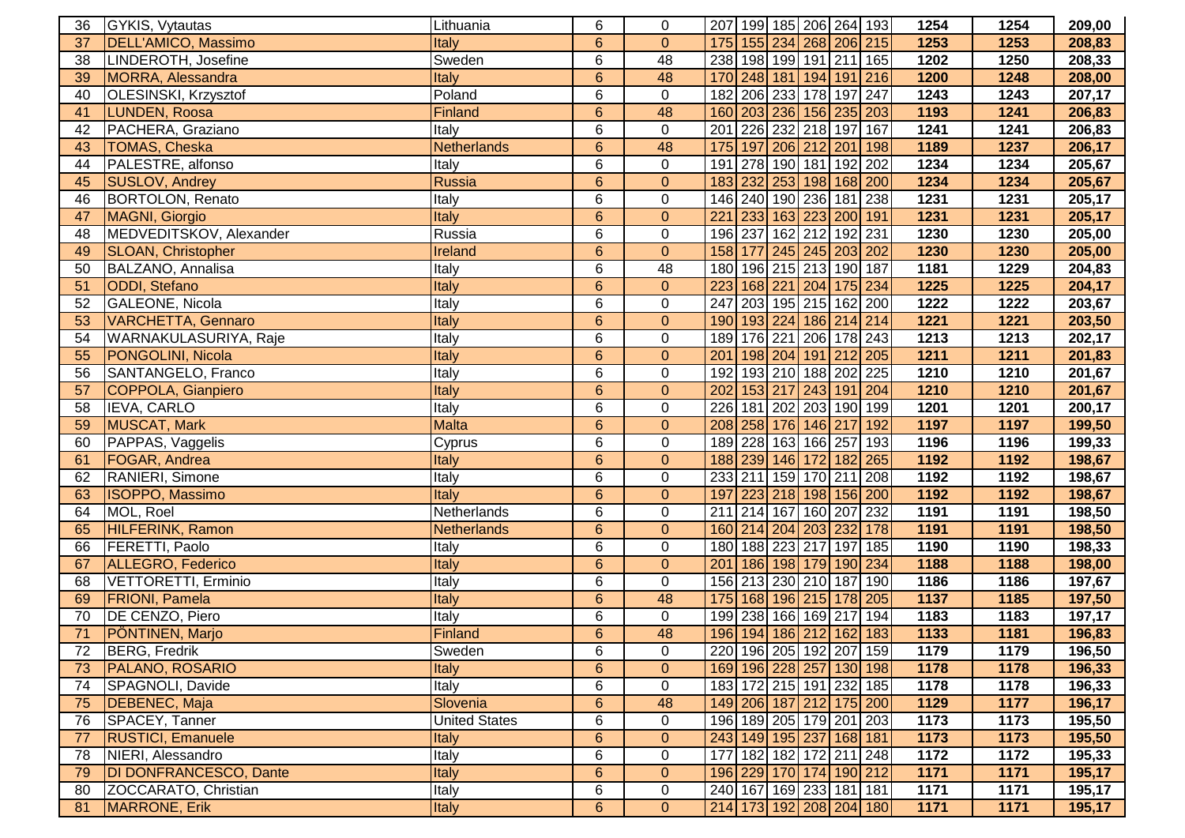| 36 | GYKIS, Vytautas | Lithuania | 6 | 0 | 207 | 199 | 185 | 206 | 264 | 193 | 1254 | 1254 | 209,00 |
|---|---|---|---|---|---|---|---|---|---|---|---|---|---|
| 37 | DELL'AMICO, Massimo | Italy | 6 | 0 | 175 | 155 | 234 | 268 | 206 | 215 | 1253 | 1253 | 208,83 |
| 38 | LINDEROTH, Josefine | Sweden | 6 | 48 | 238 | 198 | 199 | 191 | 211 | 165 | 1202 | 1250 | 208,33 |
| 39 | MORRA, Alessandra | Italy | 6 | 48 | 170 | 248 | 181 | 194 | 191 | 216 | 1200 | 1248 | 208,00 |
| 40 | OLESINSKI, Krzysztof | Poland | 6 | 0 | 182 | 206 | 233 | 178 | 197 | 247 | 1243 | 1243 | 207,17 |
| 41 | LUNDEN, Roosa | Finland | 6 | 48 | 160 | 203 | 236 | 156 | 235 | 203 | 1193 | 1241 | 206,83 |
| 42 | PACHERA, Graziano | Italy | 6 | 0 | 201 | 226 | 232 | 218 | 197 | 167 | 1241 | 1241 | 206,83 |
| 43 | TOMAS, Cheska | Netherlands | 6 | 48 | 175 | 197 | 206 | 212 | 201 | 198 | 1189 | 1237 | 206,17 |
| 44 | PALESTRE, alfonso | Italy | 6 | 0 | 191 | 278 | 190 | 181 | 192 | 202 | 1234 | 1234 | 205,67 |
| 45 | SUSLOV, Andrey | Russia | 6 | 0 | 183 | 232 | 253 | 198 | 168 | 200 | 1234 | 1234 | 205,67 |
| 46 | BORTOLON, Renato | Italy | 6 | 0 | 146 | 240 | 190 | 236 | 181 | 238 | 1231 | 1231 | 205,17 |
| 47 | MAGNI, Giorgio | Italy | 6 | 0 | 221 | 233 | 163 | 223 | 200 | 191 | 1231 | 1231 | 205,17 |
| 48 | MEDVEDITSKOV, Alexander | Russia | 6 | 0 | 196 | 237 | 162 | 212 | 192 | 231 | 1230 | 1230 | 205,00 |
| 49 | SLOAN, Christopher | Ireland | 6 | 0 | 158 | 177 | 245 | 245 | 203 | 202 | 1230 | 1230 | 205,00 |
| 50 | BALZANO, Annalisa | Italy | 6 | 48 | 180 | 196 | 215 | 213 | 190 | 187 | 1181 | 1229 | 204,83 |
| 51 | ODDI, Stefano | Italy | 6 | 0 | 223 | 168 | 221 | 204 | 175 | 234 | 1225 | 1225 | 204,17 |
| 52 | GALEONE, Nicola | Italy | 6 | 0 | 247 | 203 | 195 | 215 | 162 | 200 | 1222 | 1222 | 203,67 |
| 53 | VARCHETTA, Gennaro | Italy | 6 | 0 | 190 | 193 | 224 | 186 | 214 | 214 | 1221 | 1221 | 203,50 |
| 54 | WARNAKULASURIYA, Raje | Italy | 6 | 0 | 189 | 176 | 221 | 206 | 178 | 243 | 1213 | 1213 | 202,17 |
| 55 | PONGOLINI, Nicola | Italy | 6 | 0 | 201 | 198 | 204 | 191 | 212 | 205 | 1211 | 1211 | 201,83 |
| 56 | SANTANGELO, Franco | Italy | 6 | 0 | 192 | 193 | 210 | 188 | 202 | 225 | 1210 | 1210 | 201,67 |
| 57 | COPPOLA, Gianpiero | Italy | 6 | 0 | 202 | 153 | 217 | 243 | 191 | 204 | 1210 | 1210 | 201,67 |
| 58 | IEVA, CARLO | Italy | 6 | 0 | 226 | 181 | 202 | 203 | 190 | 199 | 1201 | 1201 | 200,17 |
| 59 | MUSCAT, Mark | Malta | 6 | 0 | 208 | 258 | 176 | 146 | 217 | 192 | 1197 | 1197 | 199,50 |
| 60 | PAPPAS, Vaggelis | Cyprus | 6 | 0 | 189 | 228 | 163 | 166 | 257 | 193 | 1196 | 1196 | 199,33 |
| 61 | FOGAR, Andrea | Italy | 6 | 0 | 188 | 239 | 146 | 172 | 182 | 265 | 1192 | 1192 | 198,67 |
| 62 | RANIERI, Simone | Italy | 6 | 0 | 233 | 211 | 159 | 170 | 211 | 208 | 1192 | 1192 | 198,67 |
| 63 | ISOPPO, Massimo | Italy | 6 | 0 | 197 | 223 | 218 | 198 | 156 | 200 | 1192 | 1192 | 198,67 |
| 64 | MOL, Roel | Netherlands | 6 | 0 | 211 | 214 | 167 | 160 | 207 | 232 | 1191 | 1191 | 198,50 |
| 65 | HILFERINK, Ramon | Netherlands | 6 | 0 | 160 | 214 | 204 | 203 | 232 | 178 | 1191 | 1191 | 198,50 |
| 66 | FERETTI, Paolo | Italy | 6 | 0 | 180 | 188 | 223 | 217 | 197 | 185 | 1190 | 1190 | 198,33 |
| 67 | ALLEGRO, Federico | Italy | 6 | 0 | 201 | 186 | 198 | 179 | 190 | 234 | 1188 | 1188 | 198,00 |
| 68 | VETTORETTI, Erminio | Italy | 6 | 0 | 156 | 213 | 230 | 210 | 187 | 190 | 1186 | 1186 | 197,67 |
| 69 | FRIONI, Pamela | Italy | 6 | 48 | 175 | 168 | 196 | 215 | 178 | 205 | 1137 | 1185 | 197,50 |
| 70 | DE CENZO, Piero | Italy | 6 | 0 | 199 | 238 | 166 | 169 | 217 | 194 | 1183 | 1183 | 197,17 |
| 71 | PÖNTINEN, Marjo | Finland | 6 | 48 | 196 | 194 | 186 | 212 | 162 | 183 | 1133 | 1181 | 196,83 |
| 72 | BERG, Fredrik | Sweden | 6 | 0 | 220 | 196 | 205 | 192 | 207 | 159 | 1179 | 1179 | 196,50 |
| 73 | PALANO, ROSARIO | Italy | 6 | 0 | 169 | 196 | 228 | 257 | 130 | 198 | 1178 | 1178 | 196,33 |
| 74 | SPAGNOLI, Davide | Italy | 6 | 0 | 183 | 172 | 215 | 191 | 232 | 185 | 1178 | 1178 | 196,33 |
| 75 | DEBENEC, Maja | Slovenia | 6 | 48 | 149 | 206 | 187 | 212 | 175 | 200 | 1129 | 1177 | 196,17 |
| 76 | SPACEY, Tanner | United States | 6 | 0 | 196 | 189 | 205 | 179 | 201 | 203 | 1173 | 1173 | 195,50 |
| 77 | RUSTICI, Emanuele | Italy | 6 | 0 | 243 | 149 | 195 | 237 | 168 | 181 | 1173 | 1173 | 195,50 |
| 78 | NIERI, Alessandro | Italy | 6 | 0 | 177 | 182 | 182 | 172 | 211 | 248 | 1172 | 1172 | 195,33 |
| 79 | DI DONFRANCESCO, Dante | Italy | 6 | 0 | 196 | 229 | 170 | 174 | 190 | 212 | 1171 | 1171 | 195,17 |
| 80 | ZOCCARATO, Christian | Italy | 6 | 0 | 240 | 167 | 169 | 233 | 181 | 181 | 1171 | 1171 | 195,17 |
| 81 | MARRONE, Erik | Italy | 6 | 0 | 214 | 173 | 192 | 208 | 204 | 180 | 1171 | 1171 | 195,17 |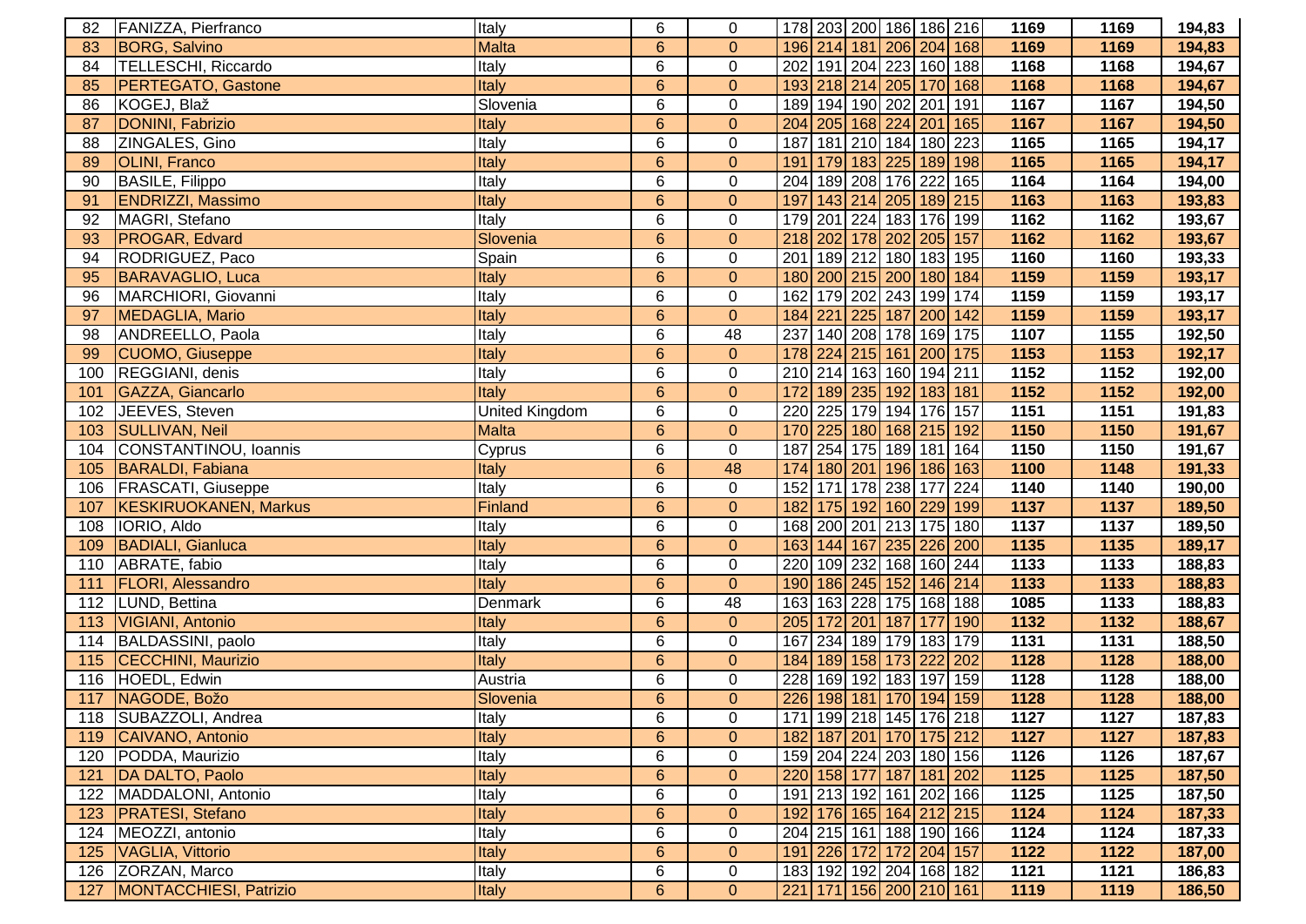| | | | | | | | | | | | | | |
|---|---|---|---|---|---|---|---|---|---|---|---|---|---|
| 82 | FANIZZA, Pierfranco | Italy | 6 | 0 | 178 | 203 | 200 | 186 | 186 | 216 | 1169 | 1169 | 194,83 |
| 83 | BORG, Salvino | Malta | 6 | 0 | 196 | 214 | 181 | 206 | 204 | 168 | 1169 | 1169 | 194,83 |
| 84 | TELLESCHI, Riccardo | Italy | 6 | 0 | 202 | 191 | 204 | 223 | 160 | 188 | 1168 | 1168 | 194,67 |
| 85 | PERTEGATO, Gastone | Italy | 6 | 0 | 193 | 218 | 214 | 205 | 170 | 168 | 1168 | 1168 | 194,67 |
| 86 | KOGEJ, Blaž | Slovenia | 6 | 0 | 189 | 194 | 190 | 202 | 201 | 191 | 1167 | 1167 | 194,50 |
| 87 | DONINI, Fabrizio | Italy | 6 | 0 | 204 | 205 | 168 | 224 | 201 | 165 | 1167 | 1167 | 194,50 |
| 88 | ZINGALES, Gino | Italy | 6 | 0 | 187 | 181 | 210 | 184 | 180 | 223 | 1165 | 1165 | 194,17 |
| 89 | OLINI, Franco | Italy | 6 | 0 | 191 | 179 | 183 | 225 | 189 | 198 | 1165 | 1165 | 194,17 |
| 90 | BASILE, Filippo | Italy | 6 | 0 | 204 | 189 | 208 | 176 | 222 | 165 | 1164 | 1164 | 194,00 |
| 91 | ENDRIZZI, Massimo | Italy | 6 | 0 | 197 | 143 | 214 | 205 | 189 | 215 | 1163 | 1163 | 193,83 |
| 92 | MAGRI, Stefano | Italy | 6 | 0 | 179 | 201 | 224 | 183 | 176 | 199 | 1162 | 1162 | 193,67 |
| 93 | PROGAR, Edvard | Slovenia | 6 | 0 | 218 | 202 | 178 | 202 | 205 | 157 | 1162 | 1162 | 193,67 |
| 94 | RODRIGUEZ, Paco | Spain | 6 | 0 | 201 | 189 | 212 | 180 | 183 | 195 | 1160 | 1160 | 193,33 |
| 95 | BARAVAGLIO, Luca | Italy | 6 | 0 | 180 | 200 | 215 | 200 | 180 | 184 | 1159 | 1159 | 193,17 |
| 96 | MARCHIORI, Giovanni | Italy | 6 | 0 | 162 | 179 | 202 | 243 | 199 | 174 | 1159 | 1159 | 193,17 |
| 97 | MEDAGLIA, Mario | Italy | 6 | 0 | 184 | 221 | 225 | 187 | 200 | 142 | 1159 | 1159 | 193,17 |
| 98 | ANDREELLO, Paola | Italy | 6 | 48 | 237 | 140 | 208 | 178 | 169 | 175 | 1107 | 1155 | 192,50 |
| 99 | CUOMO, Giuseppe | Italy | 6 | 0 | 178 | 224 | 215 | 161 | 200 | 175 | 1153 | 1153 | 192,17 |
| 100 | REGGIANI, denis | Italy | 6 | 0 | 210 | 214 | 163 | 160 | 194 | 211 | 1152 | 1152 | 192,00 |
| 101 | GAZZA, Giancarlo | Italy | 6 | 0 | 172 | 189 | 235 | 192 | 183 | 181 | 1152 | 1152 | 192,00 |
| 102 | JEEVES, Steven | United Kingdom | 6 | 0 | 220 | 225 | 179 | 194 | 176 | 157 | 1151 | 1151 | 191,83 |
| 103 | SULLIVAN, Neil | Malta | 6 | 0 | 170 | 225 | 180 | 168 | 215 | 192 | 1150 | 1150 | 191,67 |
| 104 | CONSTANTINOU, Ioannis | Cyprus | 6 | 0 | 187 | 254 | 175 | 189 | 181 | 164 | 1150 | 1150 | 191,67 |
| 105 | BARALDI, Fabiana | Italy | 6 | 48 | 174 | 180 | 201 | 196 | 186 | 163 | 1100 | 1148 | 191,33 |
| 106 | FRASCATI, Giuseppe | Italy | 6 | 0 | 152 | 171 | 178 | 238 | 177 | 224 | 1140 | 1140 | 190,00 |
| 107 | KESKIRUOKANEN, Markus | Finland | 6 | 0 | 182 | 175 | 192 | 160 | 229 | 199 | 1137 | 1137 | 189,50 |
| 108 | IORIO, Aldo | Italy | 6 | 0 | 168 | 200 | 201 | 213 | 175 | 180 | 1137 | 1137 | 189,50 |
| 109 | BADIALI, Gianluca | Italy | 6 | 0 | 163 | 144 | 167 | 235 | 226 | 200 | 1135 | 1135 | 189,17 |
| 110 | ABRATE, fabio | Italy | 6 | 0 | 220 | 109 | 232 | 168 | 160 | 244 | 1133 | 1133 | 188,83 |
| 111 | FLORI, Alessandro | Italy | 6 | 0 | 190 | 186 | 245 | 152 | 146 | 214 | 1133 | 1133 | 188,83 |
| 112 | LUND, Bettina | Denmark | 6 | 48 | 163 | 163 | 228 | 175 | 168 | 188 | 1085 | 1133 | 188,83 |
| 113 | VIGIANI, Antonio | Italy | 6 | 0 | 205 | 172 | 201 | 187 | 177 | 190 | 1132 | 1132 | 188,67 |
| 114 | BALDASSINI, paolo | Italy | 6 | 0 | 167 | 234 | 189 | 179 | 183 | 179 | 1131 | 1131 | 188,50 |
| 115 | CECCHINI, Maurizio | Italy | 6 | 0 | 184 | 189 | 158 | 173 | 222 | 202 | 1128 | 1128 | 188,00 |
| 116 | HOEDL, Edwin | Austria | 6 | 0 | 228 | 169 | 192 | 183 | 197 | 159 | 1128 | 1128 | 188,00 |
| 117 | NAGODE, Božo | Slovenia | 6 | 0 | 226 | 198 | 181 | 170 | 194 | 159 | 1128 | 1128 | 188,00 |
| 118 | SUBAZZOLI, Andrea | Italy | 6 | 0 | 171 | 199 | 218 | 145 | 176 | 218 | 1127 | 1127 | 187,83 |
| 119 | CAIVANO, Antonio | Italy | 6 | 0 | 182 | 187 | 201 | 170 | 175 | 212 | 1127 | 1127 | 187,83 |
| 120 | PODDA, Maurizio | Italy | 6 | 0 | 159 | 204 | 224 | 203 | 180 | 156 | 1126 | 1126 | 187,67 |
| 121 | DA DALTO, Paolo | Italy | 6 | 0 | 220 | 158 | 177 | 187 | 181 | 202 | 1125 | 1125 | 187,50 |
| 122 | MADDALONI, Antonio | Italy | 6 | 0 | 191 | 213 | 192 | 161 | 202 | 166 | 1125 | 1125 | 187,50 |
| 123 | PRATESI, Stefano | Italy | 6 | 0 | 192 | 176 | 165 | 164 | 212 | 215 | 1124 | 1124 | 187,33 |
| 124 | MEOZZI, antonio | Italy | 6 | 0 | 204 | 215 | 161 | 188 | 190 | 166 | 1124 | 1124 | 187,33 |
| 125 | VAGLIA, Vittorio | Italy | 6 | 0 | 191 | 226 | 172 | 172 | 204 | 157 | 1122 | 1122 | 187,00 |
| 126 | ZORZAN, Marco | Italy | 6 | 0 | 183 | 192 | 192 | 204 | 168 | 182 | 1121 | 1121 | 186,83 |
| 127 | MONTACCHIESI, Patrizio | Italy | 6 | 0 | 221 | 171 | 156 | 200 | 210 | 161 | 1119 | 1119 | 186,50 |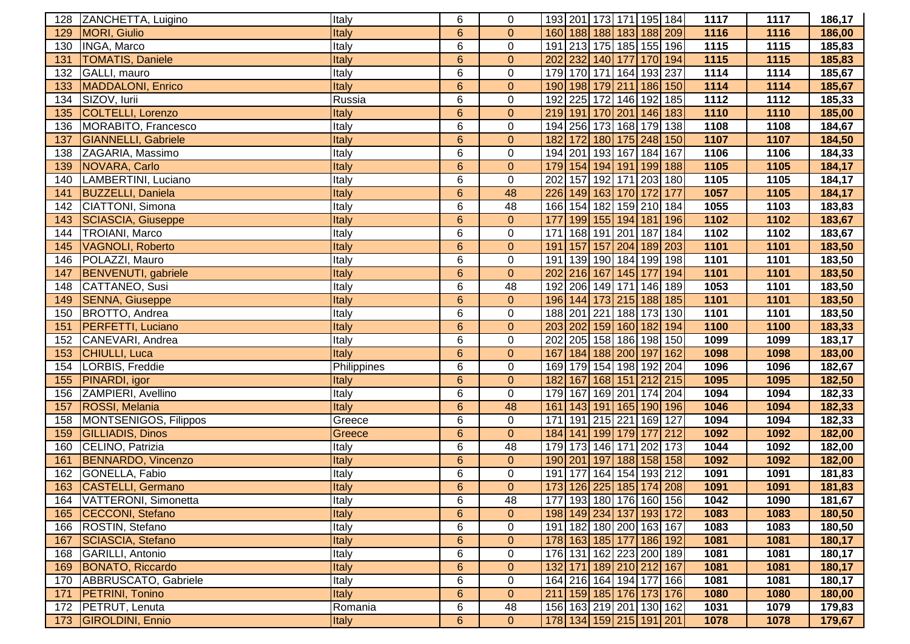| 128 | ZANCHETTA, Luigino | Italy | 6 | 0 | 193 | 201 | 173 | 171 | 195 | 184 | 1117 | 1117 | 186,17 |
|---|---|---|---|---|---|---|---|---|---|---|---|---|---|
| 129 | MORI, Giulio | Italy | 6 | 0 | 160 | 188 | 188 | 183 | 188 | 209 | 1116 | 1116 | 186,00 |
| 130 | INGA, Marco | Italy | 6 | 0 | 191 | 213 | 175 | 185 | 155 | 196 | 1115 | 1115 | 185,83 |
| 131 | TOMATIS, Daniele | Italy | 6 | 0 | 202 | 232 | 140 | 177 | 170 | 194 | 1115 | 1115 | 185,83 |
| 132 | GALLI, mauro | Italy | 6 | 0 | 179 | 170 | 171 | 164 | 193 | 237 | 1114 | 1114 | 185,67 |
| 133 | MADDALONI, Enrico | Italy | 6 | 0 | 190 | 198 | 179 | 211 | 186 | 150 | 1114 | 1114 | 185,67 |
| 134 | SIZOV, Iurii | Russia | 6 | 0 | 192 | 225 | 172 | 146 | 192 | 185 | 1112 | 1112 | 185,33 |
| 135 | COLTELLI, Lorenzo | Italy | 6 | 0 | 219 | 191 | 170 | 201 | 146 | 183 | 1110 | 1110 | 185,00 |
| 136 | MORABITO, Francesco | Italy | 6 | 0 | 194 | 256 | 173 | 168 | 179 | 138 | 1108 | 1108 | 184,67 |
| 137 | GIANNELLI, Gabriele | Italy | 6 | 0 | 182 | 172 | 180 | 175 | 248 | 150 | 1107 | 1107 | 184,50 |
| 138 | ZAGARIA, Massimo | Italy | 6 | 0 | 194 | 201 | 193 | 167 | 184 | 167 | 1106 | 1106 | 184,33 |
| 139 | NOVARA, Carlo | Italy | 6 | 0 | 179 | 154 | 194 | 191 | 199 | 188 | 1105 | 1105 | 184,17 |
| 140 | LAMBERTINI, Luciano | Italy | 6 | 0 | 202 | 157 | 192 | 171 | 203 | 180 | 1105 | 1105 | 184,17 |
| 141 | BUZZELLI, Daniela | Italy | 6 | 48 | 226 | 149 | 163 | 170 | 172 | 177 | 1057 | 1105 | 184,17 |
| 142 | CIATTONI, Simona | Italy | 6 | 48 | 166 | 154 | 182 | 159 | 210 | 184 | 1055 | 1103 | 183,83 |
| 143 | SCIASCIA, Giuseppe | Italy | 6 | 0 | 177 | 199 | 155 | 194 | 181 | 196 | 1102 | 1102 | 183,67 |
| 144 | TROIANI, Marco | Italy | 6 | 0 | 171 | 168 | 191 | 201 | 187 | 184 | 1102 | 1102 | 183,67 |
| 145 | VAGNOLI, Roberto | Italy | 6 | 0 | 191 | 157 | 157 | 204 | 189 | 203 | 1101 | 1101 | 183,50 |
| 146 | POLAZZI, Mauro | Italy | 6 | 0 | 191 | 139 | 190 | 184 | 199 | 198 | 1101 | 1101 | 183,50 |
| 147 | BENVENUTI, gabriele | Italy | 6 | 0 | 202 | 216 | 167 | 145 | 177 | 194 | 1101 | 1101 | 183,50 |
| 148 | CATTANEO, Susi | Italy | 6 | 48 | 192 | 206 | 149 | 171 | 146 | 189 | 1053 | 1101 | 183,50 |
| 149 | SENNA, Giuseppe | Italy | 6 | 0 | 196 | 144 | 173 | 215 | 188 | 185 | 1101 | 1101 | 183,50 |
| 150 | BROTTO, Andrea | Italy | 6 | 0 | 188 | 201 | 221 | 188 | 173 | 130 | 1101 | 1101 | 183,50 |
| 151 | PERFETTI, Luciano | Italy | 6 | 0 | 203 | 202 | 159 | 160 | 182 | 194 | 1100 | 1100 | 183,33 |
| 152 | CANEVARI, Andrea | Italy | 6 | 0 | 202 | 205 | 158 | 186 | 198 | 150 | 1099 | 1099 | 183,17 |
| 153 | CHIULLI, Luca | Italy | 6 | 0 | 167 | 184 | 188 | 200 | 197 | 162 | 1098 | 1098 | 183,00 |
| 154 | LORBIS, Freddie | Philippines | 6 | 0 | 169 | 179 | 154 | 198 | 192 | 204 | 1096 | 1096 | 182,67 |
| 155 | PINARDI, igor | Italy | 6 | 0 | 182 | 167 | 168 | 151 | 212 | 215 | 1095 | 1095 | 182,50 |
| 156 | ZAMPIERI, Avellino | Italy | 6 | 0 | 179 | 167 | 169 | 201 | 174 | 204 | 1094 | 1094 | 182,33 |
| 157 | ROSSI, Melania | Italy | 6 | 48 | 161 | 143 | 191 | 165 | 190 | 196 | 1046 | 1094 | 182,33 |
| 158 | MONTSENIGOS, Filippos | Greece | 6 | 0 | 171 | 191 | 215 | 221 | 169 | 127 | 1094 | 1094 | 182,33 |
| 159 | GILLIADIS, Dinos | Greece | 6 | 0 | 184 | 141 | 199 | 179 | 177 | 212 | 1092 | 1092 | 182,00 |
| 160 | CELINO, Patrizia | Italy | 6 | 48 | 179 | 173 | 146 | 171 | 202 | 173 | 1044 | 1092 | 182,00 |
| 161 | BENNARDO, Vincenzo | Italy | 6 | 0 | 190 | 201 | 197 | 188 | 158 | 158 | 1092 | 1092 | 182,00 |
| 162 | GONELLA, Fabio | Italy | 6 | 0 | 191 | 177 | 164 | 154 | 193 | 212 | 1091 | 1091 | 181,83 |
| 163 | CASTELLI, Germano | Italy | 6 | 0 | 173 | 126 | 225 | 185 | 174 | 208 | 1091 | 1091 | 181,83 |
| 164 | VATTERONI, Simonetta | Italy | 6 | 48 | 177 | 193 | 180 | 176 | 160 | 156 | 1042 | 1090 | 181,67 |
| 165 | CECCONI, Stefano | Italy | 6 | 0 | 198 | 149 | 234 | 137 | 193 | 172 | 1083 | 1083 | 180,50 |
| 166 | ROSTIN, Stefano | Italy | 6 | 0 | 191 | 182 | 180 | 200 | 163 | 167 | 1083 | 1083 | 180,50 |
| 167 | SCIASCIA, Stefano | Italy | 6 | 0 | 178 | 163 | 185 | 177 | 186 | 192 | 1081 | 1081 | 180,17 |
| 168 | GARILLI, Antonio | Italy | 6 | 0 | 176 | 131 | 162 | 223 | 200 | 189 | 1081 | 1081 | 180,17 |
| 169 | BONATO, Riccardo | Italy | 6 | 0 | 132 | 171 | 189 | 210 | 212 | 167 | 1081 | 1081 | 180,17 |
| 170 | ABBRUSCATO, Gabriele | Italy | 6 | 0 | 164 | 216 | 164 | 194 | 177 | 166 | 1081 | 1081 | 180,17 |
| 171 | PETRINI, Tonino | Italy | 6 | 0 | 211 | 159 | 185 | 176 | 173 | 176 | 1080 | 1080 | 180,00 |
| 172 | PETRUT, Lenuta | Romania | 6 | 48 | 156 | 163 | 219 | 201 | 130 | 162 | 1031 | 1079 | 179,83 |
| 173 | GIROLDINI, Ennio | Italy | 6 | 0 | 178 | 134 | 159 | 215 | 191 | 201 | 1078 | 1078 | 179,67 |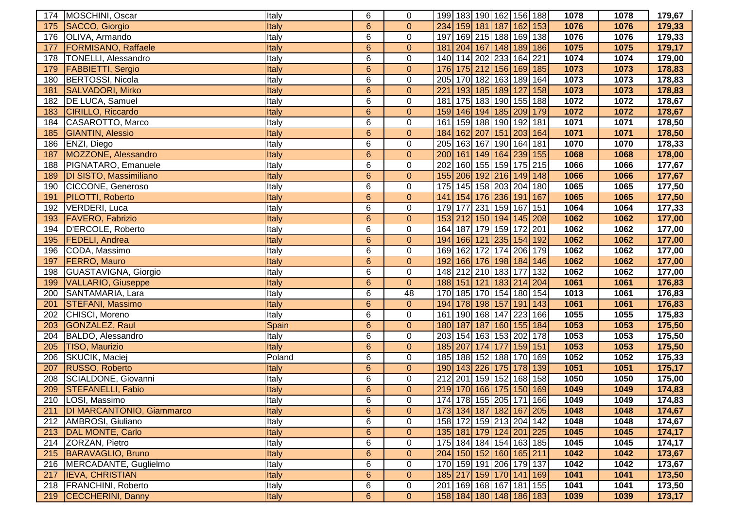| | | | | | | | | | | | | | |
|---|---|---|---|---|---|---|---|---|---|---|---|---|---|
| 174 | MOSCHINI, Oscar | Italy | 6 | 0 | 199 | 183 | 190 | 162 | 156 | 188 | 1078 | 1078 | 179,67 |
| 175 | SACCO, Giorgio | Italy | 6 | 0 | 234 | 159 | 181 | 187 | 162 | 153 | 1076 | 1076 | 179,33 |
| 176 | OLIVA, Armando | Italy | 6 | 0 | 197 | 169 | 215 | 188 | 169 | 138 | 1076 | 1076 | 179,33 |
| 177 | FORMISANO, Raffaele | Italy | 6 | 0 | 181 | 204 | 167 | 148 | 189 | 186 | 1075 | 1075 | 179,17 |
| 178 | TONELLI, Alessandro | Italy | 6 | 0 | 140 | 114 | 202 | 233 | 164 | 221 | 1074 | 1074 | 179,00 |
| 179 | FABBIETTI, Sergio | Italy | 6 | 0 | 176 | 175 | 212 | 156 | 169 | 185 | 1073 | 1073 | 178,83 |
| 180 | BERTOSSI, Nicola | Italy | 6 | 0 | 205 | 170 | 182 | 163 | 189 | 164 | 1073 | 1073 | 178,83 |
| 181 | SALVADORI, Mirko | Italy | 6 | 0 | 221 | 193 | 185 | 189 | 127 | 158 | 1073 | 1073 | 178,83 |
| 182 | DE LUCA, Samuel | Italy | 6 | 0 | 181 | 175 | 183 | 190 | 155 | 188 | 1072 | 1072 | 178,67 |
| 183 | CIRILLO, Riccardo | Italy | 6 | 0 | 159 | 146 | 194 | 185 | 209 | 179 | 1072 | 1072 | 178,67 |
| 184 | CASAROTTO, Marco | Italy | 6 | 0 | 161 | 159 | 188 | 190 | 192 | 181 | 1071 | 1071 | 178,50 |
| 185 | GIANTIN, Alessio | Italy | 6 | 0 | 184 | 162 | 207 | 151 | 203 | 164 | 1071 | 1071 | 178,50 |
| 186 | ENZI, Diego | Italy | 6 | 0 | 205 | 163 | 167 | 190 | 164 | 181 | 1070 | 1070 | 178,33 |
| 187 | MOZZONE, Alessandro | Italy | 6 | 0 | 200 | 161 | 149 | 164 | 239 | 155 | 1068 | 1068 | 178,00 |
| 188 | PIGNATARO, Emanuele | Italy | 6 | 0 | 202 | 160 | 155 | 159 | 175 | 215 | 1066 | 1066 | 177,67 |
| 189 | DI SISTO, Massimiliano | Italy | 6 | 0 | 155 | 206 | 192 | 216 | 149 | 148 | 1066 | 1066 | 177,67 |
| 190 | CICCONE, Generoso | Italy | 6 | 0 | 175 | 145 | 158 | 203 | 204 | 180 | 1065 | 1065 | 177,50 |
| 191 | PILOTTI, Roberto | Italy | 6 | 0 | 141 | 154 | 176 | 236 | 191 | 167 | 1065 | 1065 | 177,50 |
| 192 | VERDERI, Luca | Italy | 6 | 0 | 179 | 177 | 231 | 159 | 167 | 151 | 1064 | 1064 | 177,33 |
| 193 | FAVERO, Fabrizio | Italy | 6 | 0 | 153 | 212 | 150 | 194 | 145 | 208 | 1062 | 1062 | 177,00 |
| 194 | D'ERCOLE, Roberto | Italy | 6 | 0 | 164 | 187 | 179 | 159 | 172 | 201 | 1062 | 1062 | 177,00 |
| 195 | FEDELI, Andrea | Italy | 6 | 0 | 194 | 166 | 121 | 235 | 154 | 192 | 1062 | 1062 | 177,00 |
| 196 | CODA, Massimo | Italy | 6 | 0 | 169 | 162 | 172 | 174 | 206 | 179 | 1062 | 1062 | 177,00 |
| 197 | FERRO, Mauro | Italy | 6 | 0 | 192 | 166 | 176 | 198 | 184 | 146 | 1062 | 1062 | 177,00 |
| 198 | GUASTAVIGNA, Giorgio | Italy | 6 | 0 | 148 | 212 | 210 | 183 | 177 | 132 | 1062 | 1062 | 177,00 |
| 199 | VALLARIO, Giuseppe | Italy | 6 | 0 | 188 | 151 | 121 | 183 | 214 | 204 | 1061 | 1061 | 176,83 |
| 200 | SANTAMARIA, Lara | Italy | 6 | 48 | 170 | 185 | 170 | 154 | 180 | 154 | 1013 | 1061 | 176,83 |
| 201 | STEFANI, Massimo | Italy | 6 | 0 | 194 | 178 | 198 | 157 | 191 | 143 | 1061 | 1061 | 176,83 |
| 202 | CHISCI, Moreno | Italy | 6 | 0 | 161 | 190 | 168 | 147 | 223 | 166 | 1055 | 1055 | 175,83 |
| 203 | GONZALEZ, Raul | Spain | 6 | 0 | 180 | 187 | 187 | 160 | 155 | 184 | 1053 | 1053 | 175,50 |
| 204 | BALDO, Alessandro | Italy | 6 | 0 | 203 | 154 | 163 | 153 | 202 | 178 | 1053 | 1053 | 175,50 |
| 205 | TISO, Maurizio | Italy | 6 | 0 | 185 | 207 | 174 | 177 | 159 | 151 | 1053 | 1053 | 175,50 |
| 206 | SKUCIK, Maciej | Poland | 6 | 0 | 185 | 188 | 152 | 188 | 170 | 169 | 1052 | 1052 | 175,33 |
| 207 | RUSSO, Roberto | Italy | 6 | 0 | 190 | 143 | 226 | 175 | 178 | 139 | 1051 | 1051 | 175,17 |
| 208 | SCIALDONE, Giovanni | Italy | 6 | 0 | 212 | 201 | 159 | 152 | 168 | 158 | 1050 | 1050 | 175,00 |
| 209 | STEFANELLI, Fabio | Italy | 6 | 0 | 219 | 170 | 166 | 175 | 150 | 169 | 1049 | 1049 | 174,83 |
| 210 | LOSI, Massimo | Italy | 6 | 0 | 174 | 178 | 155 | 205 | 171 | 166 | 1049 | 1049 | 174,83 |
| 211 | DI MARCANTONIO, Giammarco | Italy | 6 | 0 | 173 | 134 | 187 | 182 | 167 | 205 | 1048 | 1048 | 174,67 |
| 212 | AMBROSI, Giuliano | Italy | 6 | 0 | 158 | 172 | 159 | 213 | 204 | 142 | 1048 | 1048 | 174,67 |
| 213 | DAL MONTE, Carlo | Italy | 6 | 0 | 135 | 181 | 179 | 124 | 201 | 225 | 1045 | 1045 | 174,17 |
| 214 | ZORZAN, Pietro | Italy | 6 | 0 | 175 | 184 | 184 | 154 | 163 | 185 | 1045 | 1045 | 174,17 |
| 215 | BARAVAGLIO, Bruno | Italy | 6 | 0 | 204 | 150 | 152 | 160 | 165 | 211 | 1042 | 1042 | 173,67 |
| 216 | MERCADANTE, Guglielmo | Italy | 6 | 0 | 170 | 159 | 191 | 206 | 179 | 137 | 1042 | 1042 | 173,67 |
| 217 | IEVA, CHRISTIAN | Italy | 6 | 0 | 185 | 217 | 159 | 170 | 141 | 169 | 1041 | 1041 | 173,50 |
| 218 | FRANCHINI, Roberto | Italy | 6 | 0 | 201 | 169 | 168 | 167 | 181 | 155 | 1041 | 1041 | 173,50 |
| 219 | CECCHERINI, Danny | Italy | 6 | 0 | 158 | 184 | 180 | 148 | 186 | 183 | 1039 | 1039 | 173,17 |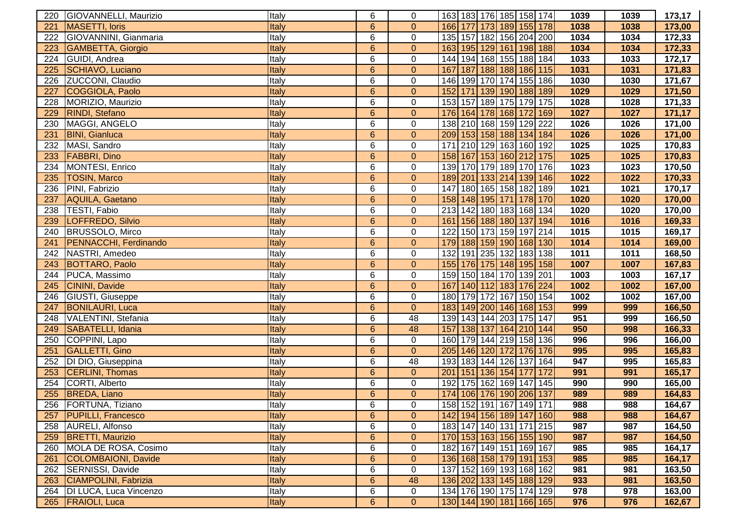| | | | | | | | | | | | | | |
|---|---|---|---|---|---|---|---|---|---|---|---|---|---|
| 220 | GIOVANNELLI, Maurizio | Italy | 6 | 0 | 163 | 183 | 176 | 185 | 158 | 174 | 1039 | 1039 | 173,17 |
| 221 | MASETTI, Ioris | Italy | 6 | 0 | 166 | 177 | 173 | 189 | 155 | 178 | 1038 | 1038 | 173,00 |
| 222 | GIOVANNINI, Gianmaria | Italy | 6 | 0 | 135 | 157 | 182 | 156 | 204 | 200 | 1034 | 1034 | 172,33 |
| 223 | GAMBETTA, Giorgio | Italy | 6 | 0 | 163 | 195 | 129 | 161 | 198 | 188 | 1034 | 1034 | 172,33 |
| 224 | GUIDI, Andrea | Italy | 6 | 0 | 144 | 194 | 168 | 155 | 188 | 184 | 1033 | 1033 | 172,17 |
| 225 | SCHIAVO, Luciano | Italy | 6 | 0 | 167 | 187 | 188 | 188 | 186 | 115 | 1031 | 1031 | 171,83 |
| 226 | ZUCCONI, Claudio | Italy | 6 | 0 | 146 | 199 | 170 | 174 | 155 | 186 | 1030 | 1030 | 171,67 |
| 227 | COGGIOLA, Paolo | Italy | 6 | 0 | 152 | 171 | 139 | 190 | 188 | 189 | 1029 | 1029 | 171,50 |
| 228 | MORIZIO, Maurizio | Italy | 6 | 0 | 153 | 157 | 189 | 175 | 179 | 175 | 1028 | 1028 | 171,33 |
| 229 | RINDI, Stefano | Italy | 6 | 0 | 176 | 164 | 178 | 168 | 172 | 169 | 1027 | 1027 | 171,17 |
| 230 | MAGGI, ANGELO | Italy | 6 | 0 | 138 | 210 | 168 | 159 | 129 | 222 | 1026 | 1026 | 171,00 |
| 231 | BINI, Gianluca | Italy | 6 | 0 | 209 | 153 | 158 | 188 | 134 | 184 | 1026 | 1026 | 171,00 |
| 232 | MASI, Sandro | Italy | 6 | 0 | 171 | 210 | 129 | 163 | 160 | 192 | 1025 | 1025 | 170,83 |
| 233 | FABBRI, Dino | Italy | 6 | 0 | 158 | 167 | 153 | 160 | 212 | 175 | 1025 | 1025 | 170,83 |
| 234 | MONTESI, Enrico | Italy | 6 | 0 | 139 | 170 | 179 | 189 | 170 | 176 | 1023 | 1023 | 170,50 |
| 235 | TOSIN, Marco | Italy | 6 | 0 | 189 | 201 | 133 | 214 | 139 | 146 | 1022 | 1022 | 170,33 |
| 236 | PINI, Fabrizio | Italy | 6 | 0 | 147 | 180 | 165 | 158 | 182 | 189 | 1021 | 1021 | 170,17 |
| 237 | AQUILA, Gaetano | Italy | 6 | 0 | 158 | 148 | 195 | 171 | 178 | 170 | 1020 | 1020 | 170,00 |
| 238 | TESTI, Fabio | Italy | 6 | 0 | 213 | 142 | 180 | 183 | 168 | 134 | 1020 | 1020 | 170,00 |
| 239 | LOFFREDO, Silvio | Italy | 6 | 0 | 161 | 156 | 188 | 180 | 137 | 194 | 1016 | 1016 | 169,33 |
| 240 | BRUSSOLO, Mirco | Italy | 6 | 0 | 122 | 150 | 173 | 159 | 197 | 214 | 1015 | 1015 | 169,17 |
| 241 | PENNACCHI, Ferdinando | Italy | 6 | 0 | 179 | 188 | 159 | 190 | 168 | 130 | 1014 | 1014 | 169,00 |
| 242 | NASTRI, Amedeo | Italy | 6 | 0 | 132 | 191 | 235 | 132 | 183 | 138 | 1011 | 1011 | 168,50 |
| 243 | BOTTARO, Paolo | Italy | 6 | 0 | 155 | 176 | 175 | 148 | 195 | 158 | 1007 | 1007 | 167,83 |
| 244 | PUCA, Massimo | Italy | 6 | 0 | 159 | 150 | 184 | 170 | 139 | 201 | 1003 | 1003 | 167,17 |
| 245 | CININI, Davide | Italy | 6 | 0 | 167 | 140 | 112 | 183 | 176 | 224 | 1002 | 1002 | 167,00 |
| 246 | GIUSTI, Giuseppe | Italy | 6 | 0 | 180 | 179 | 172 | 167 | 150 | 154 | 1002 | 1002 | 167,00 |
| 247 | BONILAURI, Luca | Italy | 6 | 0 | 183 | 149 | 200 | 146 | 168 | 153 | 999 | 999 | 166,50 |
| 248 | VALENTINI, Stefania | Italy | 6 | 48 | 139 | 143 | 144 | 203 | 175 | 147 | 951 | 999 | 166,50 |
| 249 | SABATELLI, Idania | Italy | 6 | 48 | 157 | 138 | 137 | 164 | 210 | 144 | 950 | 998 | 166,33 |
| 250 | COPPINI, Lapo | Italy | 6 | 0 | 160 | 179 | 144 | 219 | 158 | 136 | 996 | 996 | 166,00 |
| 251 | GALLETTI, Gino | Italy | 6 | 0 | 205 | 146 | 120 | 172 | 176 | 176 | 995 | 995 | 165,83 |
| 252 | DI DIO, Giuseppina | Italy | 6 | 48 | 193 | 183 | 144 | 126 | 137 | 164 | 947 | 995 | 165,83 |
| 253 | CERLINI, Thomas | Italy | 6 | 0 | 201 | 151 | 136 | 154 | 177 | 172 | 991 | 991 | 165,17 |
| 254 | CORTI, Alberto | Italy | 6 | 0 | 192 | 175 | 162 | 169 | 147 | 145 | 990 | 990 | 165,00 |
| 255 | BREDA, Liano | Italy | 6 | 0 | 174 | 106 | 176 | 190 | 206 | 137 | 989 | 989 | 164,83 |
| 256 | FORTUNA, Tiziano | Italy | 6 | 0 | 158 | 152 | 191 | 167 | 149 | 171 | 988 | 988 | 164,67 |
| 257 | PUPILLI, Francesco | Italy | 6 | 0 | 142 | 194 | 156 | 189 | 147 | 160 | 988 | 988 | 164,67 |
| 258 | AURELI, Alfonso | Italy | 6 | 0 | 183 | 147 | 140 | 131 | 171 | 215 | 987 | 987 | 164,50 |
| 259 | BRETTI, Maurizio | Italy | 6 | 0 | 170 | 153 | 163 | 156 | 155 | 190 | 987 | 987 | 164,50 |
| 260 | MOLA DE ROSA, Cosimo | Italy | 6 | 0 | 182 | 167 | 149 | 151 | 169 | 167 | 985 | 985 | 164,17 |
| 261 | COLOMBAIONI, Davide | Italy | 6 | 0 | 136 | 168 | 158 | 179 | 191 | 153 | 985 | 985 | 164,17 |
| 262 | SERNISSI, Davide | Italy | 6 | 0 | 137 | 152 | 169 | 193 | 168 | 162 | 981 | 981 | 163,50 |
| 263 | CIAMPOLINI, Fabrizia | Italy | 6 | 48 | 136 | 202 | 133 | 145 | 188 | 129 | 933 | 981 | 163,50 |
| 264 | DI LUCA, Luca Vincenzo | Italy | 6 | 0 | 134 | 176 | 190 | 175 | 174 | 129 | 978 | 978 | 163,00 |
| 265 | FRAIOLI, Luca | Italy | 6 | 0 | 130 | 144 | 190 | 181 | 166 | 165 | 976 | 976 | 162,67 |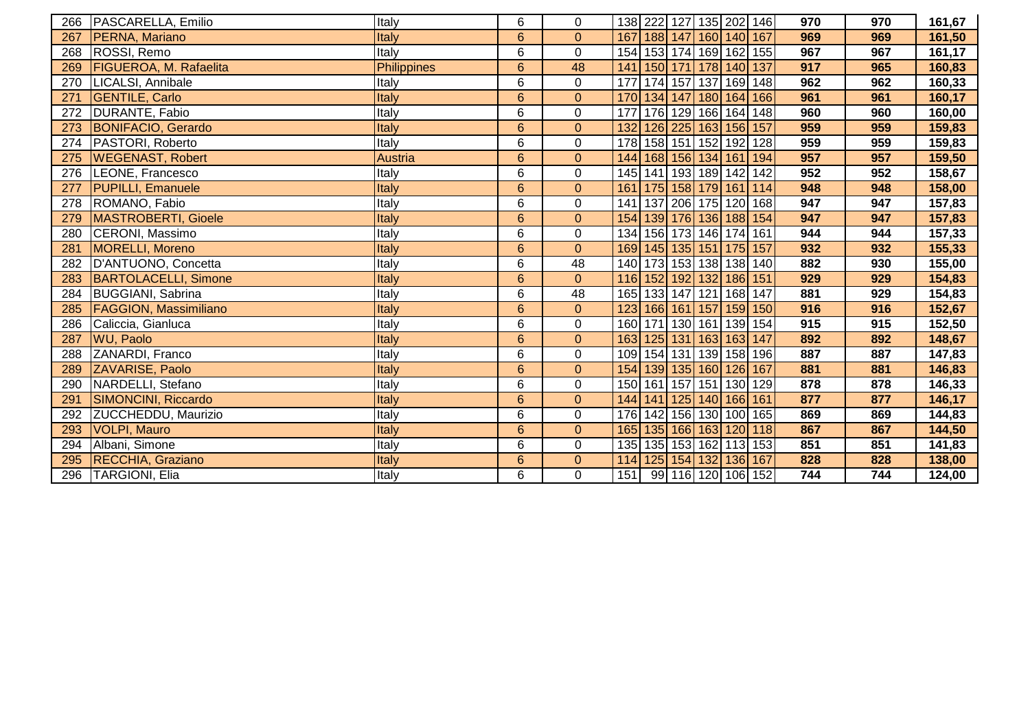| | | | | | | | | | | | | | |
|---|---|---|---|---|---|---|---|---|---|---|---|---|---|
| 266 | PASCARELLA, Emilio | Italy | 6 | 0 | 138 | 222 | 127 | 135 | 202 | 146 | 970 | 970 | 161,67 |
| 267 | PERNA, Mariano | Italy | 6 | 0 | 167 | 188 | 147 | 160 | 140 | 167 | 969 | 969 | 161,50 |
| 268 | ROSSI, Remo | Italy | 6 | 0 | 154 | 153 | 174 | 169 | 162 | 155 | 967 | 967 | 161,17 |
| 269 | FIGUEROA, M. Rafaelita | Philippines | 6 | 48 | 141 | 150 | 171 | 178 | 140 | 137 | 917 | 965 | 160,83 |
| 270 | LICALSI, Annibale | Italy | 6 | 0 | 177 | 174 | 157 | 137 | 169 | 148 | 962 | 962 | 160,33 |
| 271 | GENTILE, Carlo | Italy | 6 | 0 | 170 | 134 | 147 | 180 | 164 | 166 | 961 | 961 | 160,17 |
| 272 | DURANTE, Fabio | Italy | 6 | 0 | 177 | 176 | 129 | 166 | 164 | 148 | 960 | 960 | 160,00 |
| 273 | BONIFACIO, Gerardo | Italy | 6 | 0 | 132 | 126 | 225 | 163 | 156 | 157 | 959 | 959 | 159,83 |
| 274 | PASTORI, Roberto | Italy | 6 | 0 | 178 | 158 | 151 | 152 | 192 | 128 | 959 | 959 | 159,83 |
| 275 | WEGENAST, Robert | Austria | 6 | 0 | 144 | 168 | 156 | 134 | 161 | 194 | 957 | 957 | 159,50 |
| 276 | LEONE, Francesco | Italy | 6 | 0 | 145 | 141 | 193 | 189 | 142 | 142 | 952 | 952 | 158,67 |
| 277 | PUPILLI, Emanuele | Italy | 6 | 0 | 161 | 175 | 158 | 179 | 161 | 114 | 948 | 948 | 158,00 |
| 278 | ROMANO, Fabio | Italy | 6 | 0 | 141 | 137 | 206 | 175 | 120 | 168 | 947 | 947 | 157,83 |
| 279 | MASTROBERTI, Gioele | Italy | 6 | 0 | 154 | 139 | 176 | 136 | 188 | 154 | 947 | 947 | 157,83 |
| 280 | CERONI, Massimo | Italy | 6 | 0 | 134 | 156 | 173 | 146 | 174 | 161 | 944 | 944 | 157,33 |
| 281 | MORELLI, Moreno | Italy | 6 | 0 | 169 | 145 | 135 | 151 | 175 | 157 | 932 | 932 | 155,33 |
| 282 | D'ANTUONO, Concetta | Italy | 6 | 48 | 140 | 173 | 153 | 138 | 138 | 140 | 882 | 930 | 155,00 |
| 283 | BARTOLACELLI, Simone | Italy | 6 | 0 | 116 | 152 | 192 | 132 | 186 | 151 | 929 | 929 | 154,83 |
| 284 | BUGGIANI, Sabrina | Italy | 6 | 48 | 165 | 133 | 147 | 121 | 168 | 147 | 881 | 929 | 154,83 |
| 285 | FAGGION, Massimiliano | Italy | 6 | 0 | 123 | 166 | 161 | 157 | 159 | 150 | 916 | 916 | 152,67 |
| 286 | Caliccia, Gianluca | Italy | 6 | 0 | 160 | 171 | 130 | 161 | 139 | 154 | 915 | 915 | 152,50 |
| 287 | WU, Paolo | Italy | 6 | 0 | 163 | 125 | 131 | 163 | 163 | 147 | 892 | 892 | 148,67 |
| 288 | ZANARDI, Franco | Italy | 6 | 0 | 109 | 154 | 131 | 139 | 158 | 196 | 887 | 887 | 147,83 |
| 289 | ZAVARISE, Paolo | Italy | 6 | 0 | 154 | 139 | 135 | 160 | 126 | 167 | 881 | 881 | 146,83 |
| 290 | NARDELLI, Stefano | Italy | 6 | 0 | 150 | 161 | 157 | 151 | 130 | 129 | 878 | 878 | 146,33 |
| 291 | SIMONCINI, Riccardo | Italy | 6 | 0 | 144 | 141 | 125 | 140 | 166 | 161 | 877 | 877 | 146,17 |
| 292 | ZUCCHEDDU, Maurizio | Italy | 6 | 0 | 176 | 142 | 156 | 130 | 100 | 165 | 869 | 869 | 144,83 |
| 293 | VOLPI, Mauro | Italy | 6 | 0 | 165 | 135 | 166 | 163 | 120 | 118 | 867 | 867 | 144,50 |
| 294 | Albani, Simone | Italy | 6 | 0 | 135 | 135 | 153 | 162 | 113 | 153 | 851 | 851 | 141,83 |
| 295 | RECCHIA, Graziano | Italy | 6 | 0 | 114 | 125 | 154 | 132 | 136 | 167 | 828 | 828 | 138,00 |
| 296 | TARGIONI, Elia | Italy | 6 | 0 | 151 | 99 | 116 | 120 | 106 | 152 | 744 | 744 | 124,00 |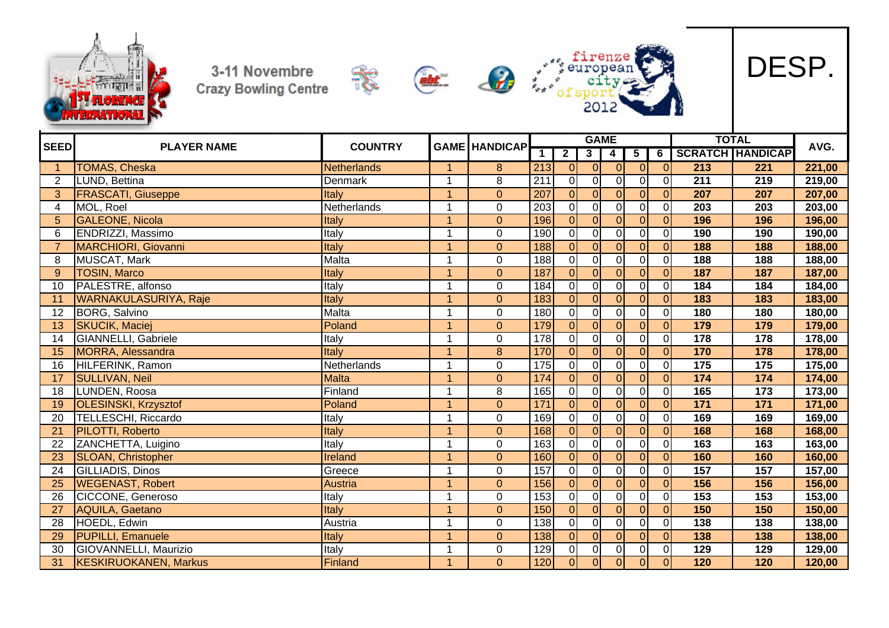3-11 Novembre
Crazy Bowling Centre

firenze european city of sport 2012

# DESP.

| SEED | PLAYER NAME | COUNTRY | GAME | HANDICAP | GAME | | | | | | TOTAL | | AVG. |
|---|---|---|---|---|---|---|---|---|---|---|---|---|---|
| | | | | | 1 | 2 | 3 | 4 | 5 | 6 | SCRATCH | HANDICAP | |
| 1 | TOMAS, Cheska | Netherlands | 1 | 8 | 213 | 0 | 0 | 0 | 0 | 0 | 213 | 221 | 221,00 |
| 2 | LUND, Bettina | Denmark | 1 | 8 | 211 | 0 | 0 | 0 | 0 | 0 | 211 | 219 | 219,00 |
| 3 | FRASCATI, Giuseppe | Italy | 1 | 0 | 207 | 0 | 0 | 0 | 0 | 0 | 207 | 207 | 207,00 |
| 4 | MOL, Roel | Netherlands | 1 | 0 | 203 | 0 | 0 | 0 | 0 | 0 | 203 | 203 | 203,00 |
| 5 | GALEONE, Nicola | Italy | 1 | 0 | 196 | 0 | 0 | 0 | 0 | 0 | 196 | 196 | 196,00 |
| 6 | ENDRIZZI, Massimo | Italy | 1 | 0 | 190 | 0 | 0 | 0 | 0 | 0 | 190 | 190 | 190,00 |
| 7 | MARCHIORI, Giovanni | Italy | 1 | 0 | 188 | 0 | 0 | 0 | 0 | 0 | 188 | 188 | 188,00 |
| 8 | MUSCAT, Mark | Malta | 1 | 0 | 188 | 0 | 0 | 0 | 0 | 0 | 188 | 188 | 188,00 |
| 9 | TOSIN, Marco | Italy | 1 | 0 | 187 | 0 | 0 | 0 | 0 | 0 | 187 | 187 | 187,00 |
| 10 | PALESTRE, alfonso | Italy | 1 | 0 | 184 | 0 | 0 | 0 | 0 | 0 | 184 | 184 | 184,00 |
| 11 | WARNAKULASURIYA, Raje | Italy | 1 | 0 | 183 | 0 | 0 | 0 | 0 | 0 | 183 | 183 | 183,00 |
| 12 | BORG, Salvino | Malta | 1 | 0 | 180 | 0 | 0 | 0 | 0 | 0 | 180 | 180 | 180,00 |
| 13 | SKUCIK, Maciej | Poland | 1 | 0 | 179 | 0 | 0 | 0 | 0 | 0 | 179 | 179 | 179,00 |
| 14 | GIANNELLI, Gabriele | Italy | 1 | 0 | 178 | 0 | 0 | 0 | 0 | 0 | 178 | 178 | 178,00 |
| 15 | MORRA, Alessandra | Italy | 1 | 8 | 170 | 0 | 0 | 0 | 0 | 0 | 170 | 178 | 178,00 |
| 16 | HILFERINK, Ramon | Netherlands | 1 | 0 | 175 | 0 | 0 | 0 | 0 | 0 | 175 | 175 | 175,00 |
| 17 | SULLIVAN, Neil | Malta | 1 | 0 | 174 | 0 | 0 | 0 | 0 | 0 | 174 | 174 | 174,00 |
| 18 | LUNDEN, Roosa | Finland | 1 | 8 | 165 | 0 | 0 | 0 | 0 | 0 | 165 | 173 | 173,00 |
| 19 | OLESINSKI, Krzysztof | Poland | 1 | 0 | 171 | 0 | 0 | 0 | 0 | 0 | 171 | 171 | 171,00 |
| 20 | TELLESCHI, Riccardo | Italy | 1 | 0 | 169 | 0 | 0 | 0 | 0 | 0 | 169 | 169 | 169,00 |
| 21 | PILOTTI, Roberto | Italy | 1 | 0 | 168 | 0 | 0 | 0 | 0 | 0 | 168 | 168 | 168,00 |
| 22 | ZANCHETTA, Luigino | Italy | 1 | 0 | 163 | 0 | 0 | 0 | 0 | 0 | 163 | 163 | 163,00 |
| 23 | SLOAN, Christopher | Ireland | 1 | 0 | 160 | 0 | 0 | 0 | 0 | 0 | 160 | 160 | 160,00 |
| 24 | GILLIADIS, Dinos | Greece | 1 | 0 | 157 | 0 | 0 | 0 | 0 | 0 | 157 | 157 | 157,00 |
| 25 | WEGENAST, Robert | Austria | 1 | 0 | 156 | 0 | 0 | 0 | 0 | 0 | 156 | 156 | 156,00 |
| 26 | CICCONE, Generoso | Italy | 1 | 0 | 153 | 0 | 0 | 0 | 0 | 0 | 153 | 153 | 153,00 |
| 27 | AQUILA, Gaetano | Italy | 1 | 0 | 150 | 0 | 0 | 0 | 0 | 0 | 150 | 150 | 150,00 |
| 28 | HOEDL, Edwin | Austria | 1 | 0 | 138 | 0 | 0 | 0 | 0 | 0 | 138 | 138 | 138,00 |
| 29 | PUPILLI, Emanuele | Italy | 1 | 0 | 138 | 0 | 0 | 0 | 0 | 0 | 138 | 138 | 138,00 |
| 30 | GIOVANNELLI, Maurizio | Italy | 1 | 0 | 129 | 0 | 0 | 0 | 0 | 0 | 129 | 129 | 129,00 |
| 31 | KESKIRUOKANEN, Markus | Finland | 1 | 0 | 120 | 0 | 0 | 0 | 0 | 0 | 120 | 120 | 120,00 |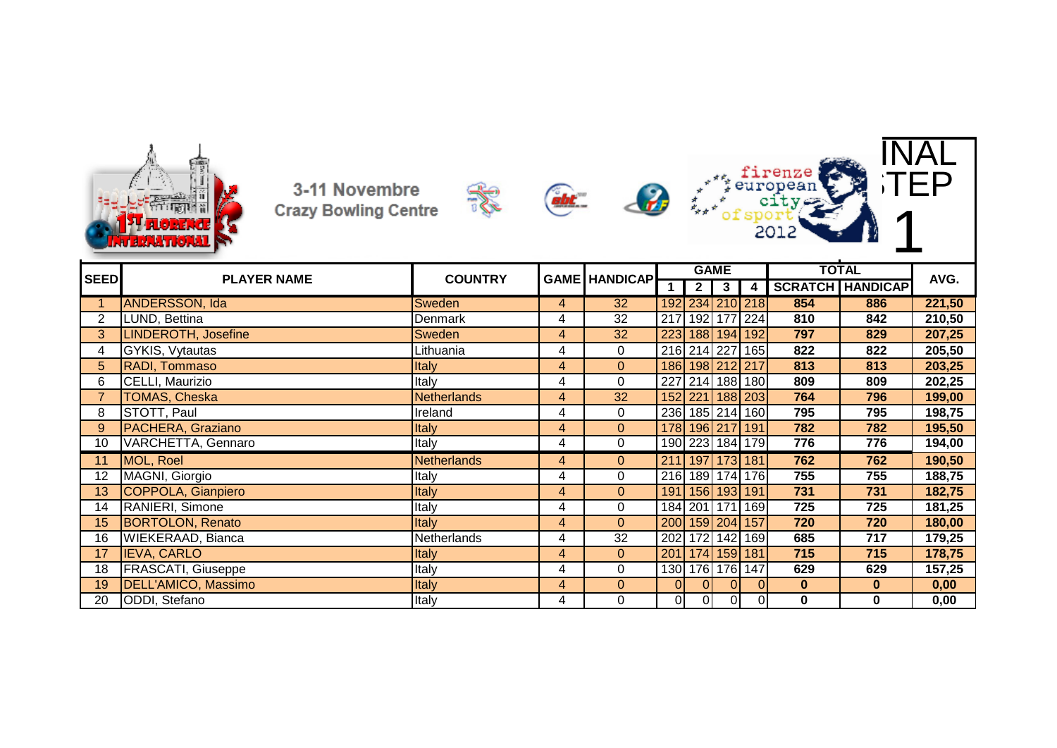3-11 Novembre
Crazy Bowling Centre

FINAL STEP 1

| SEED | PLAYER NAME | COUNTRY | GAME | HANDICAP | GAME | | | | TOTAL | | AVG. |
|---|---|---|---|---|---|---|---|---|---|---|---|
| | | | | | 1 | 2 | 3 | 4 | SCRATCH | HANDICAP | |
| 1 | ANDERSSON, Ida | Sweden | 4 | 32 | 192 | 234 | 210 | 218 | 854 | 886 | 221,50 |
| 2 | LUND, Bettina | Denmark | 4 | 32 | 217 | 192 | 177 | 224 | 810 | 842 | 210,50 |
| 3 | LINDEROTH, Josefine | Sweden | 4 | 32 | 223 | 188 | 194 | 192 | 797 | 829 | 207,25 |
| 4 | GYKIS, Vytautas | Lithuania | 4 | 0 | 216 | 214 | 227 | 165 | 822 | 822 | 205,50 |
| 5 | RADI, Tommaso | Italy | 4 | 0 | 186 | 198 | 212 | 217 | 813 | 813 | 203,25 |
| 6 | CELLI, Maurizio | Italy | 4 | 0 | 227 | 214 | 188 | 180 | 809 | 809 | 202,25 |
| 7 | TOMAS, Cheska | Netherlands | 4 | 32 | 152 | 221 | 188 | 203 | 764 | 796 | 199,00 |
| 8 | STOTT, Paul | Ireland | 4 | 0 | 236 | 185 | 214 | 160 | 795 | 795 | 198,75 |
| 9 | PACHERA, Graziano | Italy | 4 | 0 | 178 | 196 | 217 | 191 | 782 | 782 | 195,50 |
| 10 | VARCHETTA, Gennaro | Italy | 4 | 0 | 190 | 223 | 184 | 179 | 776 | 776 | 194,00 |
| 11 | MOL, Roel | Netherlands | 4 | 0 | 211 | 197 | 173 | 181 | 762 | 762 | 190,50 |
| 12 | MAGNI, Giorgio | Italy | 4 | 0 | 216 | 189 | 174 | 176 | 755 | 755 | 188,75 |
| 13 | COPPOLA, Gianpiero | Italy | 4 | 0 | 191 | 156 | 193 | 191 | 731 | 731 | 182,75 |
| 14 | RANIERI, Simone | Italy | 4 | 0 | 184 | 201 | 171 | 169 | 725 | 725 | 181,25 |
| 15 | BORTOLON, Renato | Italy | 4 | 0 | 200 | 159 | 204 | 157 | 720 | 720 | 180,00 |
| 16 | WIEKERAAD, Bianca | Netherlands | 4 | 32 | 202 | 172 | 142 | 169 | 685 | 717 | 179,25 |
| 17 | IEVA, CARLO | Italy | 4 | 0 | 201 | 174 | 159 | 181 | 715 | 715 | 178,75 |
| 18 | FRASCATI, Giuseppe | Italy | 4 | 0 | 130 | 176 | 176 | 147 | 629 | 629 | 157,25 |
| 19 | DELL'AMICO, Massimo | Italy | 4 | 0 | 0 | 0 | 0 | 0 | 0 | 0 | 0,00 |
| 20 | ODDI, Stefano | Italy | 4 | 0 | 0 | 0 | 0 | 0 | 0 | 0 | 0,00 |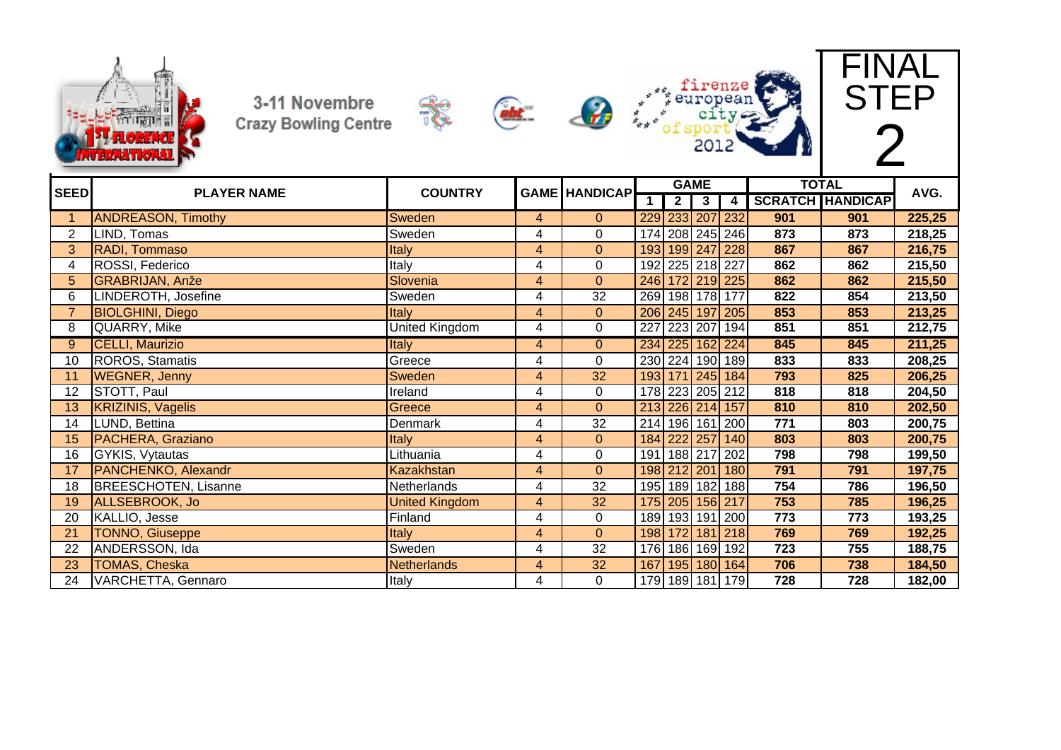3-11 Novembre
Crazy Bowling Centre

firenze european city of sport 2012

# FINAL STEP 2

| SEED | PLAYER NAME | COUNTRY | GAME | HANDICAP | GAME | | | | TOTAL | | AVG. |
|---|---|---|---|---|---|---|---|---|---|---|---|
| | | | | | 1 | 2 | 3 | 4 | SCRATCH | HANDICAP | |
| 1 | ANDREASON, Timothy | Sweden | 4 | 0 | 229 | 233 | 207 | 232 | 901 | 901 | 225,25 |
| 2 | LIND, Tomas | Sweden | 4 | 0 | 174 | 208 | 245 | 246 | 873 | 873 | 218,25 |
| 3 | RADI, Tommaso | Italy | 4 | 0 | 193 | 199 | 247 | 228 | 867 | 867 | 216,75 |
| 4 | ROSSI, Federico | Italy | 4 | 0 | 192 | 225 | 218 | 227 | 862 | 862 | 215,50 |
| 5 | GRABRIJAN, Anže | Slovenia | 4 | 0 | 246 | 172 | 219 | 225 | 862 | 862 | 215,50 |
| 6 | LINDEROTH, Josefine | Sweden | 4 | 32 | 269 | 198 | 178 | 177 | 822 | 854 | 213,50 |
| 7 | BIOLGHINI, Diego | Italy | 4 | 0 | 206 | 245 | 197 | 205 | 853 | 853 | 213,25 |
| 8 | QUARRY, Mike | United Kingdom | 4 | 0 | 227 | 223 | 207 | 194 | 851 | 851 | 212,75 |
| 9 | CELLI, Maurizio | Italy | 4 | 0 | 234 | 225 | 162 | 224 | 845 | 845 | 211,25 |
| 10 | ROROS, Stamatis | Greece | 4 | 0 | 230 | 224 | 190 | 189 | 833 | 833 | 208,25 |
| 11 | WEGNER, Jenny | Sweden | 4 | 32 | 193 | 171 | 245 | 184 | 793 | 825 | 206,25 |
| 12 | STOTT, Paul | Ireland | 4 | 0 | 178 | 223 | 205 | 212 | 818 | 818 | 204,50 |
| 13 | KRIZINIS, Vagelis | Greece | 4 | 0 | 213 | 226 | 214 | 157 | 810 | 810 | 202,50 |
| 14 | LUND, Bettina | Denmark | 4 | 32 | 214 | 196 | 161 | 200 | 771 | 803 | 200,75 |
| 15 | PACHERA, Graziano | Italy | 4 | 0 | 184 | 222 | 257 | 140 | 803 | 803 | 200,75 |
| 16 | GYKIS, Vytautas | Lithuania | 4 | 0 | 191 | 188 | 217 | 202 | 798 | 798 | 199,50 |
| 17 | PANCHENKO, Alexandr | Kazakhstan | 4 | 0 | 198 | 212 | 201 | 180 | 791 | 791 | 197,75 |
| 18 | BREESCHOTEN, Lisanne | Netherlands | 4 | 32 | 195 | 189 | 182 | 188 | 754 | 786 | 196,50 |
| 19 | ALLSEBROOK, Jo | United Kingdom | 4 | 32 | 175 | 205 | 156 | 217 | 753 | 785 | 196,25 |
| 20 | KALLIO, Jesse | Finland | 4 | 0 | 189 | 193 | 191 | 200 | 773 | 773 | 193,25 |
| 21 | TONNO, Giuseppe | Italy | 4 | 0 | 198 | 172 | 181 | 218 | 769 | 769 | 192,25 |
| 22 | ANDERSSON, Ida | Sweden | 4 | 32 | 176 | 186 | 169 | 192 | 723 | 755 | 188,75 |
| 23 | TOMAS, Cheska | Netherlands | 4 | 32 | 167 | 195 | 180 | 164 | 706 | 738 | 184,50 |
| 24 | VARCHETTA, Gennaro | Italy | 4 | 0 | 179 | 189 | 181 | 179 | 728 | 728 | 182,00 |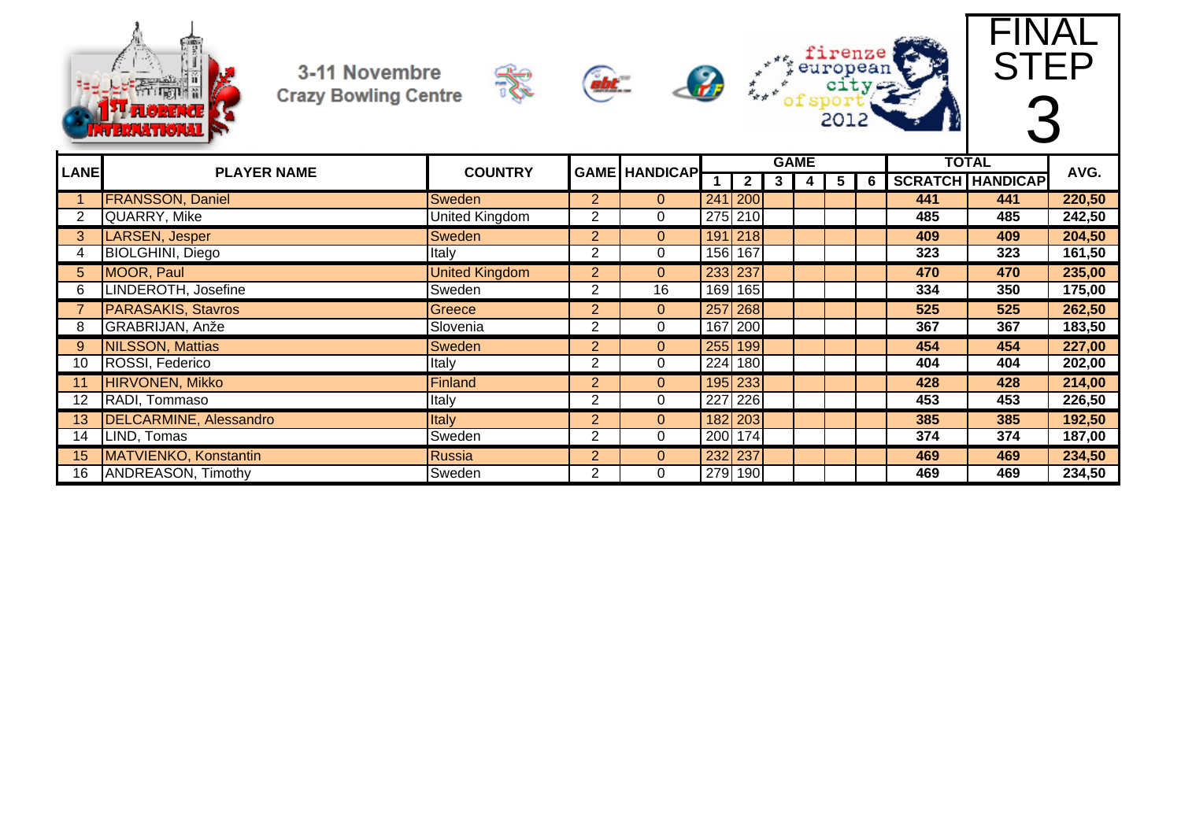3-11 Novembre
Crazy Bowling Centre

# FINAL STEP 3

| LANE | PLAYER NAME | COUNTRY | GAME | HANDICAP | GAME | | | | | | TOTAL | | AVG. |
|---|---|---|---|---|---|---|---|---|---|---|---|---|---|
| | | | | | 1 | 2 | 3 | 4 | 5 | 6 | SCRATCH | HANDICAP | |
| 1 | FRANSSON, Daniel | Sweden | 2 | 0 | 241 | 200 | | | | | 441 | 441 | 220,50 |
| 2 | QUARRY, Mike | United Kingdom | 2 | 0 | 275 | 210 | | | | | 485 | 485 | 242,50 |
| 3 | LARSEN, Jesper | Sweden | 2 | 0 | 191 | 218 | | | | | 409 | 409 | 204,50 |
| 4 | BIOLGHINI, Diego | Italy | 2 | 0 | 156 | 167 | | | | | 323 | 323 | 161,50 |
| 5 | MOOR, Paul | United Kingdom | 2 | 0 | 233 | 237 | | | | | 470 | 470 | 235,00 |
| 6 | LINDEROTH, Josefine | Sweden | 2 | 16 | 169 | 165 | | | | | 334 | 350 | 175,00 |
| 7 | PARASAKIS, Stavros | Greece | 2 | 0 | 257 | 268 | | | | | 525 | 525 | 262,50 |
| 8 | GRABRIJAN, Anže | Slovenia | 2 | 0 | 167 | 200 | | | | | 367 | 367 | 183,50 |
| 9 | NILSSON, Mattias | Sweden | 2 | 0 | 255 | 199 | | | | | 454 | 454 | 227,00 |
| 10 | ROSSI, Federico | Italy | 2 | 0 | 224 | 180 | | | | | 404 | 404 | 202,00 |
| 11 | HIRVONEN, Mikko | Finland | 2 | 0 | 195 | 233 | | | | | 428 | 428 | 214,00 |
| 12 | RADI, Tommaso | Italy | 2 | 0 | 227 | 226 | | | | | 453 | 453 | 226,50 |
| 13 | DELCARMINE, Alessandro | Italy | 2 | 0 | 182 | 203 | | | | | 385 | 385 | 192,50 |
| 14 | LIND, Tomas | Sweden | 2 | 0 | 200 | 174 | | | | | 374 | 374 | 187,00 |
| 15 | MATVIENKO, Konstantin | Russia | 2 | 0 | 232 | 237 | | | | | 469 | 469 | 234,50 |
| 16 | ANDREASON, Timothy | Sweden | 2 | 0 | 279 | 190 | | | | | 469 | 469 | 234,50 |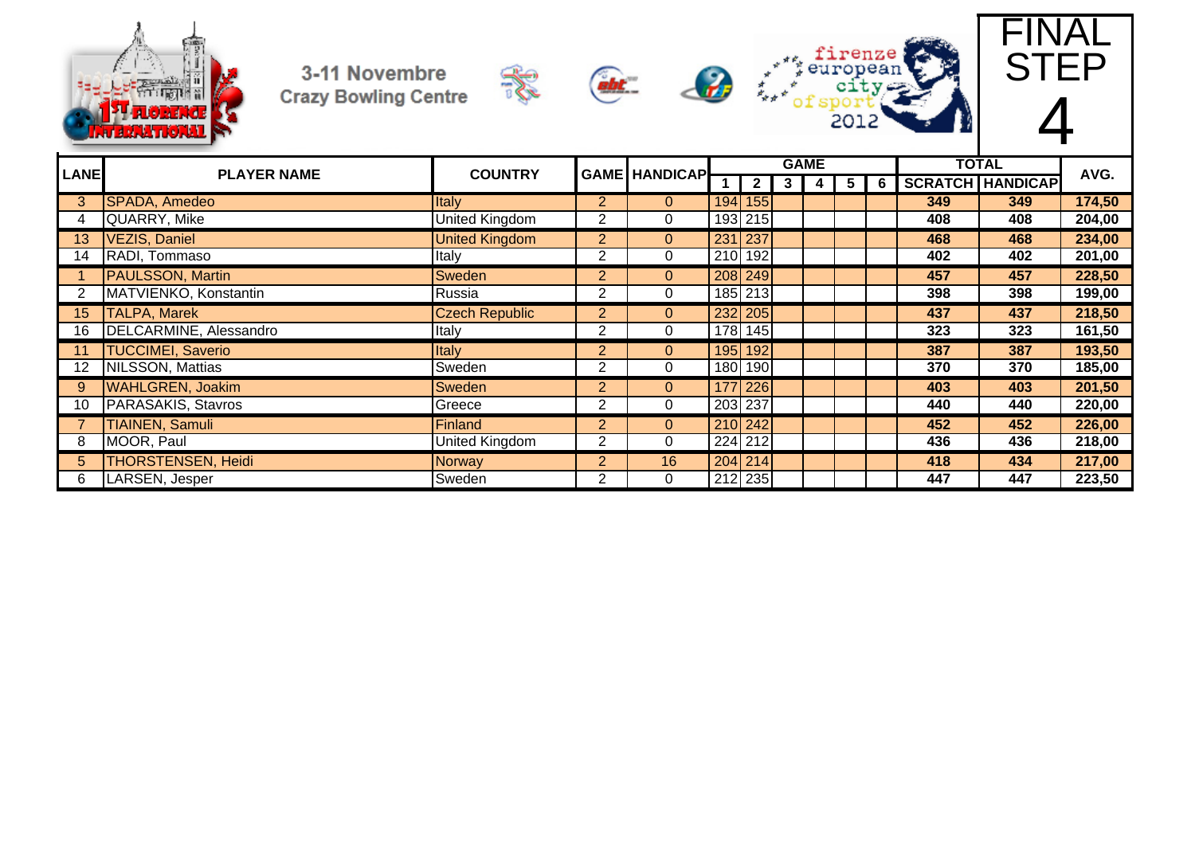3-11 Novembre
Crazy Bowling Centre

firenze european city of sport 2012

# FINAL STEP 4

| LANE | PLAYER NAME | COUNTRY | GAME | HANDICAP | GAME | | | | | | TOTAL | | AVG. |
|---|---|---|---|---|---|---|---|---|---|---|---|---|---|
| | | | | | 1 | 2 | 3 | 4 | 5 | 6 | SCRATCH | HANDICAP | |
| 3 | SPADA, Amedeo | Italy | 2 | 0 | 194 | 155 | | | | | 349 | 349 | 174,50 |
| 4 | QUARRY, Mike | United Kingdom | 2 | 0 | 193 | 215 | | | | | 408 | 408 | 204,00 |
| 13 | VEZIS, Daniel | United Kingdom | 2 | 0 | 231 | 237 | | | | | 468 | 468 | 234,00 |
| 14 | RADI, Tommaso | Italy | 2 | 0 | 210 | 192 | | | | | 402 | 402 | 201,00 |
| 1 | PAULSSON, Martin | Sweden | 2 | 0 | 208 | 249 | | | | | 457 | 457 | 228,50 |
| 2 | MATVIENKO, Konstantin | Russia | 2 | 0 | 185 | 213 | | | | | 398 | 398 | 199,00 |
| 15 | TALPA, Marek | Czech Republic | 2 | 0 | 232 | 205 | | | | | 437 | 437 | 218,50 |
| 16 | DELCARMINE, Alessandro | Italy | 2 | 0 | 178 | 145 | | | | | 323 | 323 | 161,50 |
| 11 | TUCCIMEI, Saverio | Italy | 2 | 0 | 195 | 192 | | | | | 387 | 387 | 193,50 |
| 12 | NILSSON, Mattias | Sweden | 2 | 0 | 180 | 190 | | | | | 370 | 370 | 185,00 |
| 9 | WAHLGREN, Joakim | Sweden | 2 | 0 | 177 | 226 | | | | | 403 | 403 | 201,50 |
| 10 | PARASAKIS, Stavros | Greece | 2 | 0 | 203 | 237 | | | | | 440 | 440 | 220,00 |
| 7 | TIAINEN, Samuli | Finland | 2 | 0 | 210 | 242 | | | | | 452 | 452 | 226,00 |
| 8 | MOOR, Paul | United Kingdom | 2 | 0 | 224 | 212 | | | | | 436 | 436 | 218,00 |
| 5 | THORSTENSEN, Heidi | Norway | 2 | 16 | 204 | 214 | | | | | 418 | 434 | 217,00 |
| 6 | LARSEN, Jesper | Sweden | 2 | 0 | 212 | 235 | | | | | 447 | 447 | 223,50 |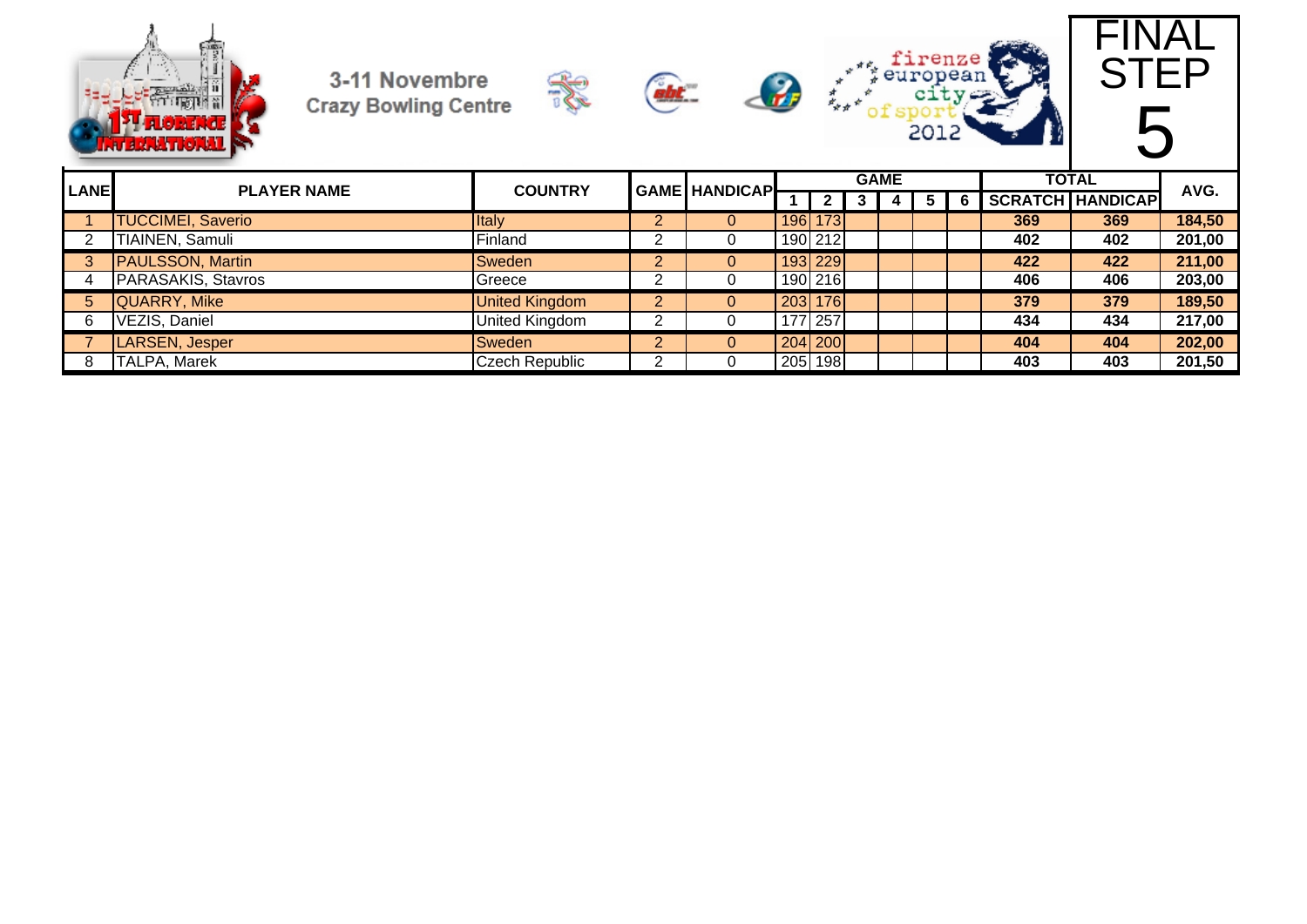3-11 Novembre
Crazy Bowling Centre

# FINAL STEP 5

| LANE | PLAYER NAME | COUNTRY | GAME | HANDICAP | GAME 1 | 2 | 3 | 4 | 5 | 6 | TOTAL SCRATCH | HANDICAP | AVG. |
|---|---|---|---|---|---|---|---|---|---|---|---|---|---|
| 1 | TUCCIMEI, Saverio | Italy | 2 | 0 | 196 | 173 | | | | | 369 | 369 | 184,50 |
| 2 | TIAINEN, Samuli | Finland | 2 | 0 | 190 | 212 | | | | | 402 | 402 | 201,00 |
| 3 | PAULSSON, Martin | Sweden | 2 | 0 | 193 | 229 | | | | | 422 | 422 | 211,00 |
| 4 | PARASAKIS, Stavros | Greece | 2 | 0 | 190 | 216 | | | | | 406 | 406 | 203,00 |
| 5 | QUARRY, Mike | United Kingdom | 2 | 0 | 203 | 176 | | | | | 379 | 379 | 189,50 |
| 6 | VEZIS, Daniel | United Kingdom | 2 | 0 | 177 | 257 | | | | | 434 | 434 | 217,00 |
| 7 | LARSEN, Jesper | Sweden | 2 | 0 | 204 | 200 | | | | | 404 | 404 | 202,00 |
| 8 | TALPA, Marek | Czech Republic | 2 | 0 | 205 | 198 | | | | | 403 | 403 | 201,50 |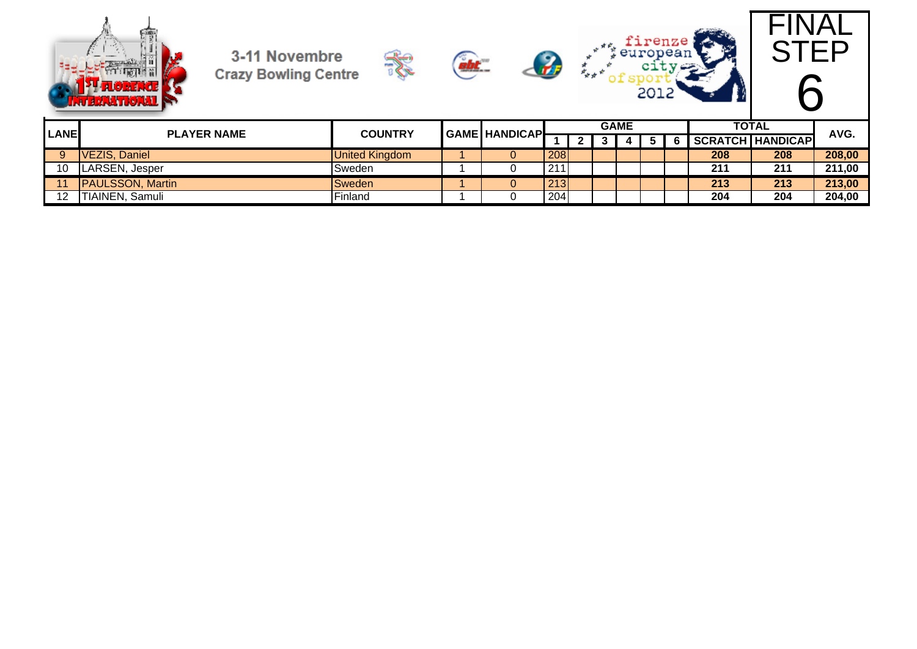3-11 Novembre
Crazy Bowling Centre

firenze european city of sport 2012

# FINAL STEP 6

| LANE | PLAYER NAME | COUNTRY | GAME | HANDICAP | GAME | | | | | | TOTAL | | AVG. |
|---|---|---|---|---|---|---|---|---|---|---|---|---|---|
| | | | | | 1 | 2 | 3 | 4 | 5 | 6 | SCRATCH | HANDICAP | |
| 9 | VEZIS, Daniel | United Kingdom | 1 | 0 | 208 | | | | | | 208 | 208 | 208,00 |
| 10 | LARSEN, Jesper | Sweden | 1 | 0 | 211 | | | | | | 211 | 211 | 211,00 |
| 11 | PAULSSON, Martin | Sweden | 1 | 0 | 213 | | | | | | 213 | 213 | 213,00 |
| 12 | TIAINEN, Samuli | Finland | 1 | 0 | 204 | | | | | | 204 | 204 | 204,00 |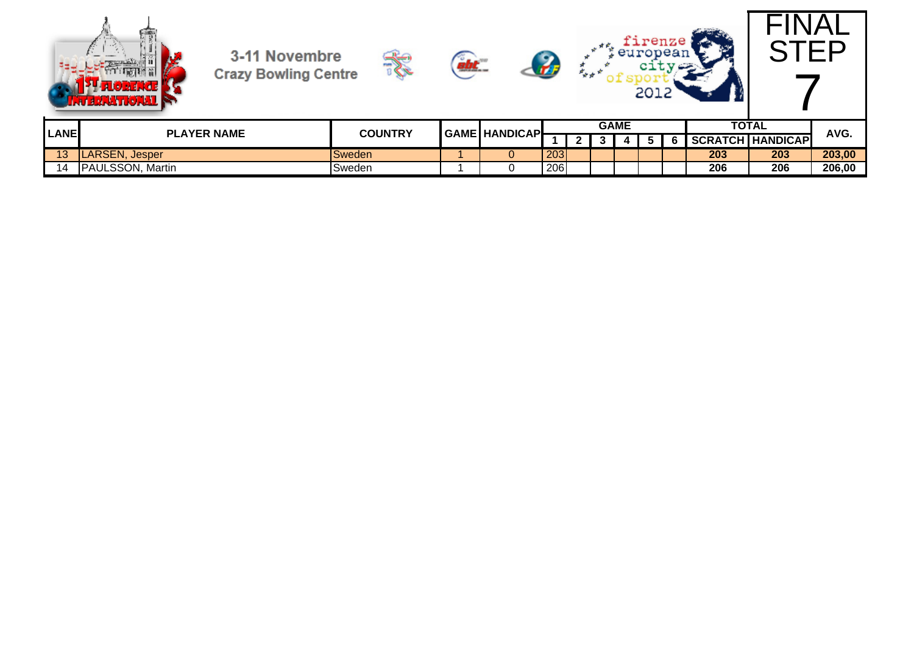3-11 Novembre
Crazy Bowling Centre

firenze european city of sport 2012

# FINAL STEP 7

| LANE | PLAYER NAME | COUNTRY | GAME | HANDICAP | GAME | | | | | | TOTAL | | AVG. |
|---|---|---|---|---|---|---|---|---|---|---|---|---|---|
| | | | | | 1 | 2 | 3 | 4 | 5 | 6 | SCRATCH | HANDICAP | |
| 13 | LARSEN, Jesper | Sweden | 1 | 0 | 203 | | | | | | 203 | 203 | 203,00 |
| 14 | PAULSSON, Martin | Sweden | 1 | 0 | 206 | | | | | | 206 | 206 | 206,00 |